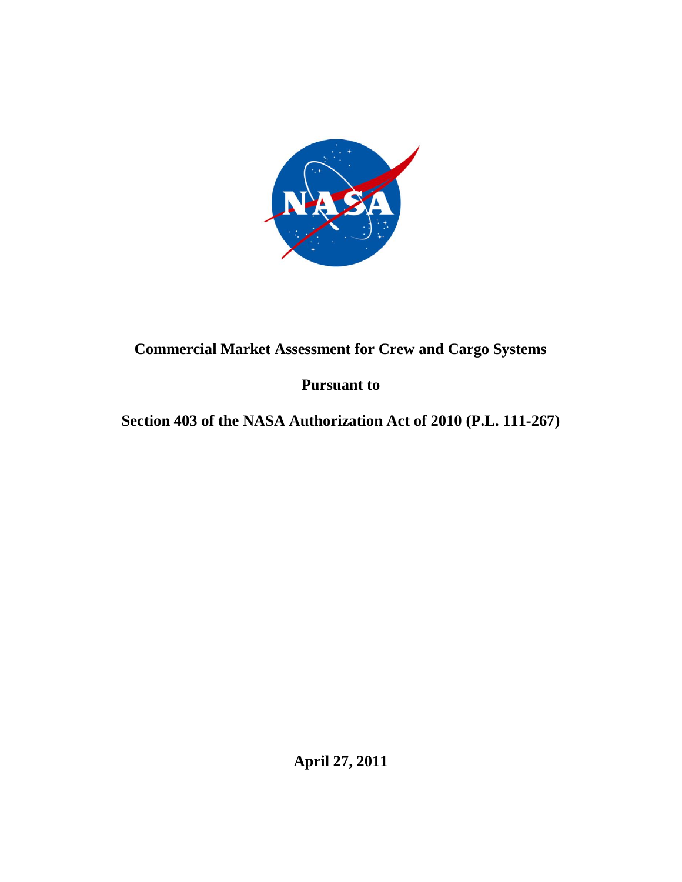# Commercial Market Assessment for Crew and Cargo Systems

**Pursuant to**

**Section 403 of the NASA Authorization Act of 2010 (P.L. 111-267)**

**April 27, 2011**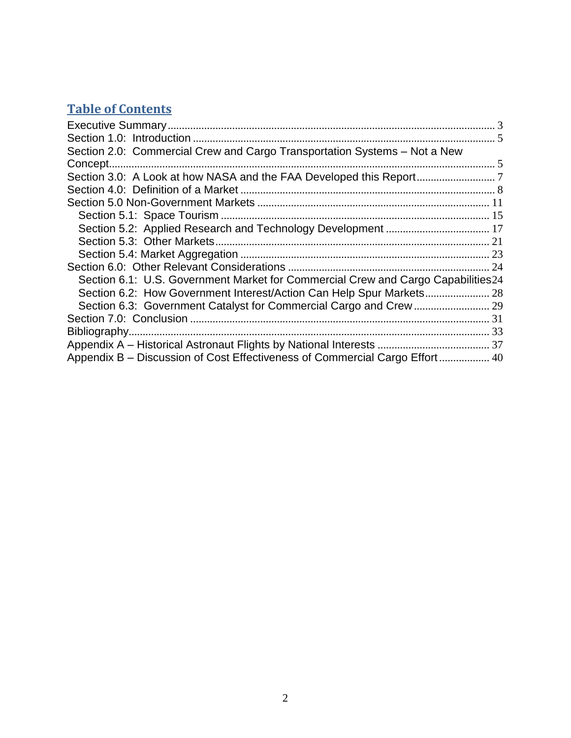## Table of Contents

- Executive Summary .......... 3
- Section 1.0: Introduction .......... 5
- Section 2.0: Commercial Crew and Cargo Transportation Systems – Not a New Concept .......... 5
- Section 3.0: A Look at how NASA and the FAA Developed this Report .......... 7
- Section 4.0: Definition of a Market .......... 8
- Section 5.0 Non-Government Markets .......... 11
  - Section 5.1: Space Tourism .......... 15
  - Section 5.2: Applied Research and Technology Development .......... 17
  - Section 5.3: Other Markets .......... 21
  - Section 5.4: Market Aggregation .......... 23
- Section 6.0: Other Relevant Considerations .......... 24
  - Section 6.1: U.S. Government Market for Commercial Crew and Cargo Capabilities .......... 24
  - Section 6.2: How Government Interest/Action Can Help Spur Markets .......... 28
  - Section 6.3: Government Catalyst for Commercial Cargo and Crew .......... 29
- Section 7.0: Conclusion .......... 31
- Bibliography .......... 33
- Appendix A – Historical Astronaut Flights by National Interests .......... 37
- Appendix B – Discussion of Cost Effectiveness of Commercial Cargo Effort .......... 40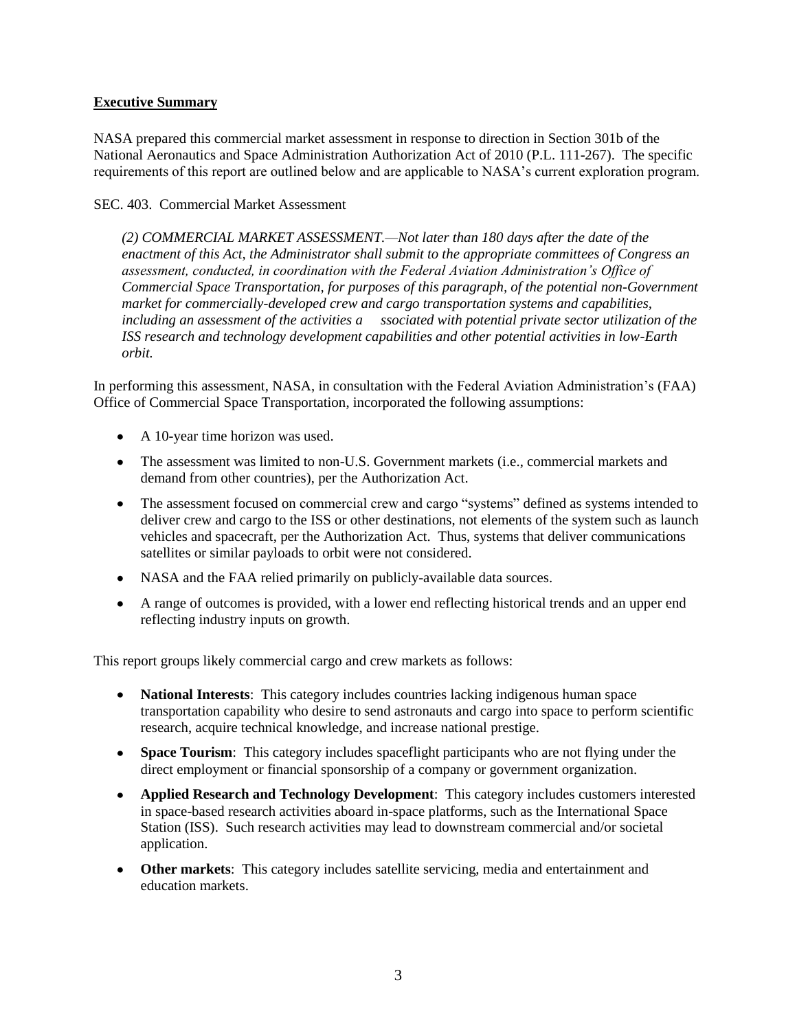**Executive Summary**

NASA prepared this commercial market assessment in response to direction in Section 301b of the National Aeronautics and Space Administration Authorization Act of 2010 (P.L. 111-267). The specific requirements of this report are outlined below and are applicable to NASA's current exploration program.

SEC. 403. Commercial Market Assessment

*(2) COMMERCIAL MARKET ASSESSMENT.—Not later than 180 days after the date of the enactment of this Act, the Administrator shall submit to the appropriate committees of Congress an assessment, conducted, in coordination with the Federal Aviation Administration's Office of Commercial Space Transportation, for purposes of this paragraph, of the potential non-Government market for commercially-developed crew and cargo transportation systems and capabilities, including an assessment of the activities a ssociated with potential private sector utilization of the ISS research and technology development capabilities and other potential activities in low-Earth orbit.*

In performing this assessment, NASA, in consultation with the Federal Aviation Administration's (FAA) Office of Commercial Space Transportation, incorporated the following assumptions:

- A 10-year time horizon was used.
- The assessment was limited to non-U.S. Government markets (i.e., commercial markets and demand from other countries), per the Authorization Act.
- The assessment focused on commercial crew and cargo "systems" defined as systems intended to deliver crew and cargo to the ISS or other destinations, not elements of the system such as launch vehicles and spacecraft, per the Authorization Act. Thus, systems that deliver communications satellites or similar payloads to orbit were not considered.
- NASA and the FAA relied primarily on publicly-available data sources.
- A range of outcomes is provided, with a lower end reflecting historical trends and an upper end reflecting industry inputs on growth.

This report groups likely commercial cargo and crew markets as follows:

- **National Interests**: This category includes countries lacking indigenous human space transportation capability who desire to send astronauts and cargo into space to perform scientific research, acquire technical knowledge, and increase national prestige.
- **Space Tourism**: This category includes spaceflight participants who are not flying under the direct employment or financial sponsorship of a company or government organization.
- **Applied Research and Technology Development**: This category includes customers interested in space-based research activities aboard in-space platforms, such as the International Space Station (ISS). Such research activities may lead to downstream commercial and/or societal application.
- **Other markets**: This category includes satellite servicing, media and entertainment and education markets.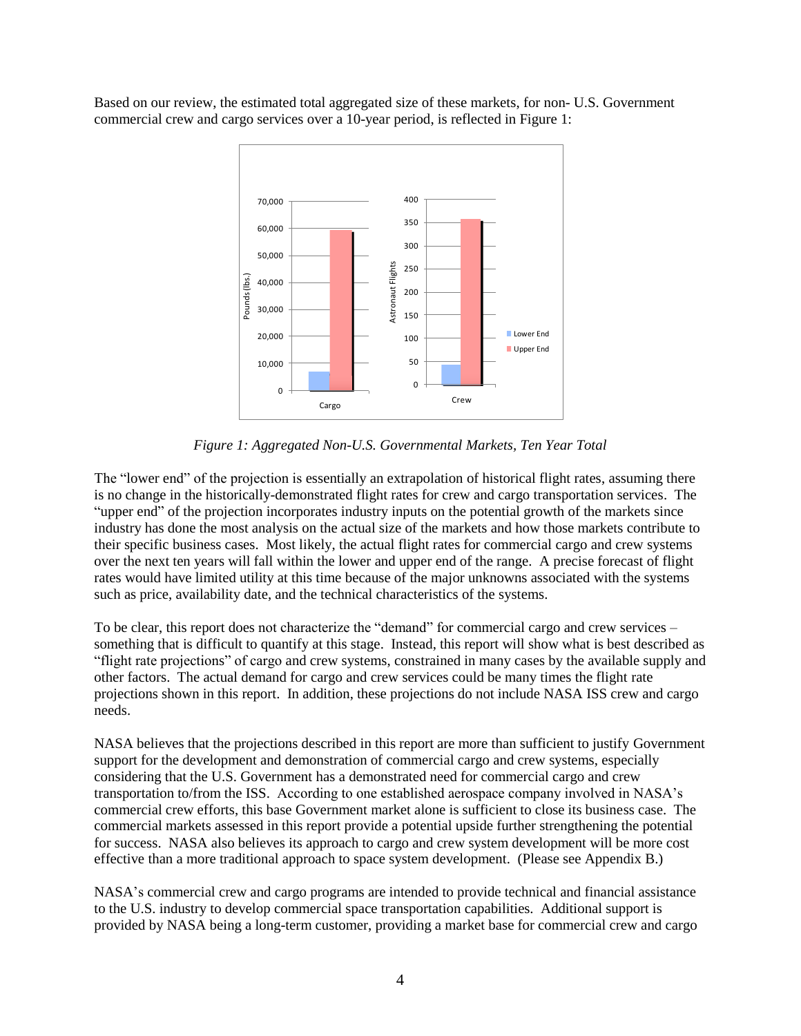Based on our review, the estimated total aggregated size of these markets, for non- U.S. Government commercial crew and cargo services over a 10-year period, is reflected in Figure 1:

*Figure 1: Aggregated Non-U.S. Governmental Markets, Ten Year Total*

The "lower end" of the projection is essentially an extrapolation of historical flight rates, assuming there is no change in the historically-demonstrated flight rates for crew and cargo transportation services. The "upper end" of the projection incorporates industry inputs on the potential growth of the markets since industry has done the most analysis on the actual size of the markets and how those markets contribute to their specific business cases. Most likely, the actual flight rates for commercial cargo and crew systems over the next ten years will fall within the lower and upper end of the range. A precise forecast of flight rates would have limited utility at this time because of the major unknowns associated with the systems such as price, availability date, and the technical characteristics of the systems.

To be clear, this report does not characterize the "demand" for commercial cargo and crew services – something that is difficult to quantify at this stage. Instead, this report will show what is best described as "flight rate projections" of cargo and crew systems, constrained in many cases by the available supply and other factors. The actual demand for cargo and crew services could be many times the flight rate projections shown in this report. In addition, these projections do not include NASA ISS crew and cargo needs.

NASA believes that the projections described in this report are more than sufficient to justify Government support for the development and demonstration of commercial cargo and crew systems, especially considering that the U.S. Government has a demonstrated need for commercial cargo and crew transportation to/from the ISS. According to one established aerospace company involved in NASA's commercial crew efforts, this base Government market alone is sufficient to close its business case. The commercial markets assessed in this report provide a potential upside further strengthening the potential for success. NASA also believes its approach to cargo and crew system development will be more cost effective than a more traditional approach to space system development. (Please see Appendix B.)

NASA's commercial crew and cargo programs are intended to provide technical and financial assistance to the U.S. industry to develop commercial space transportation capabilities. Additional support is provided by NASA being a long-term customer, providing a market base for commercial crew and cargo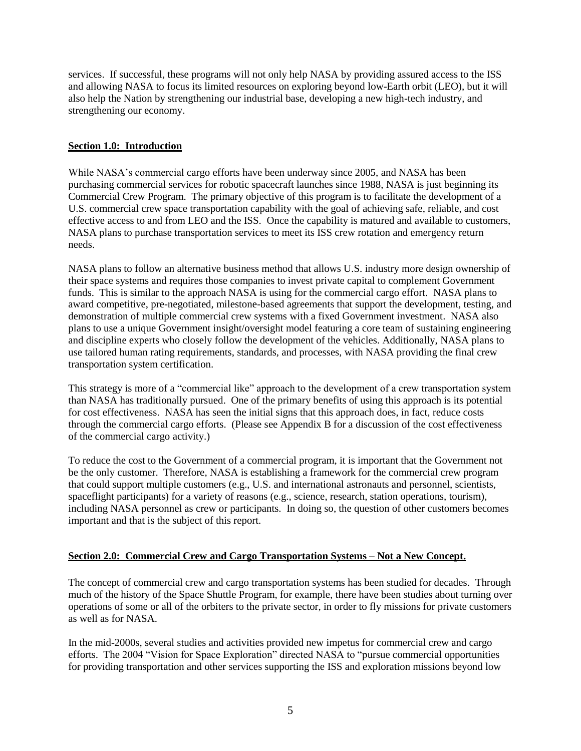services. If successful, these programs will not only help NASA by providing assured access to the ISS and allowing NASA to focus its limited resources on exploring beyond low-Earth orbit (LEO), but it will also help the Nation by strengthening our industrial base, developing a new high-tech industry, and strengthening our economy.

## Section 1.0: Introduction

While NASA's commercial cargo efforts have been underway since 2005, and NASA has been purchasing commercial services for robotic spacecraft launches since 1988, NASA is just beginning its Commercial Crew Program. The primary objective of this program is to facilitate the development of a U.S. commercial crew space transportation capability with the goal of achieving safe, reliable, and cost effective access to and from LEO and the ISS. Once the capability is matured and available to customers, NASA plans to purchase transportation services to meet its ISS crew rotation and emergency return needs.

NASA plans to follow an alternative business method that allows U.S. industry more design ownership of their space systems and requires those companies to invest private capital to complement Government funds. This is similar to the approach NASA is using for the commercial cargo effort. NASA plans to award competitive, pre-negotiated, milestone-based agreements that support the development, testing, and demonstration of multiple commercial crew systems with a fixed Government investment. NASA also plans to use a unique Government insight/oversight model featuring a core team of sustaining engineering and discipline experts who closely follow the development of the vehicles. Additionally, NASA plans to use tailored human rating requirements, standards, and processes, with NASA providing the final crew transportation system certification.

This strategy is more of a "commercial like" approach to the development of a crew transportation system than NASA has traditionally pursued. One of the primary benefits of using this approach is its potential for cost effectiveness. NASA has seen the initial signs that this approach does, in fact, reduce costs through the commercial cargo efforts. (Please see Appendix B for a discussion of the cost effectiveness of the commercial cargo activity.)

To reduce the cost to the Government of a commercial program, it is important that the Government not be the only customer. Therefore, NASA is establishing a framework for the commercial crew program that could support multiple customers (e.g., U.S. and international astronauts and personnel, scientists, spaceflight participants) for a variety of reasons (e.g., science, research, station operations, tourism), including NASA personnel as crew or participants. In doing so, the question of other customers becomes important and that is the subject of this report.

## Section 2.0: Commercial Crew and Cargo Transportation Systems – Not a New Concept.

The concept of commercial crew and cargo transportation systems has been studied for decades. Through much of the history of the Space Shuttle Program, for example, there have been studies about turning over operations of some or all of the orbiters to the private sector, in order to fly missions for private customers as well as for NASA.

In the mid-2000s, several studies and activities provided new impetus for commercial crew and cargo efforts. The 2004 "Vision for Space Exploration" directed NASA to "pursue commercial opportunities for providing transportation and other services supporting the ISS and exploration missions beyond low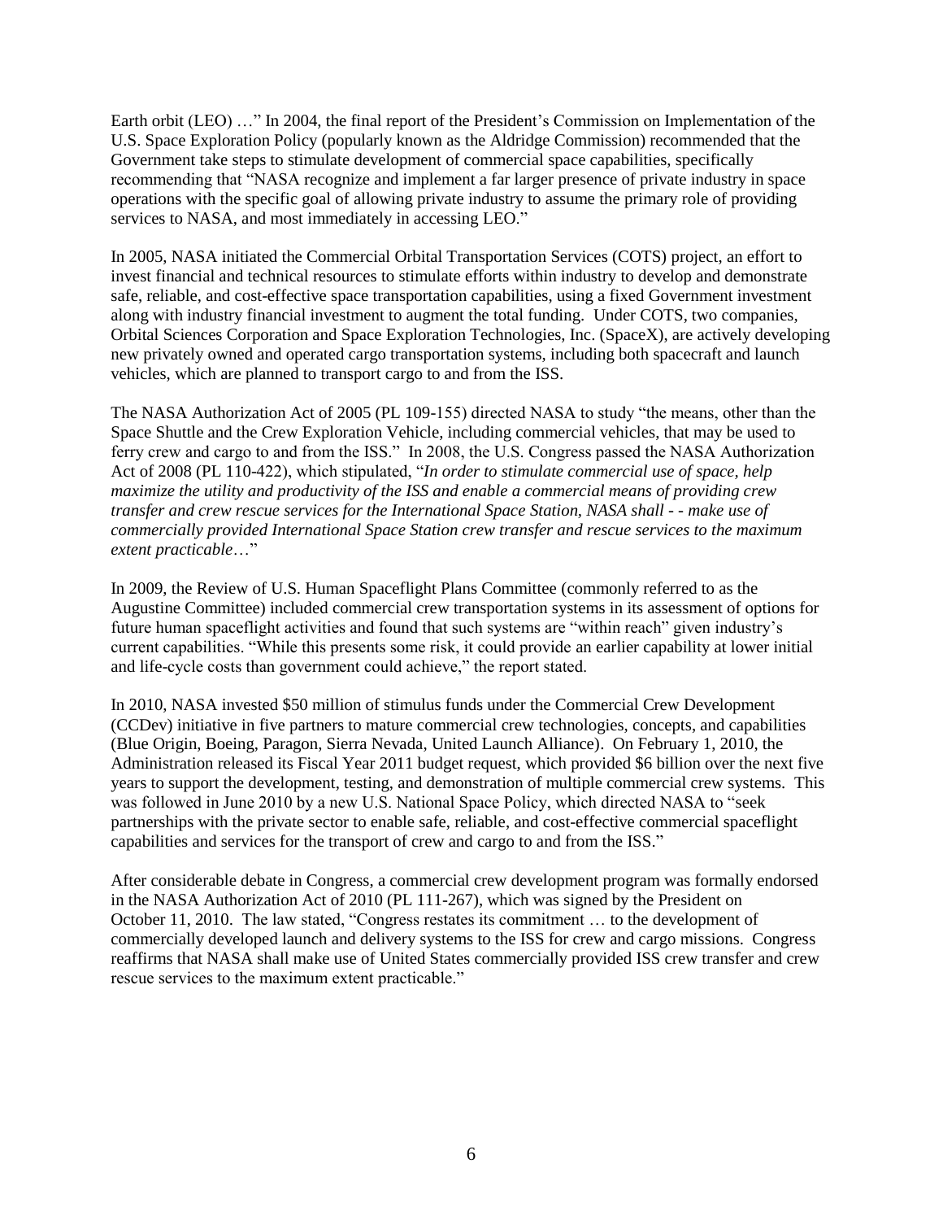Earth orbit (LEO) …" In 2004, the final report of the President's Commission on Implementation of the U.S. Space Exploration Policy (popularly known as the Aldridge Commission) recommended that the Government take steps to stimulate development of commercial space capabilities, specifically recommending that "NASA recognize and implement a far larger presence of private industry in space operations with the specific goal of allowing private industry to assume the primary role of providing services to NASA, and most immediately in accessing LEO."

In 2005, NASA initiated the Commercial Orbital Transportation Services (COTS) project, an effort to invest financial and technical resources to stimulate efforts within industry to develop and demonstrate safe, reliable, and cost-effective space transportation capabilities, using a fixed Government investment along with industry financial investment to augment the total funding. Under COTS, two companies, Orbital Sciences Corporation and Space Exploration Technologies, Inc. (SpaceX), are actively developing new privately owned and operated cargo transportation systems, including both spacecraft and launch vehicles, which are planned to transport cargo to and from the ISS.

The NASA Authorization Act of 2005 (PL 109-155) directed NASA to study "the means, other than the Space Shuttle and the Crew Exploration Vehicle, including commercial vehicles, that may be used to ferry crew and cargo to and from the ISS." In 2008, the U.S. Congress passed the NASA Authorization Act of 2008 (PL 110-422), which stipulated, "*In order to stimulate commercial use of space, help maximize the utility and productivity of the ISS and enable a commercial means of providing crew transfer and crew rescue services for the International Space Station, NASA shall - - make use of commercially provided International Space Station crew transfer and rescue services to the maximum extent practicable*…"

In 2009, the Review of U.S. Human Spaceflight Plans Committee (commonly referred to as the Augustine Committee) included commercial crew transportation systems in its assessment of options for future human spaceflight activities and found that such systems are "within reach" given industry's current capabilities. "While this presents some risk, it could provide an earlier capability at lower initial and life-cycle costs than government could achieve," the report stated.

In 2010, NASA invested $50 million of stimulus funds under the Commercial Crew Development (CCDev) initiative in five partners to mature commercial crew technologies, concepts, and capabilities (Blue Origin, Boeing, Paragon, Sierra Nevada, United Launch Alliance). On February 1, 2010, the Administration released its Fiscal Year 2011 budget request, which provided $6 billion over the next five years to support the development, testing, and demonstration of multiple commercial crew systems. This was followed in June 2010 by a new U.S. National Space Policy, which directed NASA to "seek partnerships with the private sector to enable safe, reliable, and cost-effective commercial spaceflight capabilities and services for the transport of crew and cargo to and from the ISS."

After considerable debate in Congress, a commercial crew development program was formally endorsed in the NASA Authorization Act of 2010 (PL 111-267), which was signed by the President on October 11, 2010. The law stated, "Congress restates its commitment … to the development of commercially developed launch and delivery systems to the ISS for crew and cargo missions. Congress reaffirms that NASA shall make use of United States commercially provided ISS crew transfer and crew rescue services to the maximum extent practicable."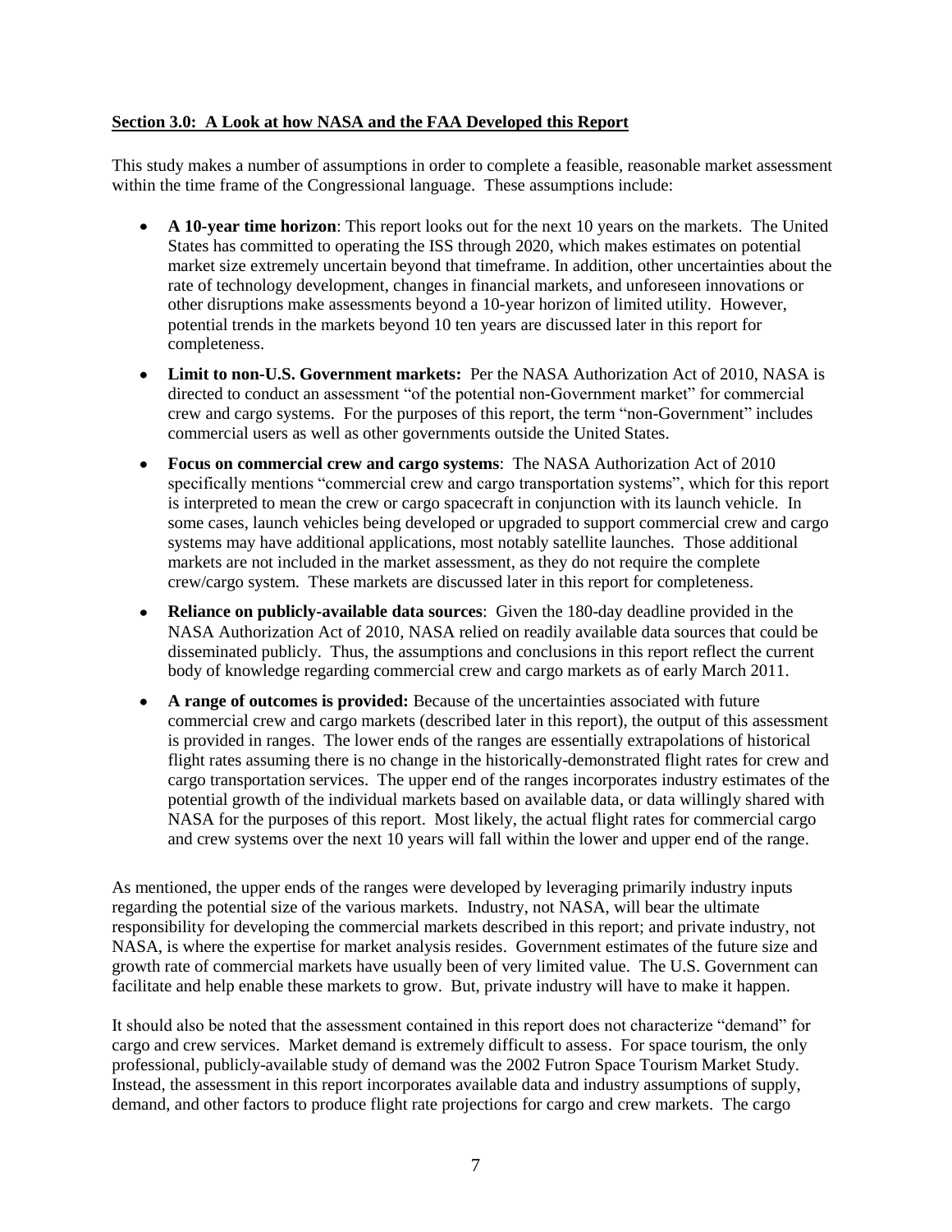## **Section 3.0: A Look at how NASA and the FAA Developed this Report**

This study makes a number of assumptions in order to complete a feasible, reasonable market assessment within the time frame of the Congressional language. These assumptions include:

- **A 10-year time horizon**: This report looks out for the next 10 years on the markets. The United States has committed to operating the ISS through 2020, which makes estimates on potential market size extremely uncertain beyond that timeframe. In addition, other uncertainties about the rate of technology development, changes in financial markets, and unforeseen innovations or other disruptions make assessments beyond a 10-year horizon of limited utility. However, potential trends in the markets beyond 10 ten years are discussed later in this report for completeness.
- **Limit to non-U.S. Government markets:** Per the NASA Authorization Act of 2010, NASA is directed to conduct an assessment "of the potential non-Government market" for commercial crew and cargo systems. For the purposes of this report, the term "non-Government" includes commercial users as well as other governments outside the United States.
- **Focus on commercial crew and cargo systems**: The NASA Authorization Act of 2010 specifically mentions "commercial crew and cargo transportation systems", which for this report is interpreted to mean the crew or cargo spacecraft in conjunction with its launch vehicle. In some cases, launch vehicles being developed or upgraded to support commercial crew and cargo systems may have additional applications, most notably satellite launches. Those additional markets are not included in the market assessment, as they do not require the complete crew/cargo system. These markets are discussed later in this report for completeness.
- **Reliance on publicly-available data sources**: Given the 180-day deadline provided in the NASA Authorization Act of 2010, NASA relied on readily available data sources that could be disseminated publicly. Thus, the assumptions and conclusions in this report reflect the current body of knowledge regarding commercial crew and cargo markets as of early March 2011.
- **A range of outcomes is provided:** Because of the uncertainties associated with future commercial crew and cargo markets (described later in this report), the output of this assessment is provided in ranges. The lower ends of the ranges are essentially extrapolations of historical flight rates assuming there is no change in the historically-demonstrated flight rates for crew and cargo transportation services. The upper end of the ranges incorporates industry estimates of the potential growth of the individual markets based on available data, or data willingly shared with NASA for the purposes of this report. Most likely, the actual flight rates for commercial cargo and crew systems over the next 10 years will fall within the lower and upper end of the range.

As mentioned, the upper ends of the ranges were developed by leveraging primarily industry inputs regarding the potential size of the various markets. Industry, not NASA, will bear the ultimate responsibility for developing the commercial markets described in this report; and private industry, not NASA, is where the expertise for market analysis resides. Government estimates of the future size and growth rate of commercial markets have usually been of very limited value. The U.S. Government can facilitate and help enable these markets to grow. But, private industry will have to make it happen.

It should also be noted that the assessment contained in this report does not characterize "demand" for cargo and crew services. Market demand is extremely difficult to assess. For space tourism, the only professional, publicly-available study of demand was the 2002 Futron Space Tourism Market Study. Instead, the assessment in this report incorporates available data and industry assumptions of supply, demand, and other factors to produce flight rate projections for cargo and crew markets. The cargo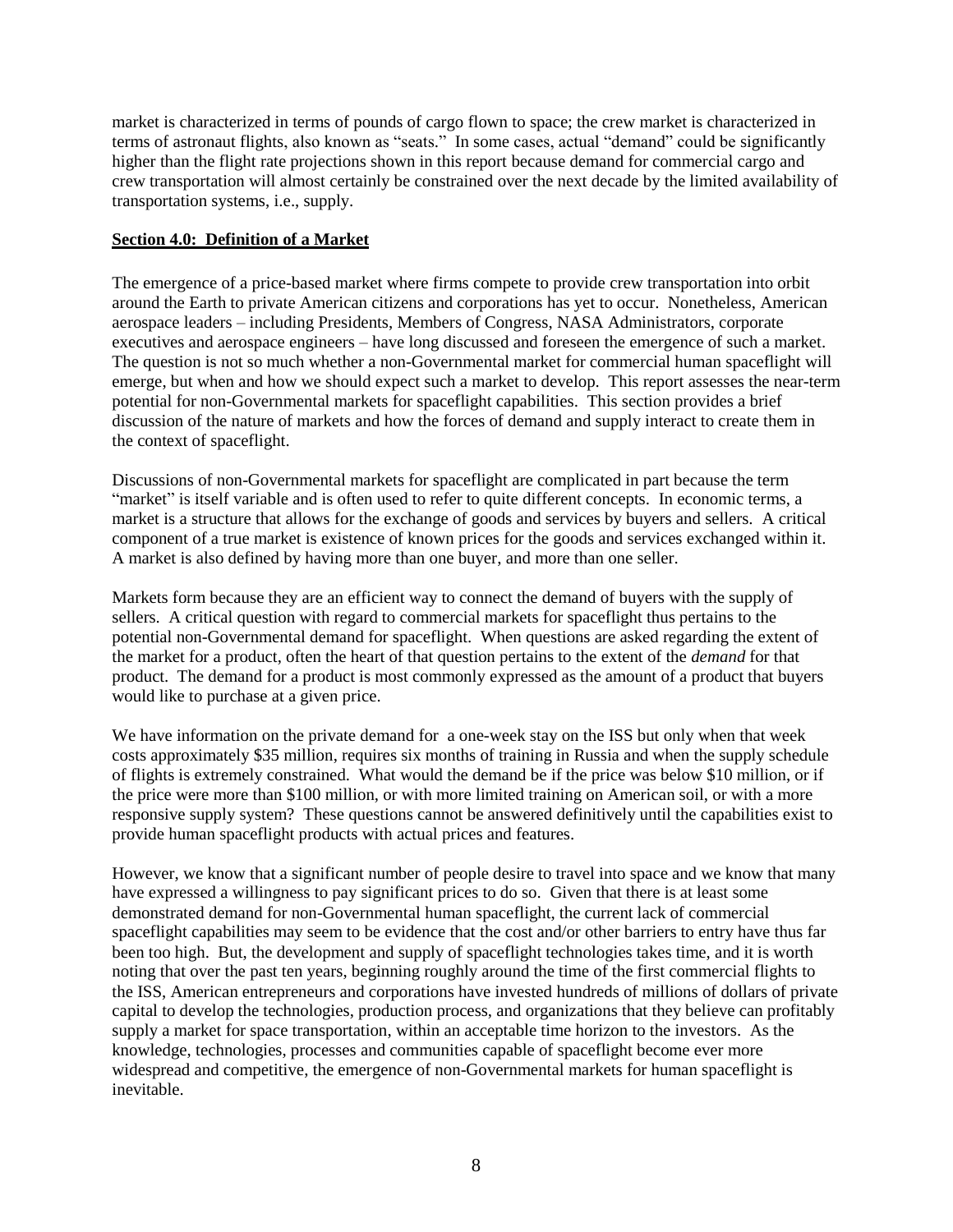market is characterized in terms of pounds of cargo flown to space; the crew market is characterized in terms of astronaut flights, also known as "seats." In some cases, actual "demand" could be significantly higher than the flight rate projections shown in this report because demand for commercial cargo and crew transportation will almost certainly be constrained over the next decade by the limited availability of transportation systems, i.e., supply.

## Section 4.0: Definition of a Market

The emergence of a price-based market where firms compete to provide crew transportation into orbit around the Earth to private American citizens and corporations has yet to occur. Nonetheless, American aerospace leaders – including Presidents, Members of Congress, NASA Administrators, corporate executives and aerospace engineers – have long discussed and foreseen the emergence of such a market. The question is not so much whether a non-Governmental market for commercial human spaceflight will emerge, but when and how we should expect such a market to develop. This report assesses the near-term potential for non-Governmental markets for spaceflight capabilities. This section provides a brief discussion of the nature of markets and how the forces of demand and supply interact to create them in the context of spaceflight.

Discussions of non-Governmental markets for spaceflight are complicated in part because the term "market" is itself variable and is often used to refer to quite different concepts. In economic terms, a market is a structure that allows for the exchange of goods and services by buyers and sellers. A critical component of a true market is existence of known prices for the goods and services exchanged within it. A market is also defined by having more than one buyer, and more than one seller.

Markets form because they are an efficient way to connect the demand of buyers with the supply of sellers. A critical question with regard to commercial markets for spaceflight thus pertains to the potential non-Governmental demand for spaceflight. When questions are asked regarding the extent of the market for a product, often the heart of that question pertains to the extent of the *demand* for that product. The demand for a product is most commonly expressed as the amount of a product that buyers would like to purchase at a given price.

We have information on the private demand for a one-week stay on the ISS but only when that week costs approximately $35 million, requires six months of training in Russia and when the supply schedule of flights is extremely constrained. What would the demand be if the price was below $10 million, or if the price were more than $100 million, or with more limited training on American soil, or with a more responsive supply system? These questions cannot be answered definitively until the capabilities exist to provide human spaceflight products with actual prices and features.

However, we know that a significant number of people desire to travel into space and we know that many have expressed a willingness to pay significant prices to do so. Given that there is at least some demonstrated demand for non-Governmental human spaceflight, the current lack of commercial spaceflight capabilities may seem to be evidence that the cost and/or other barriers to entry have thus far been too high. But, the development and supply of spaceflight technologies takes time, and it is worth noting that over the past ten years, beginning roughly around the time of the first commercial flights to the ISS, American entrepreneurs and corporations have invested hundreds of millions of dollars of private capital to develop the technologies, production process, and organizations that they believe can profitably supply a market for space transportation, within an acceptable time horizon to the investors. As the knowledge, technologies, processes and communities capable of spaceflight become ever more widespread and competitive, the emergence of non-Governmental markets for human spaceflight is inevitable.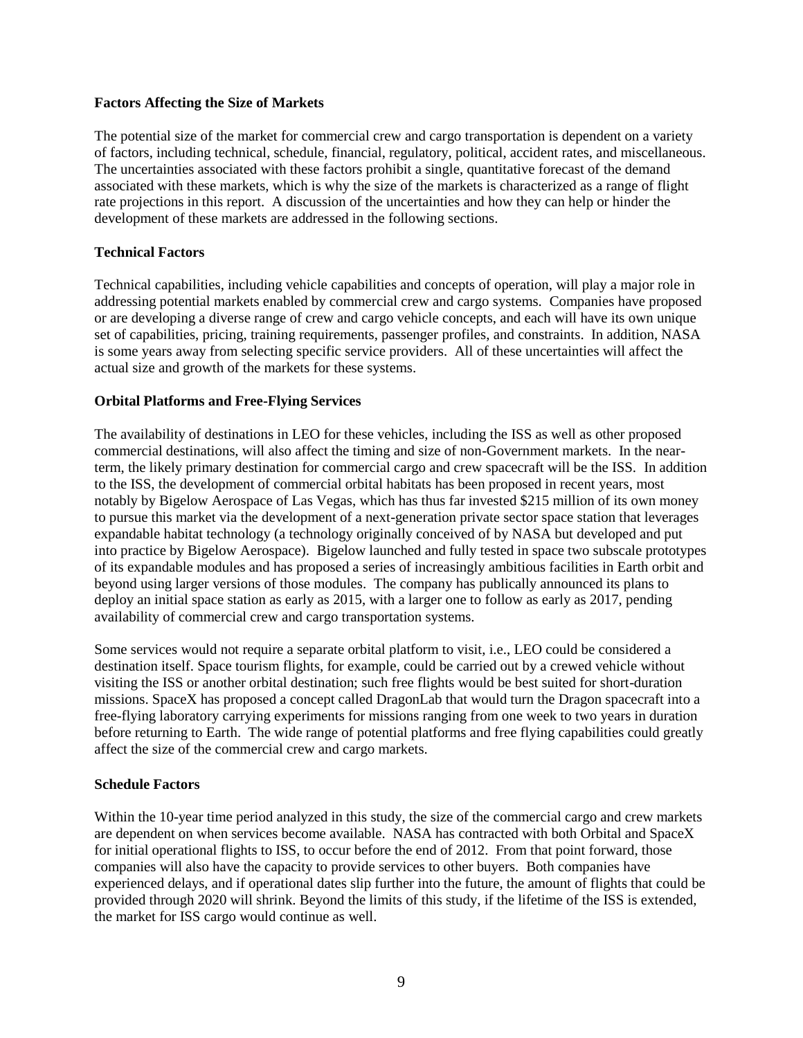**Factors Affecting the Size of Markets**

The potential size of the market for commercial crew and cargo transportation is dependent on a variety of factors, including technical, schedule, financial, regulatory, political, accident rates, and miscellaneous. The uncertainties associated with these factors prohibit a single, quantitative forecast of the demand associated with these markets, which is why the size of the markets is characterized as a range of flight rate projections in this report. A discussion of the uncertainties and how they can help or hinder the development of these markets are addressed in the following sections.

**Technical Factors**

Technical capabilities, including vehicle capabilities and concepts of operation, will play a major role in addressing potential markets enabled by commercial crew and cargo systems. Companies have proposed or are developing a diverse range of crew and cargo vehicle concepts, and each will have its own unique set of capabilities, pricing, training requirements, passenger profiles, and constraints. In addition, NASA is some years away from selecting specific service providers. All of these uncertainties will affect the actual size and growth of the markets for these systems.

**Orbital Platforms and Free-Flying Services**

The availability of destinations in LEO for these vehicles, including the ISS as well as other proposed commercial destinations, will also affect the timing and size of non-Government markets. In the near-term, the likely primary destination for commercial cargo and crew spacecraft will be the ISS. In addition to the ISS, the development of commercial orbital habitats has been proposed in recent years, most notably by Bigelow Aerospace of Las Vegas, which has thus far invested $215 million of its own money to pursue this market via the development of a next-generation private sector space station that leverages expandable habitat technology (a technology originally conceived of by NASA but developed and put into practice by Bigelow Aerospace). Bigelow launched and fully tested in space two subscale prototypes of its expandable modules and has proposed a series of increasingly ambitious facilities in Earth orbit and beyond using larger versions of those modules. The company has publically announced its plans to deploy an initial space station as early as 2015, with a larger one to follow as early as 2017, pending availability of commercial crew and cargo transportation systems.

Some services would not require a separate orbital platform to visit, i.e., LEO could be considered a destination itself. Space tourism flights, for example, could be carried out by a crewed vehicle without visiting the ISS or another orbital destination; such free flights would be best suited for short-duration missions. SpaceX has proposed a concept called DragonLab that would turn the Dragon spacecraft into a free-flying laboratory carrying experiments for missions ranging from one week to two years in duration before returning to Earth. The wide range of potential platforms and free flying capabilities could greatly affect the size of the commercial crew and cargo markets.

**Schedule Factors**

Within the 10-year time period analyzed in this study, the size of the commercial cargo and crew markets are dependent on when services become available. NASA has contracted with both Orbital and SpaceX for initial operational flights to ISS, to occur before the end of 2012. From that point forward, those companies will also have the capacity to provide services to other buyers. Both companies have experienced delays, and if operational dates slip further into the future, the amount of flights that could be provided through 2020 will shrink. Beyond the limits of this study, if the lifetime of the ISS is extended, the market for ISS cargo would continue as well.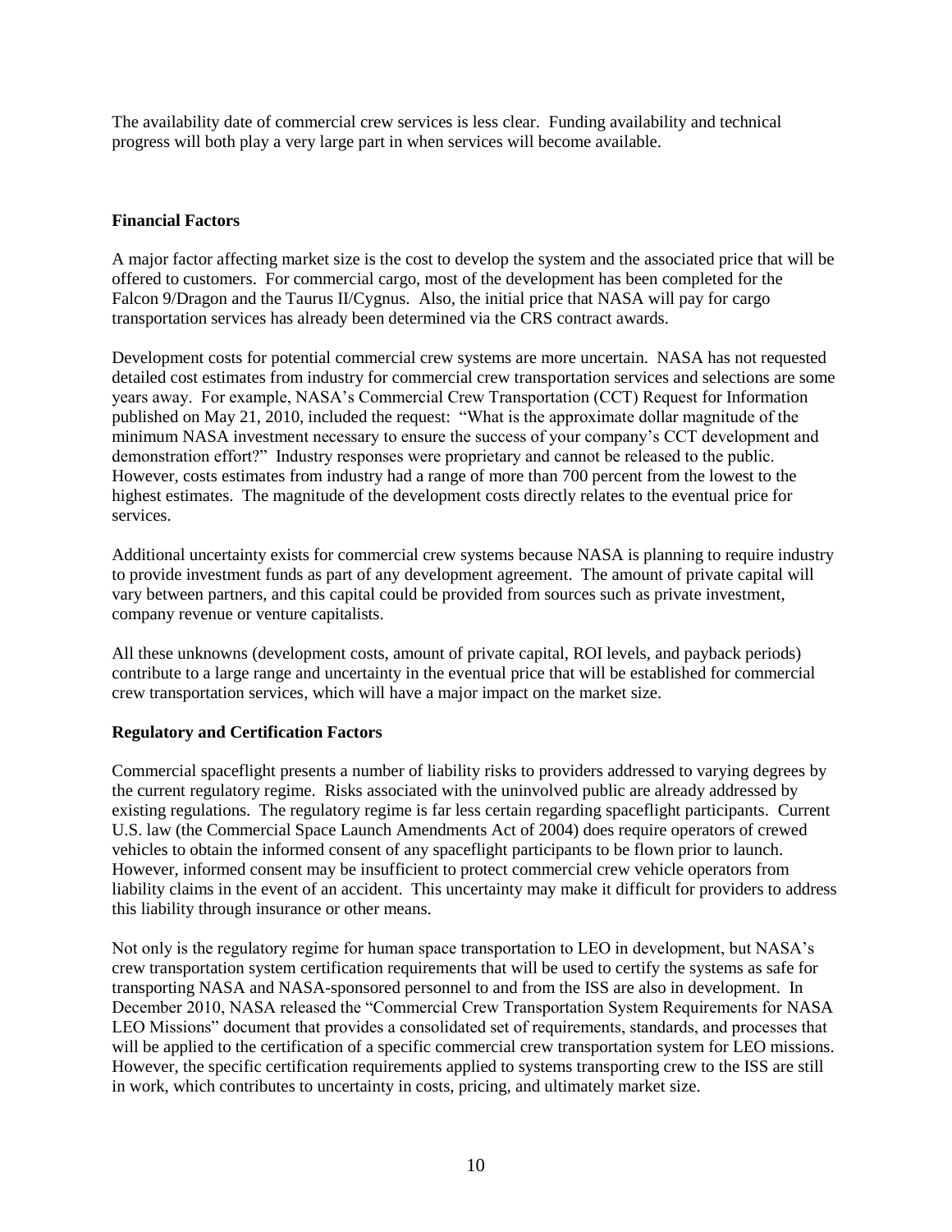The availability date of commercial crew services is less clear. Funding availability and technical progress will both play a very large part in when services will become available.

### Financial Factors

A major factor affecting market size is the cost to develop the system and the associated price that will be offered to customers. For commercial cargo, most of the development has been completed for the Falcon 9/Dragon and the Taurus II/Cygnus. Also, the initial price that NASA will pay for cargo transportation services has already been determined via the CRS contract awards.

Development costs for potential commercial crew systems are more uncertain. NASA has not requested detailed cost estimates from industry for commercial crew transportation services and selections are some years away. For example, NASA's Commercial Crew Transportation (CCT) Request for Information published on May 21, 2010, included the request: "What is the approximate dollar magnitude of the minimum NASA investment necessary to ensure the success of your company's CCT development and demonstration effort?" Industry responses were proprietary and cannot be released to the public. However, costs estimates from industry had a range of more than 700 percent from the lowest to the highest estimates. The magnitude of the development costs directly relates to the eventual price for services.

Additional uncertainty exists for commercial crew systems because NASA is planning to require industry to provide investment funds as part of any development agreement. The amount of private capital will vary between partners, and this capital could be provided from sources such as private investment, company revenue or venture capitalists.

All these unknowns (development costs, amount of private capital, ROI levels, and payback periods) contribute to a large range and uncertainty in the eventual price that will be established for commercial crew transportation services, which will have a major impact on the market size.

### Regulatory and Certification Factors

Commercial spaceflight presents a number of liability risks to providers addressed to varying degrees by the current regulatory regime. Risks associated with the uninvolved public are already addressed by existing regulations. The regulatory regime is far less certain regarding spaceflight participants. Current U.S. law (the Commercial Space Launch Amendments Act of 2004) does require operators of crewed vehicles to obtain the informed consent of any spaceflight participants to be flown prior to launch. However, informed consent may be insufficient to protect commercial crew vehicle operators from liability claims in the event of an accident. This uncertainty may make it difficult for providers to address this liability through insurance or other means.

Not only is the regulatory regime for human space transportation to LEO in development, but NASA's crew transportation system certification requirements that will be used to certify the systems as safe for transporting NASA and NASA-sponsored personnel to and from the ISS are also in development. In December 2010, NASA released the "Commercial Crew Transportation System Requirements for NASA LEO Missions" document that provides a consolidated set of requirements, standards, and processes that will be applied to the certification of a specific commercial crew transportation system for LEO missions. However, the specific certification requirements applied to systems transporting crew to the ISS are still in work, which contributes to uncertainty in costs, pricing, and ultimately market size.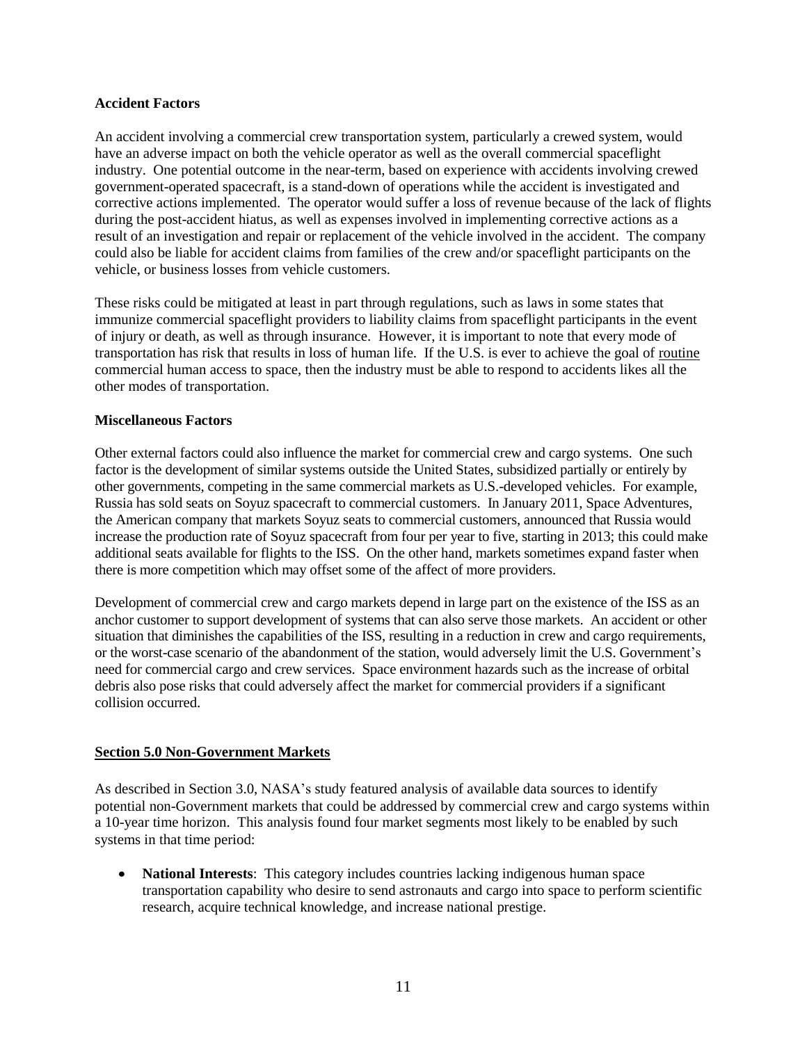**Accident Factors**

An accident involving a commercial crew transportation system, particularly a crewed system, would have an adverse impact on both the vehicle operator as well as the overall commercial spaceflight industry. One potential outcome in the near-term, based on experience with accidents involving crewed government-operated spacecraft, is a stand-down of operations while the accident is investigated and corrective actions implemented. The operator would suffer a loss of revenue because of the lack of flights during the post-accident hiatus, as well as expenses involved in implementing corrective actions as a result of an investigation and repair or replacement of the vehicle involved in the accident. The company could also be liable for accident claims from families of the crew and/or spaceflight participants on the vehicle, or business losses from vehicle customers.

These risks could be mitigated at least in part through regulations, such as laws in some states that immunize commercial spaceflight providers to liability claims from spaceflight participants in the event of injury or death, as well as through insurance. However, it is important to note that every mode of transportation has risk that results in loss of human life. If the U.S. is ever to achieve the goal of routine commercial human access to space, then the industry must be able to respond to accidents likes all the other modes of transportation.

**Miscellaneous Factors**

Other external factors could also influence the market for commercial crew and cargo systems. One such factor is the development of similar systems outside the United States, subsidized partially or entirely by other governments, competing in the same commercial markets as U.S.-developed vehicles. For example, Russia has sold seats on Soyuz spacecraft to commercial customers. In January 2011, Space Adventures, the American company that markets Soyuz seats to commercial customers, announced that Russia would increase the production rate of Soyuz spacecraft from four per year to five, starting in 2013; this could make additional seats available for flights to the ISS. On the other hand, markets sometimes expand faster when there is more competition which may offset some of the affect of more providers.

Development of commercial crew and cargo markets depend in large part on the existence of the ISS as an anchor customer to support development of systems that can also serve those markets. An accident or other situation that diminishes the capabilities of the ISS, resulting in a reduction in crew and cargo requirements, or the worst-case scenario of the abandonment of the station, would adversely limit the U.S. Government's need for commercial cargo and crew services. Space environment hazards such as the increase of orbital debris also pose risks that could adversely affect the market for commercial providers if a significant collision occurred.

## Section 5.0 Non-Government Markets

As described in Section 3.0, NASA's study featured analysis of available data sources to identify potential non-Government markets that could be addressed by commercial crew and cargo systems within a 10-year time horizon. This analysis found four market segments most likely to be enabled by such systems in that time period:

- **National Interests**: This category includes countries lacking indigenous human space transportation capability who desire to send astronauts and cargo into space to perform scientific research, acquire technical knowledge, and increase national prestige.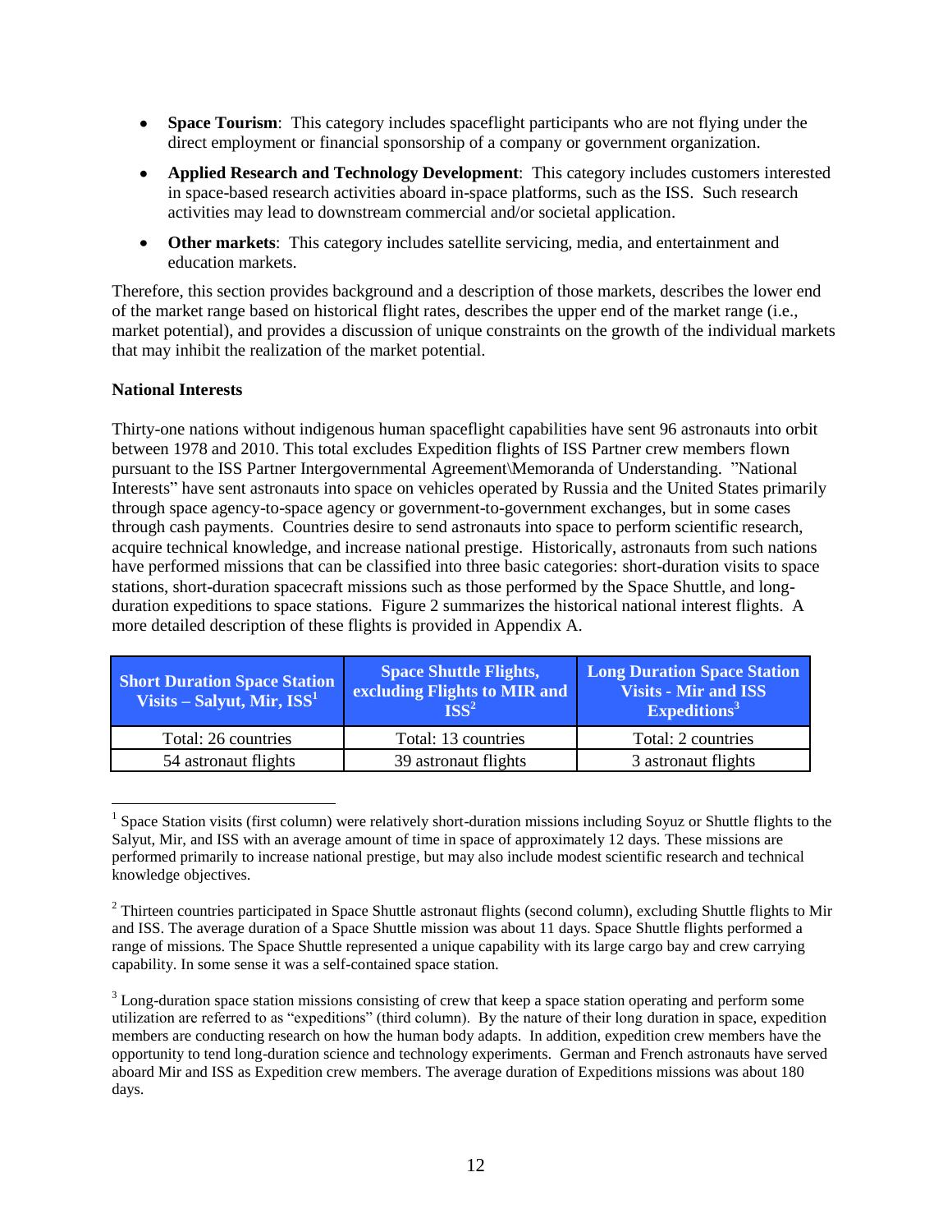- **Space Tourism**: This category includes spaceflight participants who are not flying under the direct employment or financial sponsorship of a company or government organization.
- **Applied Research and Technology Development**: This category includes customers interested in space-based research activities aboard in-space platforms, such as the ISS. Such research activities may lead to downstream commercial and/or societal application.
- **Other markets**: This category includes satellite servicing, media, and entertainment and education markets.

Therefore, this section provides background and a description of those markets, describes the lower end of the market range based on historical flight rates, describes the upper end of the market range (i.e., market potential), and provides a discussion of unique constraints on the growth of the individual markets that may inhibit the realization of the market potential.

**National Interests**

Thirty-one nations without indigenous human spaceflight capabilities have sent 96 astronauts into orbit between 1978 and 2010. This total excludes Expedition flights of ISS Partner crew members flown pursuant to the ISS Partner Intergovernmental Agreement\Memoranda of Understanding. "National Interests" have sent astronauts into space on vehicles operated by Russia and the United States primarily through space agency-to-space agency or government-to-government exchanges, but in some cases through cash payments. Countries desire to send astronauts into space to perform scientific research, acquire technical knowledge, and increase national prestige. Historically, astronauts from such nations have performed missions that can be classified into three basic categories: short-duration visits to space stations, short-duration spacecraft missions such as those performed by the Space Shuttle, and long-duration expeditions to space stations. Figure 2 summarizes the historical national interest flights. A more detailed description of these flights is provided in Appendix A.

| Short Duration Space Station Visits – Salyut, Mir, ISS[1] | Space Shuttle Flights, excluding Flights to MIR and ISS[2] | Long Duration Space Station Visits - Mir and ISS Expeditions[3] |
|---|---|---|
| Total: 26 countries | Total: 13 countries | Total: 2 countries |
| 54 astronaut flights | 39 astronaut flights | 3 astronaut flights |

[1] Space Station visits (first column) were relatively short-duration missions including Soyuz or Shuttle flights to the Salyut, Mir, and ISS with an average amount of time in space of approximately 12 days. These missions are performed primarily to increase national prestige, but may also include modest scientific research and technical knowledge objectives.

[2] Thirteen countries participated in Space Shuttle astronaut flights (second column), excluding Shuttle flights to Mir and ISS. The average duration of a Space Shuttle mission was about 11 days. Space Shuttle flights performed a range of missions. The Space Shuttle represented a unique capability with its large cargo bay and crew carrying capability. In some sense it was a self-contained space station.

[3] Long-duration space station missions consisting of crew that keep a space station operating and perform some utilization are referred to as "expeditions" (third column). By the nature of their long duration in space, expedition crew members are conducting research on how the human body adapts. In addition, expedition crew members have the opportunity to tend long-duration science and technology experiments. German and French astronauts have served aboard Mir and ISS as Expedition crew members. The average duration of Expeditions missions was about 180 days.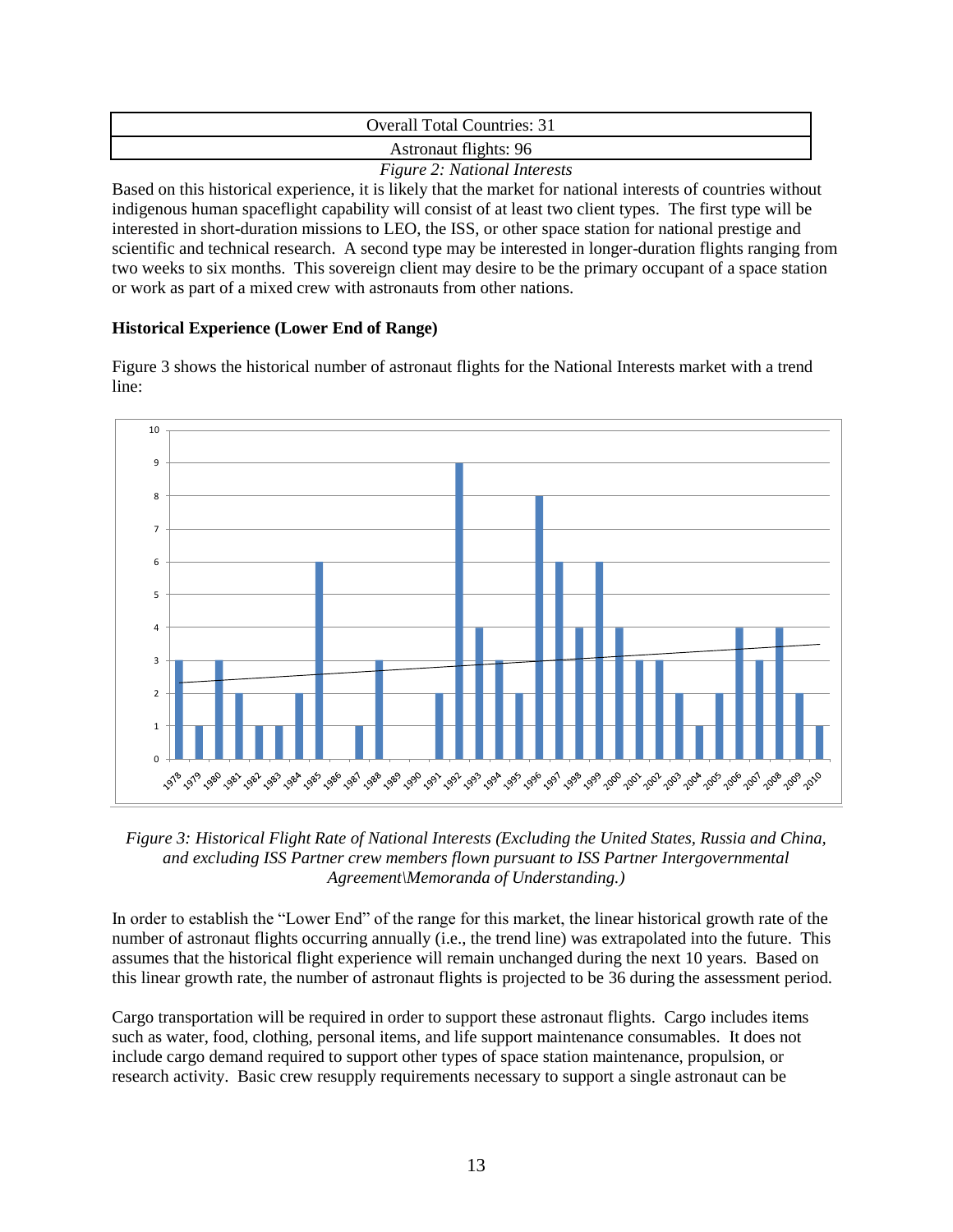| Overall Total Countries: 31 |
| --- |
| Astronaut flights: 96 |

*Figure 2: National Interests*

Based on this historical experience, it is likely that the market for national interests of countries without indigenous human spaceflight capability will consist of at least two client types. The first type will be interested in short-duration missions to LEO, the ISS, or other space station for national prestige and scientific and technical research. A second type may be interested in longer-duration flights ranging from two weeks to six months. This sovereign client may desire to be the primary occupant of a space station or work as part of a mixed crew with astronauts from other nations.

**Historical Experience (Lower End of Range)**

Figure 3 shows the historical number of astronaut flights for the National Interests market with a trend line:

*Figure 3: Historical Flight Rate of National Interests (Excluding the United States, Russia and China, and excluding ISS Partner crew members flown pursuant to ISS Partner Intergovernmental Agreement\Memoranda of Understanding.)*

In order to establish the "Lower End" of the range for this market, the linear historical growth rate of the number of astronaut flights occurring annually (i.e., the trend line) was extrapolated into the future. This assumes that the historical flight experience will remain unchanged during the next 10 years. Based on this linear growth rate, the number of astronaut flights is projected to be 36 during the assessment period.

Cargo transportation will be required in order to support these astronaut flights. Cargo includes items such as water, food, clothing, personal items, and life support maintenance consumables. It does not include cargo demand required to support other types of space station maintenance, propulsion, or research activity. Basic crew resupply requirements necessary to support a single astronaut can be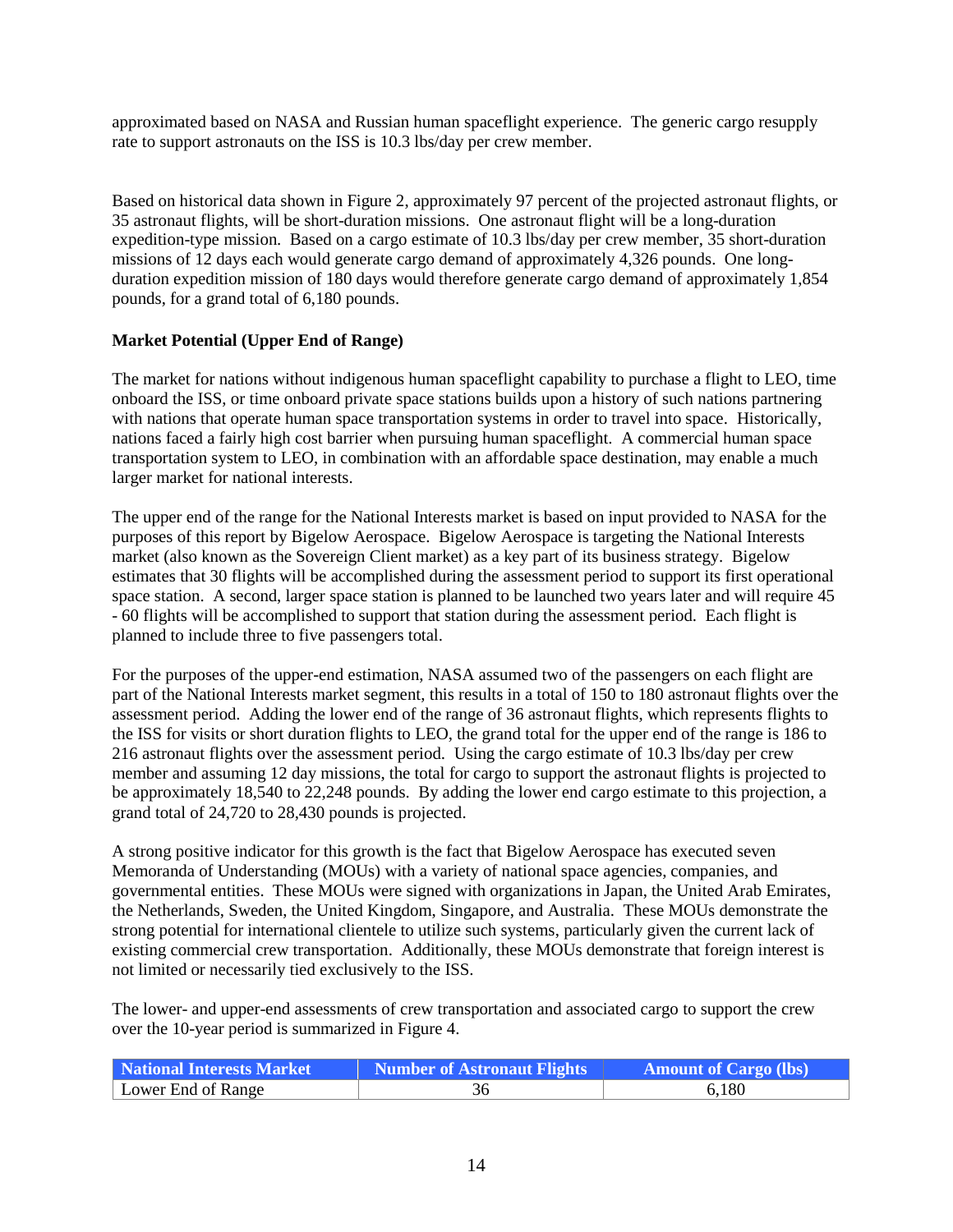approximated based on NASA and Russian human spaceflight experience. The generic cargo resupply rate to support astronauts on the ISS is 10.3 lbs/day per crew member.

Based on historical data shown in Figure 2, approximately 97 percent of the projected astronaut flights, or 35 astronaut flights, will be short-duration missions. One astronaut flight will be a long-duration expedition-type mission. Based on a cargo estimate of 10.3 lbs/day per crew member, 35 short-duration missions of 12 days each would generate cargo demand of approximately 4,326 pounds. One long-duration expedition mission of 180 days would therefore generate cargo demand of approximately 1,854 pounds, for a grand total of 6,180 pounds.

**Market Potential (Upper End of Range)**

The market for nations without indigenous human spaceflight capability to purchase a flight to LEO, time onboard the ISS, or time onboard private space stations builds upon a history of such nations partnering with nations that operate human space transportation systems in order to travel into space. Historically, nations faced a fairly high cost barrier when pursuing human spaceflight. A commercial human space transportation system to LEO, in combination with an affordable space destination, may enable a much larger market for national interests.

The upper end of the range for the National Interests market is based on input provided to NASA for the purposes of this report by Bigelow Aerospace. Bigelow Aerospace is targeting the National Interests market (also known as the Sovereign Client market) as a key part of its business strategy. Bigelow estimates that 30 flights will be accomplished during the assessment period to support its first operational space station. A second, larger space station is planned to be launched two years later and will require 45 - 60 flights will be accomplished to support that station during the assessment period. Each flight is planned to include three to five passengers total.

For the purposes of the upper-end estimation, NASA assumed two of the passengers on each flight are part of the National Interests market segment, this results in a total of 150 to 180 astronaut flights over the assessment period. Adding the lower end of the range of 36 astronaut flights, which represents flights to the ISS for visits or short duration flights to LEO, the grand total for the upper end of the range is 186 to 216 astronaut flights over the assessment period. Using the cargo estimate of 10.3 lbs/day per crew member and assuming 12 day missions, the total for cargo to support the astronaut flights is projected to be approximately 18,540 to 22,248 pounds. By adding the lower end cargo estimate to this projection, a grand total of 24,720 to 28,430 pounds is projected.

A strong positive indicator for this growth is the fact that Bigelow Aerospace has executed seven Memoranda of Understanding (MOUs) with a variety of national space agencies, companies, and governmental entities. These MOUs were signed with organizations in Japan, the United Arab Emirates, the Netherlands, Sweden, the United Kingdom, Singapore, and Australia. These MOUs demonstrate the strong potential for international clientele to utilize such systems, particularly given the current lack of existing commercial crew transportation. Additionally, these MOUs demonstrate that foreign interest is not limited or necessarily tied exclusively to the ISS.

The lower- and upper-end assessments of crew transportation and associated cargo to support the crew over the 10-year period is summarized in Figure 4.

| National Interests Market | Number of Astronaut Flights | Amount of Cargo (lbs) |
|---|---|---|
| Lower End of Range | 36 | 6,180 |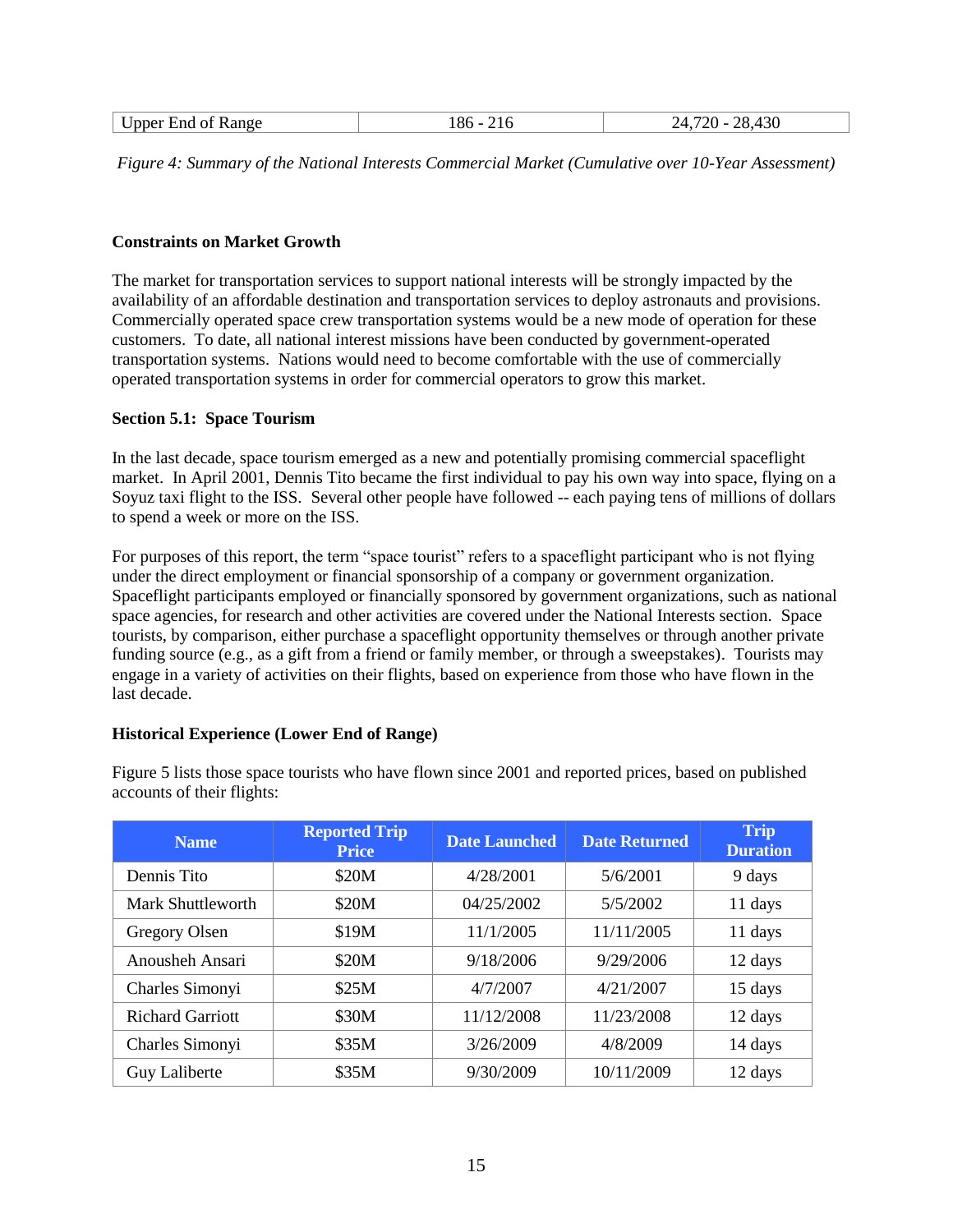| Upper End of Range | 186 - 216 | 24,720 - 28,430 |
|---|---|---|

*Figure 4: Summary of the National Interests Commercial Market (Cumulative over 10-Year Assessment)*

**Constraints on Market Growth**

The market for transportation services to support national interests will be strongly impacted by the availability of an affordable destination and transportation services to deploy astronauts and provisions. Commercially operated space crew transportation systems would be a new mode of operation for these customers. To date, all national interest missions have been conducted by government-operated transportation systems. Nations would need to become comfortable with the use of commercially operated transportation systems in order for commercial operators to grow this market.

**Section 5.1: Space Tourism**

In the last decade, space tourism emerged as a new and potentially promising commercial spaceflight market. In April 2001, Dennis Tito became the first individual to pay his own way into space, flying on a Soyuz taxi flight to the ISS. Several other people have followed -- each paying tens of millions of dollars to spend a week or more on the ISS.

For purposes of this report, the term "space tourist" refers to a spaceflight participant who is not flying under the direct employment or financial sponsorship of a company or government organization. Spaceflight participants employed or financially sponsored by government organizations, such as national space agencies, for research and other activities are covered under the National Interests section. Space tourists, by comparison, either purchase a spaceflight opportunity themselves or through another private funding source (e.g., as a gift from a friend or family member, or through a sweepstakes). Tourists may engage in a variety of activities on their flights, based on experience from those who have flown in the last decade.

**Historical Experience (Lower End of Range)**

Figure 5 lists those space tourists who have flown since 2001 and reported prices, based on published accounts of their flights:

| Name | Reported Trip Price | Date Launched | Date Returned | Trip Duration |
|---|---|---|---|---|
| Dennis Tito | $20M | 4/28/2001 | 5/6/2001 | 9 days |
| Mark Shuttleworth | $20M | 04/25/2002 | 5/5/2002 | 11 days |
| Gregory Olsen | $19M | 11/1/2005 | 11/11/2005 | 11 days |
| Anousheh Ansari | $20M | 9/18/2006 | 9/29/2006 | 12 days |
| Charles Simonyi | $25M | 4/7/2007 | 4/21/2007 | 15 days |
| Richard Garriott | $30M | 11/12/2008 | 11/23/2008 | 12 days |
| Charles Simonyi | $35M | 3/26/2009 | 4/8/2009 | 14 days |
| Guy Laliberte | $35M | 9/30/2009 | 10/11/2009 | 12 days |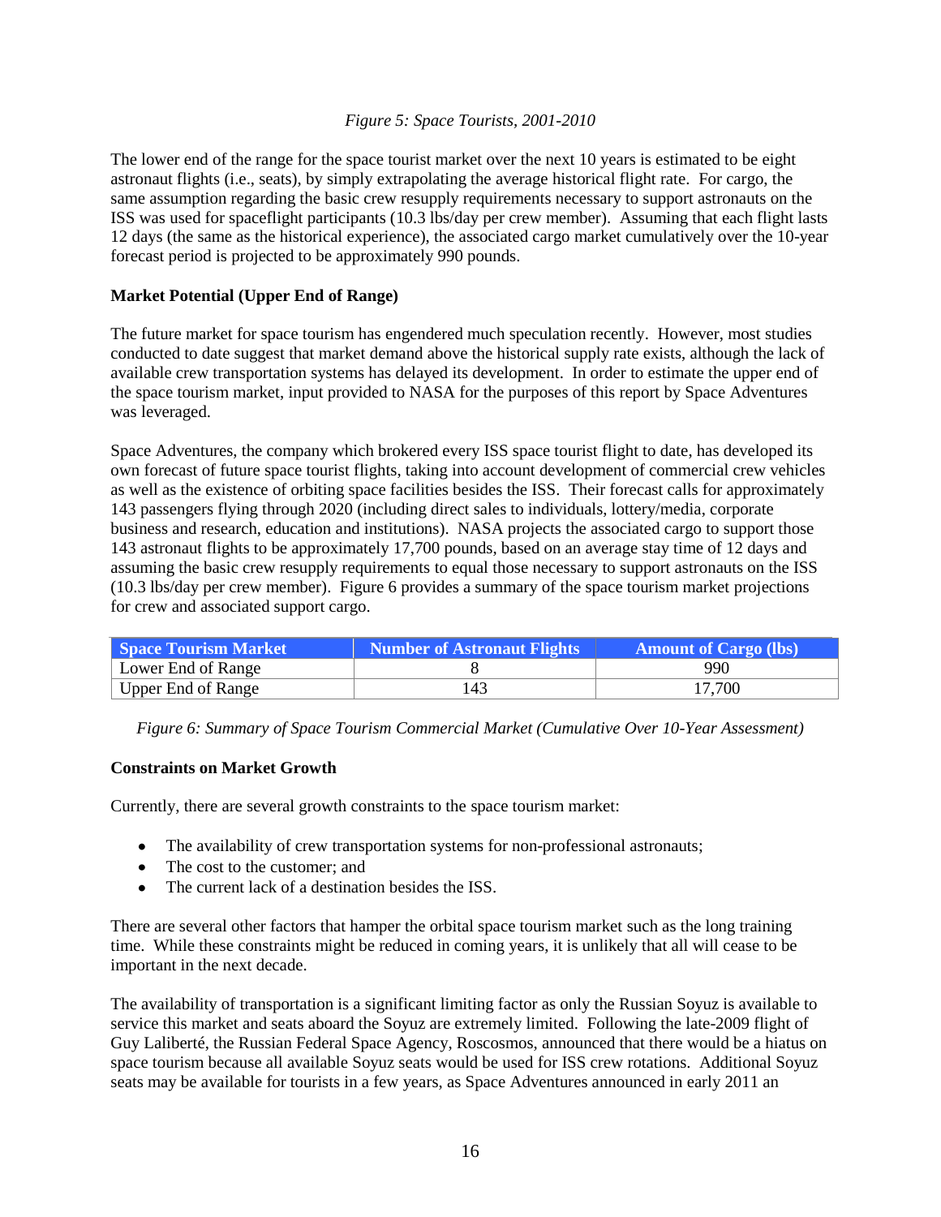*Figure 5: Space Tourists, 2001-2010*

The lower end of the range for the space tourist market over the next 10 years is estimated to be eight astronaut flights (i.e., seats), by simply extrapolating the average historical flight rate. For cargo, the same assumption regarding the basic crew resupply requirements necessary to support astronauts on the ISS was used for spaceflight participants (10.3 lbs/day per crew member). Assuming that each flight lasts 12 days (the same as the historical experience), the associated cargo market cumulatively over the 10-year forecast period is projected to be approximately 990 pounds.

**Market Potential (Upper End of Range)**

The future market for space tourism has engendered much speculation recently. However, most studies conducted to date suggest that market demand above the historical supply rate exists, although the lack of available crew transportation systems has delayed its development. In order to estimate the upper end of the space tourism market, input provided to NASA for the purposes of this report by Space Adventures was leveraged.

Space Adventures, the company which brokered every ISS space tourist flight to date, has developed its own forecast of future space tourist flights, taking into account development of commercial crew vehicles as well as the existence of orbiting space facilities besides the ISS. Their forecast calls for approximately 143 passengers flying through 2020 (including direct sales to individuals, lottery/media, corporate business and research, education and institutions). NASA projects the associated cargo to support those 143 astronaut flights to be approximately 17,700 pounds, based on an average stay time of 12 days and assuming the basic crew resupply requirements to equal those necessary to support astronauts on the ISS (10.3 lbs/day per crew member). Figure 6 provides a summary of the space tourism market projections for crew and associated support cargo.

| Space Tourism Market | Number of Astronaut Flights | Amount of Cargo (lbs) |
|---|---|---|
| Lower End of Range | 8 | 990 |
| Upper End of Range | 143 | 17,700 |

*Figure 6: Summary of Space Tourism Commercial Market (Cumulative Over 10-Year Assessment)*

**Constraints on Market Growth**

Currently, there are several growth constraints to the space tourism market:

- The availability of crew transportation systems for non-professional astronauts;
- The cost to the customer; and
- The current lack of a destination besides the ISS.

There are several other factors that hamper the orbital space tourism market such as the long training time. While these constraints might be reduced in coming years, it is unlikely that all will cease to be important in the next decade.

The availability of transportation is a significant limiting factor as only the Russian Soyuz is available to service this market and seats aboard the Soyuz are extremely limited. Following the late-2009 flight of Guy Laliberté, the Russian Federal Space Agency, Roscosmos, announced that there would be a hiatus on space tourism because all available Soyuz seats would be used for ISS crew rotations. Additional Soyuz seats may be available for tourists in a few years, as Space Adventures announced in early 2011 an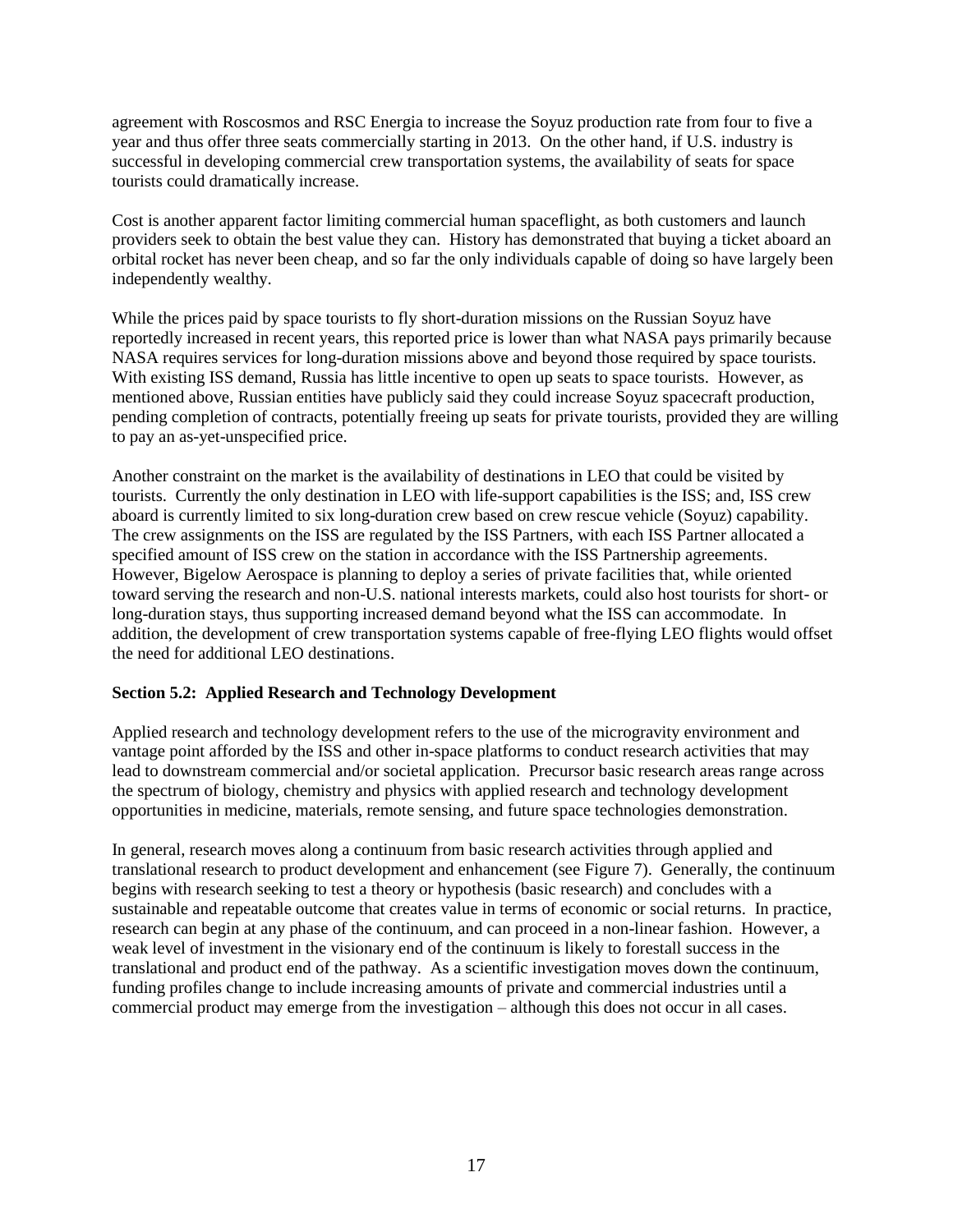agreement with Roscosmos and RSC Energia to increase the Soyuz production rate from four to five a year and thus offer three seats commercially starting in 2013. On the other hand, if U.S. industry is successful in developing commercial crew transportation systems, the availability of seats for space tourists could dramatically increase.

Cost is another apparent factor limiting commercial human spaceflight, as both customers and launch providers seek to obtain the best value they can. History has demonstrated that buying a ticket aboard an orbital rocket has never been cheap, and so far the only individuals capable of doing so have largely been independently wealthy.

While the prices paid by space tourists to fly short-duration missions on the Russian Soyuz have reportedly increased in recent years, this reported price is lower than what NASA pays primarily because NASA requires services for long-duration missions above and beyond those required by space tourists. With existing ISS demand, Russia has little incentive to open up seats to space tourists. However, as mentioned above, Russian entities have publicly said they could increase Soyuz spacecraft production, pending completion of contracts, potentially freeing up seats for private tourists, provided they are willing to pay an as-yet-unspecified price.

Another constraint on the market is the availability of destinations in LEO that could be visited by tourists. Currently the only destination in LEO with life-support capabilities is the ISS; and, ISS crew aboard is currently limited to six long-duration crew based on crew rescue vehicle (Soyuz) capability. The crew assignments on the ISS are regulated by the ISS Partners, with each ISS Partner allocated a specified amount of ISS crew on the station in accordance with the ISS Partnership agreements. However, Bigelow Aerospace is planning to deploy a series of private facilities that, while oriented toward serving the research and non-U.S. national interests markets, could also host tourists for short- or long-duration stays, thus supporting increased demand beyond what the ISS can accommodate. In addition, the development of crew transportation systems capable of free-flying LEO flights would offset the need for additional LEO destinations.

### Section 5.2: Applied Research and Technology Development

Applied research and technology development refers to the use of the microgravity environment and vantage point afforded by the ISS and other in-space platforms to conduct research activities that may lead to downstream commercial and/or societal application. Precursor basic research areas range across the spectrum of biology, chemistry and physics with applied research and technology development opportunities in medicine, materials, remote sensing, and future space technologies demonstration.

In general, research moves along a continuum from basic research activities through applied and translational research to product development and enhancement (see Figure 7). Generally, the continuum begins with research seeking to test a theory or hypothesis (basic research) and concludes with a sustainable and repeatable outcome that creates value in terms of economic or social returns. In practice, research can begin at any phase of the continuum, and can proceed in a non-linear fashion. However, a weak level of investment in the visionary end of the continuum is likely to forestall success in the translational and product end of the pathway. As a scientific investigation moves down the continuum, funding profiles change to include increasing amounts of private and commercial industries until a commercial product may emerge from the investigation – although this does not occur in all cases.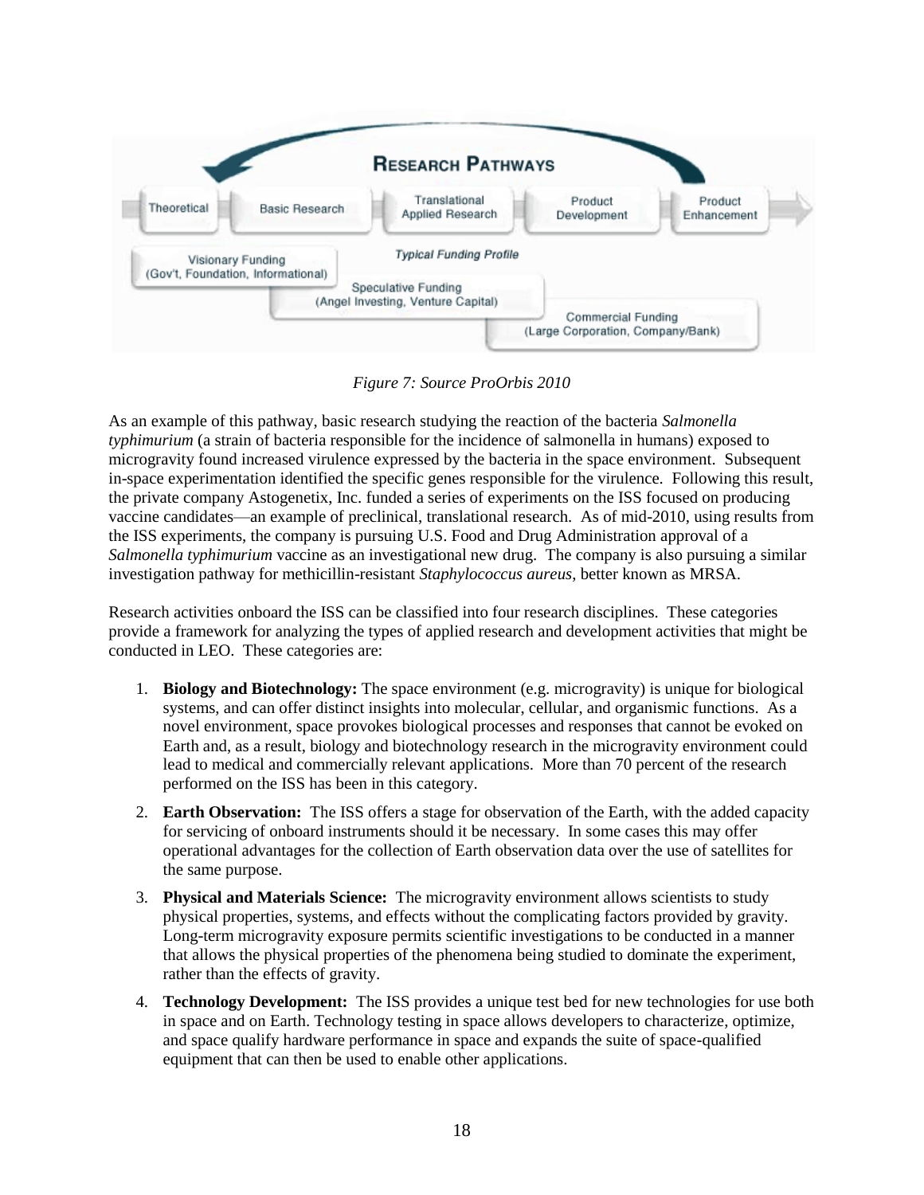*Figure 7: Source ProOrbis 2010*

As an example of this pathway, basic research studying the reaction of the bacteria *Salmonella typhimurium* (a strain of bacteria responsible for the incidence of salmonella in humans) exposed to microgravity found increased virulence expressed by the bacteria in the space environment. Subsequent in-space experimentation identified the specific genes responsible for the virulence. Following this result, the private company Astogenetix, Inc. funded a series of experiments on the ISS focused on producing vaccine candidates—an example of preclinical, translational research. As of mid-2010, using results from the ISS experiments, the company is pursuing U.S. Food and Drug Administration approval of a *Salmonella typhimurium* vaccine as an investigational new drug. The company is also pursuing a similar investigation pathway for methicillin-resistant *Staphylococcus aureus*, better known as MRSA.

Research activities onboard the ISS can be classified into four research disciplines. These categories provide a framework for analyzing the types of applied research and development activities that might be conducted in LEO. These categories are:

1. **Biology and Biotechnology:** The space environment (e.g. microgravity) is unique for biological systems, and can offer distinct insights into molecular, cellular, and organismic functions. As a novel environment, space provokes biological processes and responses that cannot be evoked on Earth and, as a result, biology and biotechnology research in the microgravity environment could lead to medical and commercially relevant applications. More than 70 percent of the research performed on the ISS has been in this category.
2. **Earth Observation:** The ISS offers a stage for observation of the Earth, with the added capacity for servicing of onboard instruments should it be necessary. In some cases this may offer operational advantages for the collection of Earth observation data over the use of satellites for the same purpose.
3. **Physical and Materials Science:** The microgravity environment allows scientists to study physical properties, systems, and effects without the complicating factors provided by gravity. Long-term microgravity exposure permits scientific investigations to be conducted in a manner that allows the physical properties of the phenomena being studied to dominate the experiment, rather than the effects of gravity.
4. **Technology Development:** The ISS provides a unique test bed for new technologies for use both in space and on Earth. Technology testing in space allows developers to characterize, optimize, and space qualify hardware performance in space and expands the suite of space-qualified equipment that can then be used to enable other applications.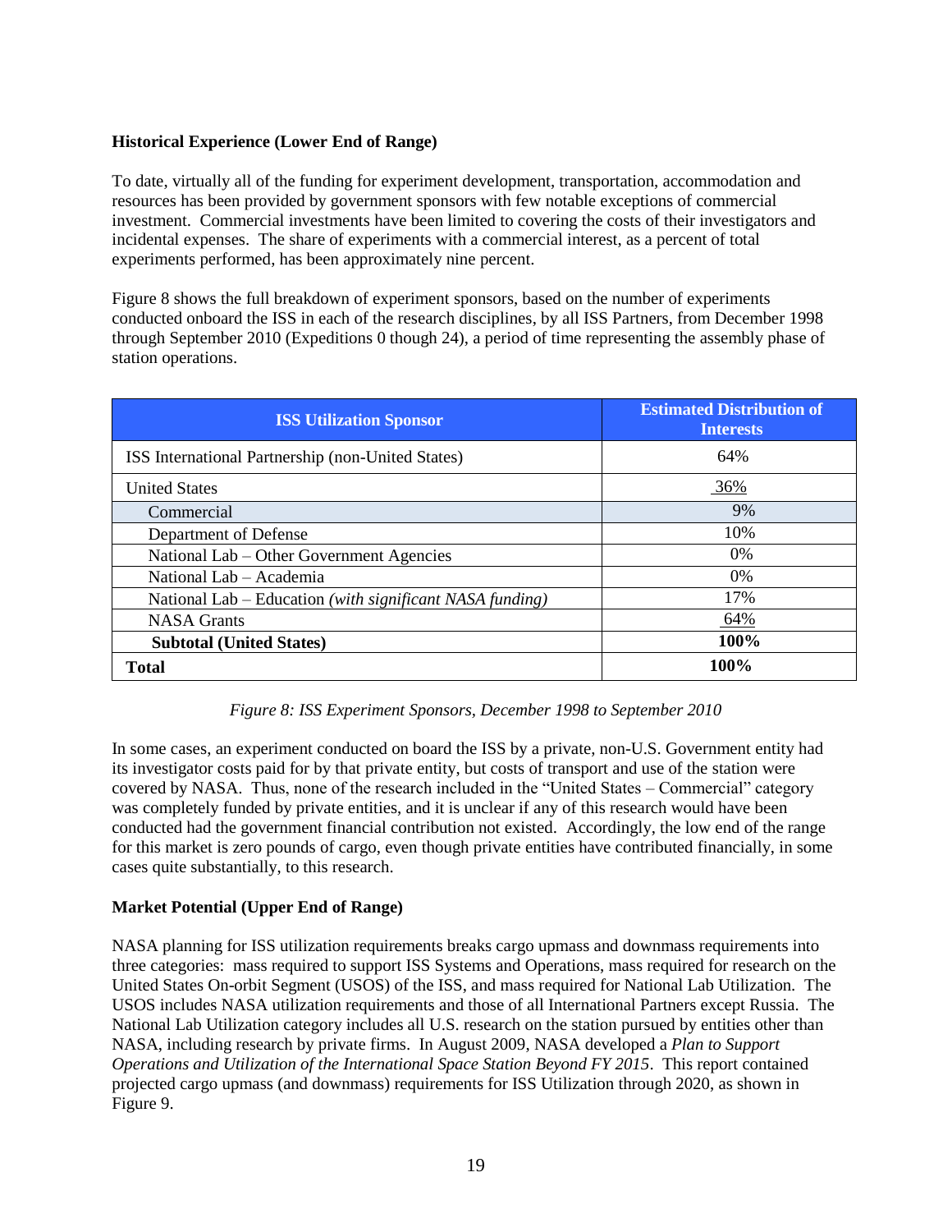**Historical Experience (Lower End of Range)**

To date, virtually all of the funding for experiment development, transportation, accommodation and resources has been provided by government sponsors with few notable exceptions of commercial investment. Commercial investments have been limited to covering the costs of their investigators and incidental expenses. The share of experiments with a commercial interest, as a percent of total experiments performed, has been approximately nine percent.

Figure 8 shows the full breakdown of experiment sponsors, based on the number of experiments conducted onboard the ISS in each of the research disciplines, by all ISS Partners, from December 1998 through September 2010 (Expeditions 0 though 24), a period of time representing the assembly phase of station operations.

| ISS Utilization Sponsor | Estimated Distribution of Interests |
|---|---|
| ISS International Partnership (non-United States) | 64% |
| United States | 36% |
| Commercial | 9% |
| Department of Defense | 10% |
| National Lab – Other Government Agencies | 0% |
| National Lab – Academia | 0% |
| National Lab – Education *(with significant NASA funding)* | 17% |
| NASA Grants | 64% |
| **Subtotal (United States)** | **100%** |
| **Total** | **100%** |

*Figure 8: ISS Experiment Sponsors, December 1998 to September 2010*

In some cases, an experiment conducted on board the ISS by a private, non-U.S. Government entity had its investigator costs paid for by that private entity, but costs of transport and use of the station were covered by NASA. Thus, none of the research included in the "United States – Commercial" category was completely funded by private entities, and it is unclear if any of this research would have been conducted had the government financial contribution not existed. Accordingly, the low end of the range for this market is zero pounds of cargo, even though private entities have contributed financially, in some cases quite substantially, to this research.

**Market Potential (Upper End of Range)**

NASA planning for ISS utilization requirements breaks cargo upmass and downmass requirements into three categories: mass required to support ISS Systems and Operations, mass required for research on the United States On-orbit Segment (USOS) of the ISS, and mass required for National Lab Utilization. The USOS includes NASA utilization requirements and those of all International Partners except Russia. The National Lab Utilization category includes all U.S. research on the station pursued by entities other than NASA, including research by private firms. In August 2009, NASA developed a *Plan to Support Operations and Utilization of the International Space Station Beyond FY 2015*. This report contained projected cargo upmass (and downmass) requirements for ISS Utilization through 2020, as shown in Figure 9.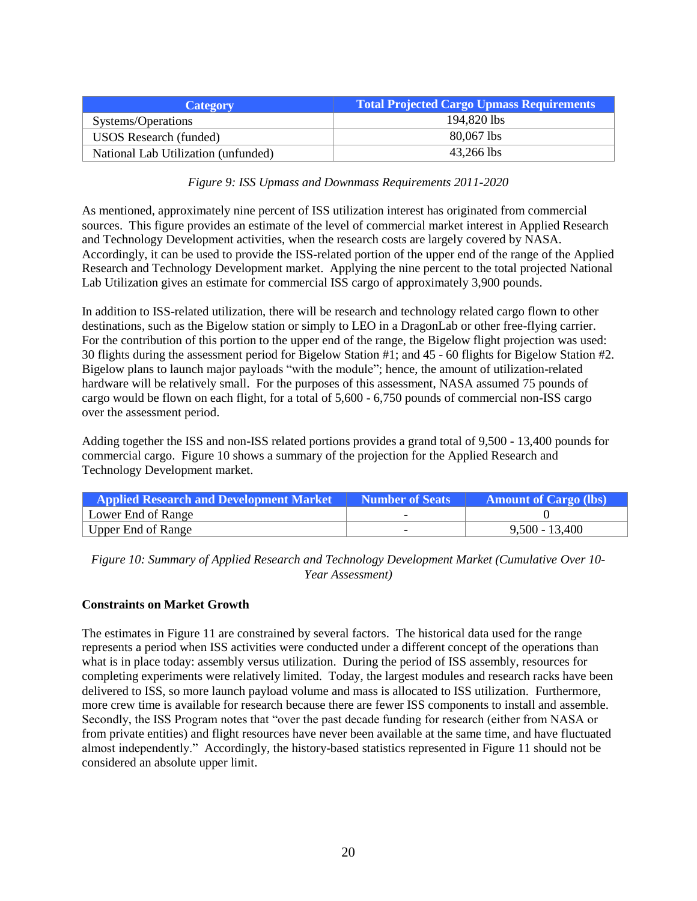| Category | Total Projected Cargo Upmass Requirements |
| --- | --- |
| Systems/Operations | 194,820 lbs |
| USOS Research (funded) | 80,067 lbs |
| National Lab Utilization (unfunded) | 43,266 lbs |

*Figure 9: ISS Upmass and Downmass Requirements 2011-2020*

As mentioned, approximately nine percent of ISS utilization interest has originated from commercial sources. This figure provides an estimate of the level of commercial market interest in Applied Research and Technology Development activities, when the research costs are largely covered by NASA. Accordingly, it can be used to provide the ISS-related portion of the upper end of the range of the Applied Research and Technology Development market. Applying the nine percent to the total projected National Lab Utilization gives an estimate for commercial ISS cargo of approximately 3,900 pounds.

In addition to ISS-related utilization, there will be research and technology related cargo flown to other destinations, such as the Bigelow station or simply to LEO in a DragonLab or other free-flying carrier. For the contribution of this portion to the upper end of the range, the Bigelow flight projection was used: 30 flights during the assessment period for Bigelow Station #1; and 45 - 60 flights for Bigelow Station #2. Bigelow plans to launch major payloads "with the module"; hence, the amount of utilization-related hardware will be relatively small. For the purposes of this assessment, NASA assumed 75 pounds of cargo would be flown on each flight, for a total of 5,600 - 6,750 pounds of commercial non-ISS cargo over the assessment period.

Adding together the ISS and non-ISS related portions provides a grand total of 9,500 - 13,400 pounds for commercial cargo. Figure 10 shows a summary of the projection for the Applied Research and Technology Development market.

| Applied Research and Development Market | Number of Seats | Amount of Cargo (lbs) |
| --- | --- | --- |
| Lower End of Range | - | 0 |
| Upper End of Range | - | 9,500 - 13,400 |

*Figure 10: Summary of Applied Research and Technology Development Market (Cumulative Over 10-Year Assessment)*

**Constraints on Market Growth**

The estimates in Figure 11 are constrained by several factors. The historical data used for the range represents a period when ISS activities were conducted under a different concept of the operations than what is in place today: assembly versus utilization. During the period of ISS assembly, resources for completing experiments were relatively limited. Today, the largest modules and research racks have been delivered to ISS, so more launch payload volume and mass is allocated to ISS utilization. Furthermore, more crew time is available for research because there are fewer ISS components to install and assemble. Secondly, the ISS Program notes that "over the past decade funding for research (either from NASA or from private entities) and flight resources have never been available at the same time, and have fluctuated almost independently." Accordingly, the history-based statistics represented in Figure 11 should not be considered an absolute upper limit.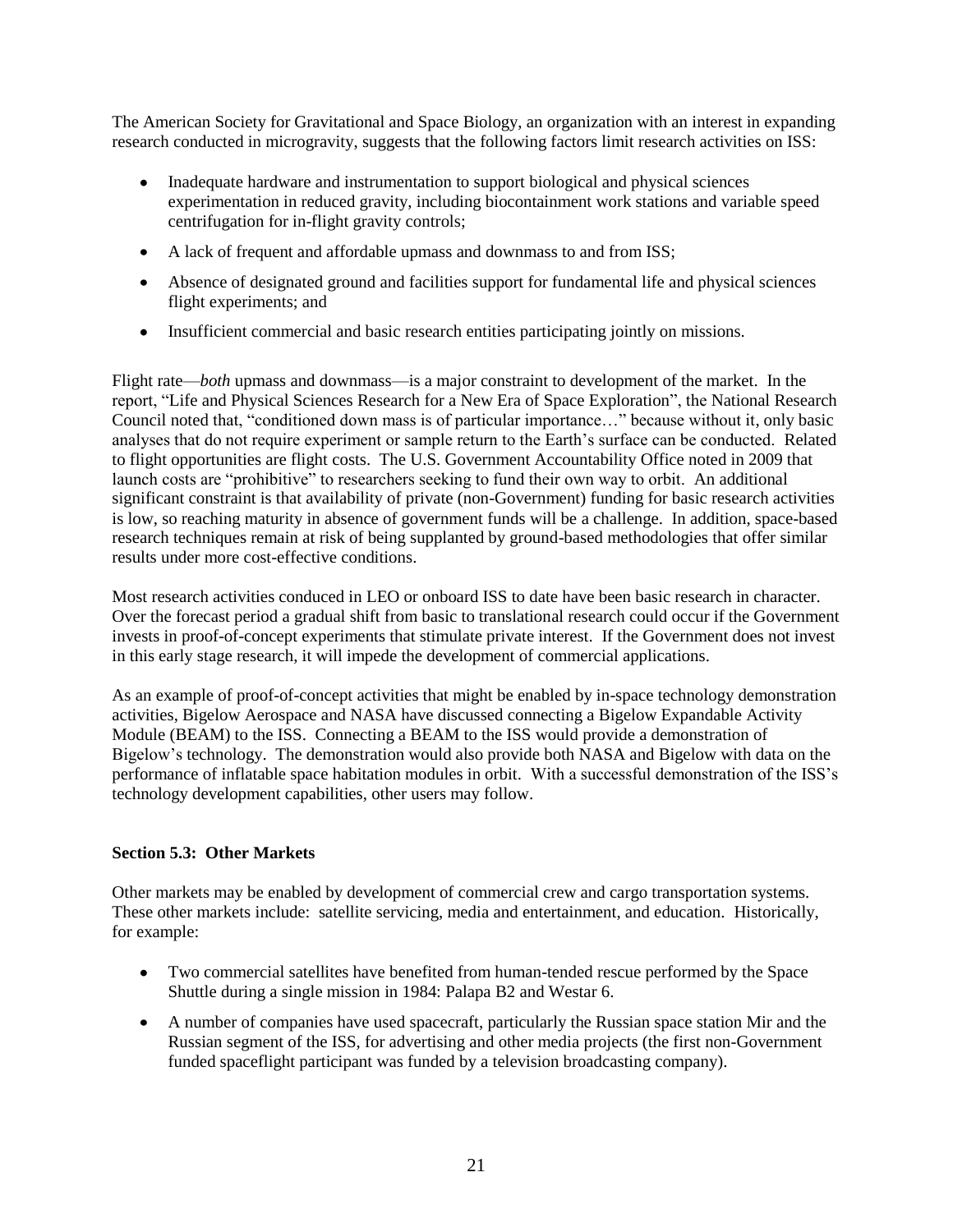The American Society for Gravitational and Space Biology, an organization with an interest in expanding research conducted in microgravity, suggests that the following factors limit research activities on ISS:

- Inadequate hardware and instrumentation to support biological and physical sciences experimentation in reduced gravity, including biocontainment work stations and variable speed centrifugation for in-flight gravity controls;
- A lack of frequent and affordable upmass and downmass to and from ISS;
- Absence of designated ground and facilities support for fundamental life and physical sciences flight experiments; and
- Insufficient commercial and basic research entities participating jointly on missions.

Flight rate—*both* upmass and downmass—is a major constraint to development of the market. In the report, "Life and Physical Sciences Research for a New Era of Space Exploration", the National Research Council noted that, "conditioned down mass is of particular importance…" because without it, only basic analyses that do not require experiment or sample return to the Earth's surface can be conducted. Related to flight opportunities are flight costs. The U.S. Government Accountability Office noted in 2009 that launch costs are "prohibitive" to researchers seeking to fund their own way to orbit. An additional significant constraint is that availability of private (non-Government) funding for basic research activities is low, so reaching maturity in absence of government funds will be a challenge. In addition, space-based research techniques remain at risk of being supplanted by ground-based methodologies that offer similar results under more cost-effective conditions.

Most research activities conduced in LEO or onboard ISS to date have been basic research in character. Over the forecast period a gradual shift from basic to translational research could occur if the Government invests in proof-of-concept experiments that stimulate private interest. If the Government does not invest in this early stage research, it will impede the development of commercial applications.

As an example of proof-of-concept activities that might be enabled by in-space technology demonstration activities, Bigelow Aerospace and NASA have discussed connecting a Bigelow Expandable Activity Module (BEAM) to the ISS. Connecting a BEAM to the ISS would provide a demonstration of Bigelow's technology. The demonstration would also provide both NASA and Bigelow with data on the performance of inflatable space habitation modules in orbit. With a successful demonstration of the ISS's technology development capabilities, other users may follow.

### Section 5.3: Other Markets

Other markets may be enabled by development of commercial crew and cargo transportation systems. These other markets include: satellite servicing, media and entertainment, and education. Historically, for example:

- Two commercial satellites have benefited from human-tended rescue performed by the Space Shuttle during a single mission in 1984: Palapa B2 and Westar 6.
- A number of companies have used spacecraft, particularly the Russian space station Mir and the Russian segment of the ISS, for advertising and other media projects (the first non-Government funded spaceflight participant was funded by a television broadcasting company).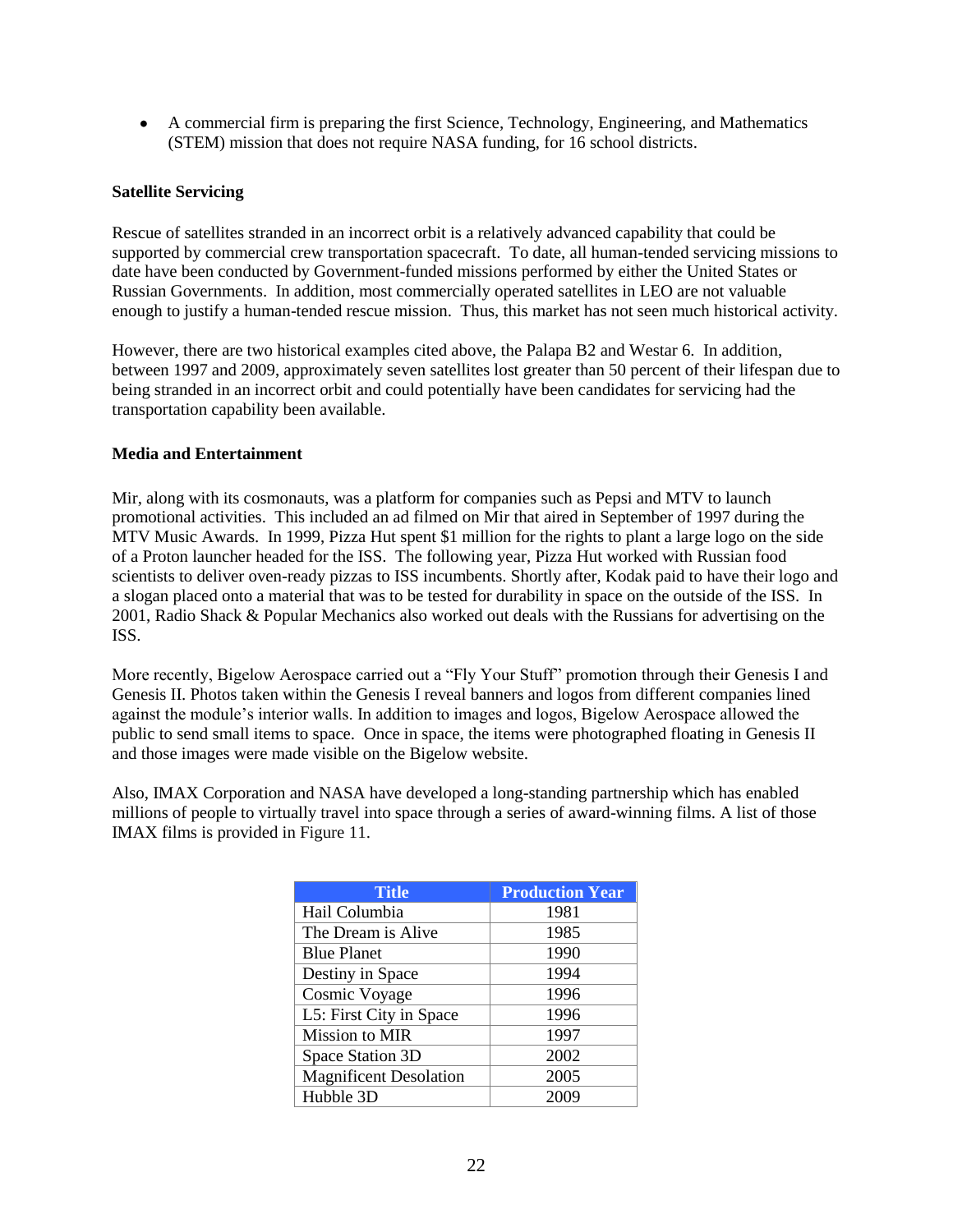- A commercial firm is preparing the first Science, Technology, Engineering, and Mathematics (STEM) mission that does not require NASA funding, for 16 school districts.

**Satellite Servicing**

Rescue of satellites stranded in an incorrect orbit is a relatively advanced capability that could be supported by commercial crew transportation spacecraft. To date, all human-tended servicing missions to date have been conducted by Government-funded missions performed by either the United States or Russian Governments. In addition, most commercially operated satellites in LEO are not valuable enough to justify a human-tended rescue mission. Thus, this market has not seen much historical activity.

However, there are two historical examples cited above, the Palapa B2 and Westar 6. In addition, between 1997 and 2009, approximately seven satellites lost greater than 50 percent of their lifespan due to being stranded in an incorrect orbit and could potentially have been candidates for servicing had the transportation capability been available.

**Media and Entertainment**

Mir, along with its cosmonauts, was a platform for companies such as Pepsi and MTV to launch promotional activities. This included an ad filmed on Mir that aired in September of 1997 during the MTV Music Awards. In 1999, Pizza Hut spent $1 million for the rights to plant a large logo on the side of a Proton launcher headed for the ISS. The following year, Pizza Hut worked with Russian food scientists to deliver oven-ready pizzas to ISS incumbents. Shortly after, Kodak paid to have their logo and a slogan placed onto a material that was to be tested for durability in space on the outside of the ISS. In 2001, Radio Shack & Popular Mechanics also worked out deals with the Russians for advertising on the ISS.

More recently, Bigelow Aerospace carried out a "Fly Your Stuff" promotion through their Genesis I and Genesis II. Photos taken within the Genesis I reveal banners and logos from different companies lined against the module's interior walls. In addition to images and logos, Bigelow Aerospace allowed the public to send small items to space. Once in space, the items were photographed floating in Genesis II and those images were made visible on the Bigelow website.

Also, IMAX Corporation and NASA have developed a long-standing partnership which has enabled millions of people to virtually travel into space through a series of award-winning films. A list of those IMAX films is provided in Figure 11.

| Title | Production Year |
|---|---|
| Hail Columbia | 1981 |
| The Dream is Alive | 1985 |
| Blue Planet | 1990 |
| Destiny in Space | 1994 |
| Cosmic Voyage | 1996 |
| L5: First City in Space | 1996 |
| Mission to MIR | 1997 |
| Space Station 3D | 2002 |
| Magnificent Desolation | 2005 |
| Hubble 3D | 2009 |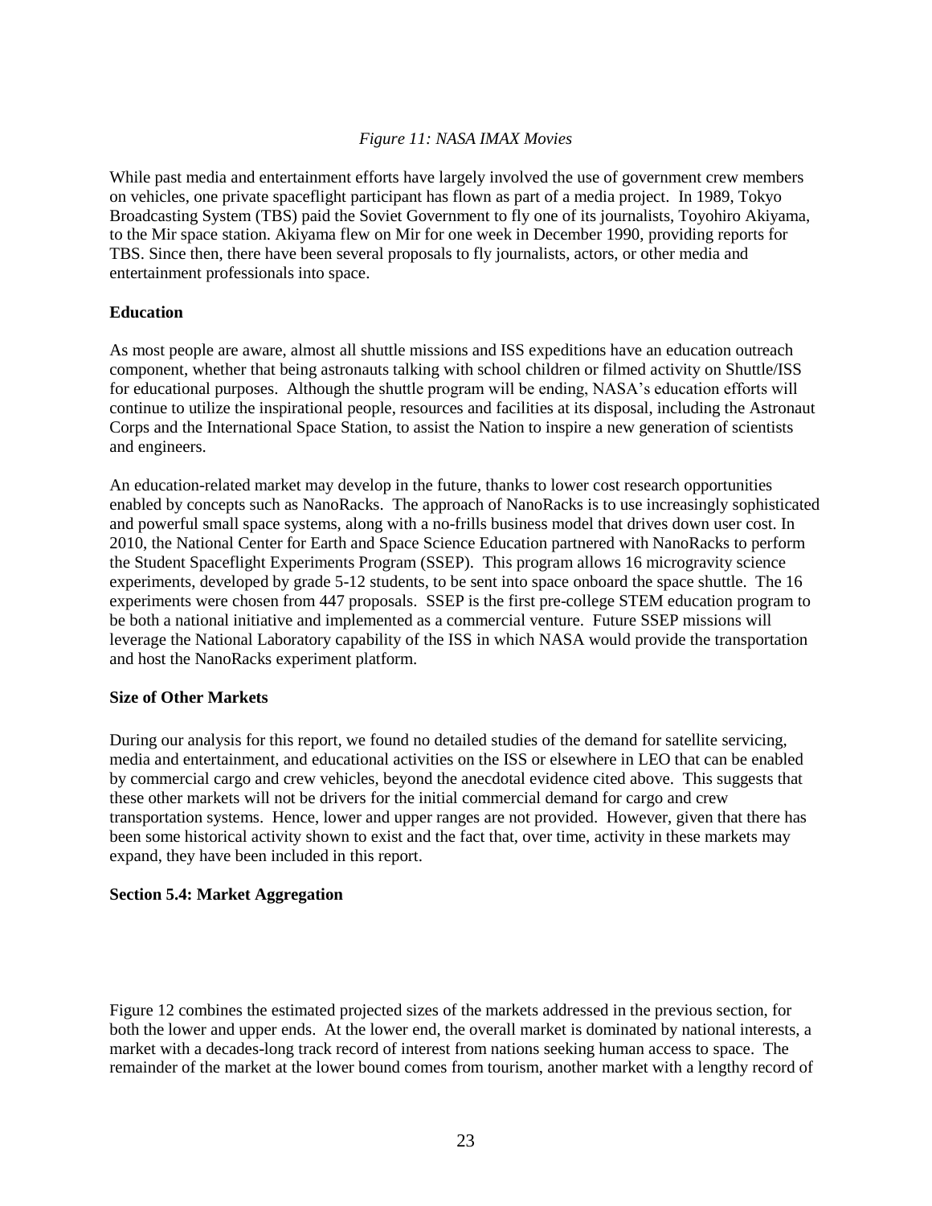*Figure 11: NASA IMAX Movies*

While past media and entertainment efforts have largely involved the use of government crew members on vehicles, one private spaceflight participant has flown as part of a media project. In 1989, Tokyo Broadcasting System (TBS) paid the Soviet Government to fly one of its journalists, Toyohiro Akiyama, to the Mir space station. Akiyama flew on Mir for one week in December 1990, providing reports for TBS. Since then, there have been several proposals to fly journalists, actors, or other media and entertainment professionals into space.

**Education**

As most people are aware, almost all shuttle missions and ISS expeditions have an education outreach component, whether that being astronauts talking with school children or filmed activity on Shuttle/ISS for educational purposes. Although the shuttle program will be ending, NASA's education efforts will continue to utilize the inspirational people, resources and facilities at its disposal, including the Astronaut Corps and the International Space Station, to assist the Nation to inspire a new generation of scientists and engineers.

An education-related market may develop in the future, thanks to lower cost research opportunities enabled by concepts such as NanoRacks. The approach of NanoRacks is to use increasingly sophisticated and powerful small space systems, along with a no-frills business model that drives down user cost. In 2010, the National Center for Earth and Space Science Education partnered with NanoRacks to perform the Student Spaceflight Experiments Program (SSEP). This program allows 16 microgravity science experiments, developed by grade 5-12 students, to be sent into space onboard the space shuttle. The 16 experiments were chosen from 447 proposals. SSEP is the first pre-college STEM education program to be both a national initiative and implemented as a commercial venture. Future SSEP missions will leverage the National Laboratory capability of the ISS in which NASA would provide the transportation and host the NanoRacks experiment platform.

**Size of Other Markets**

During our analysis for this report, we found no detailed studies of the demand for satellite servicing, media and entertainment, and educational activities on the ISS or elsewhere in LEO that can be enabled by commercial cargo and crew vehicles, beyond the anecdotal evidence cited above. This suggests that these other markets will not be drivers for the initial commercial demand for cargo and crew transportation systems. Hence, lower and upper ranges are not provided. However, given that there has been some historical activity shown to exist and the fact that, over time, activity in these markets may expand, they have been included in this report.

**Section 5.4: Market Aggregation**

Figure 12 combines the estimated projected sizes of the markets addressed in the previous section, for both the lower and upper ends. At the lower end, the overall market is dominated by national interests, a market with a decades-long track record of interest from nations seeking human access to space. The remainder of the market at the lower bound comes from tourism, another market with a lengthy record of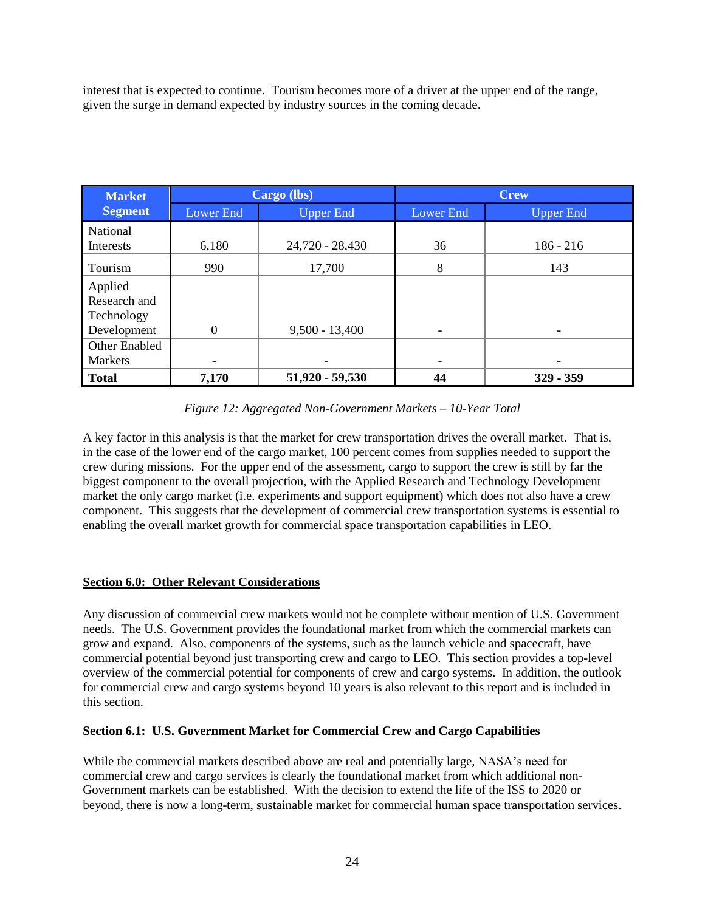interest that is expected to continue. Tourism becomes more of a driver at the upper end of the range, given the surge in demand expected by industry sources in the coming decade.

| Market Segment | Cargo (lbs) | | Crew | |
|---|---|---|---|---|
| | Lower End | Upper End | Lower End | Upper End |
| National Interests | 6,180 | 24,720 - 28,430 | 36 | 186 - 216 |
| Tourism | 990 | 17,700 | 8 | 143 |
| Applied Research and Technology Development | 0 | 9,500 - 13,400 | - | - |
| Other Enabled Markets | - | - | - | - |
| **Total** | **7,170** | **51,920 - 59,530** | **44** | **329 - 359** |

*Figure 12: Aggregated Non-Government Markets – 10-Year Total*

A key factor in this analysis is that the market for crew transportation drives the overall market. That is, in the case of the lower end of the cargo market, 100 percent comes from supplies needed to support the crew during missions. For the upper end of the assessment, cargo to support the crew is still by far the biggest component to the overall projection, with the Applied Research and Technology Development market the only cargo market (i.e. experiments and support equipment) which does not also have a crew component. This suggests that the development of commercial crew transportation systems is essential to enabling the overall market growth for commercial space transportation capabilities in LEO.

## Section 6.0: Other Relevant Considerations

Any discussion of commercial crew markets would not be complete without mention of U.S. Government needs. The U.S. Government provides the foundational market from which the commercial markets can grow and expand. Also, components of the systems, such as the launch vehicle and spacecraft, have commercial potential beyond just transporting crew and cargo to LEO. This section provides a top-level overview of the commercial potential for components of crew and cargo systems. In addition, the outlook for commercial crew and cargo systems beyond 10 years is also relevant to this report and is included in this section.

### Section 6.1: U.S. Government Market for Commercial Crew and Cargo Capabilities

While the commercial markets described above are real and potentially large, NASA's need for commercial crew and cargo services is clearly the foundational market from which additional non-Government markets can be established. With the decision to extend the life of the ISS to 2020 or beyond, there is now a long-term, sustainable market for commercial human space transportation services.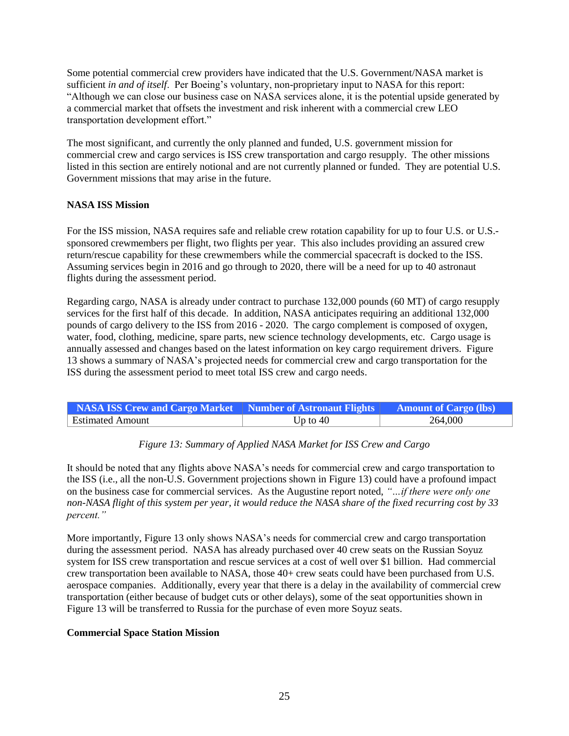Some potential commercial crew providers have indicated that the U.S. Government/NASA market is sufficient *in and of itself*. Per Boeing's voluntary, non-proprietary input to NASA for this report: "Although we can close our business case on NASA services alone, it is the potential upside generated by a commercial market that offsets the investment and risk inherent with a commercial crew LEO transportation development effort."

The most significant, and currently the only planned and funded, U.S. government mission for commercial crew and cargo services is ISS crew transportation and cargo resupply. The other missions listed in this section are entirely notional and are not currently planned or funded. They are potential U.S. Government missions that may arise in the future.

**NASA ISS Mission**

For the ISS mission, NASA requires safe and reliable crew rotation capability for up to four U.S. or U.S.-sponsored crewmembers per flight, two flights per year. This also includes providing an assured crew return/rescue capability for these crewmembers while the commercial spacecraft is docked to the ISS. Assuming services begin in 2016 and go through to 2020, there will be a need for up to 40 astronaut flights during the assessment period.

Regarding cargo, NASA is already under contract to purchase 132,000 pounds (60 MT) of cargo resupply services for the first half of this decade. In addition, NASA anticipates requiring an additional 132,000 pounds of cargo delivery to the ISS from 2016 - 2020. The cargo complement is composed of oxygen, water, food, clothing, medicine, spare parts, new science technology developments, etc. Cargo usage is annually assessed and changes based on the latest information on key cargo requirement drivers. Figure 13 shows a summary of NASA's projected needs for commercial crew and cargo transportation for the ISS during the assessment period to meet total ISS crew and cargo needs.

| NASA ISS Crew and Cargo Market | Number of Astronaut Flights | Amount of Cargo (lbs) |
| --- | --- | --- |
| Estimated Amount | Up to 40 | 264,000 |

*Figure 13: Summary of Applied NASA Market for ISS Crew and Cargo*

It should be noted that any flights above NASA's needs for commercial crew and cargo transportation to the ISS (i.e., all the non-U.S. Government projections shown in Figure 13) could have a profound impact on the business case for commercial services. As the Augustine report noted, *"…if there were only one non-NASA flight of this system per year, it would reduce the NASA share of the fixed recurring cost by 33 percent."*

More importantly, Figure 13 only shows NASA's needs for commercial crew and cargo transportation during the assessment period. NASA has already purchased over 40 crew seats on the Russian Soyuz system for ISS crew transportation and rescue services at a cost of well over $1 billion. Had commercial crew transportation been available to NASA, those 40+ crew seats could have been purchased from U.S. aerospace companies. Additionally, every year that there is a delay in the availability of commercial crew transportation (either because of budget cuts or other delays), some of the seat opportunities shown in Figure 13 will be transferred to Russia for the purchase of even more Soyuz seats.

**Commercial Space Station Mission**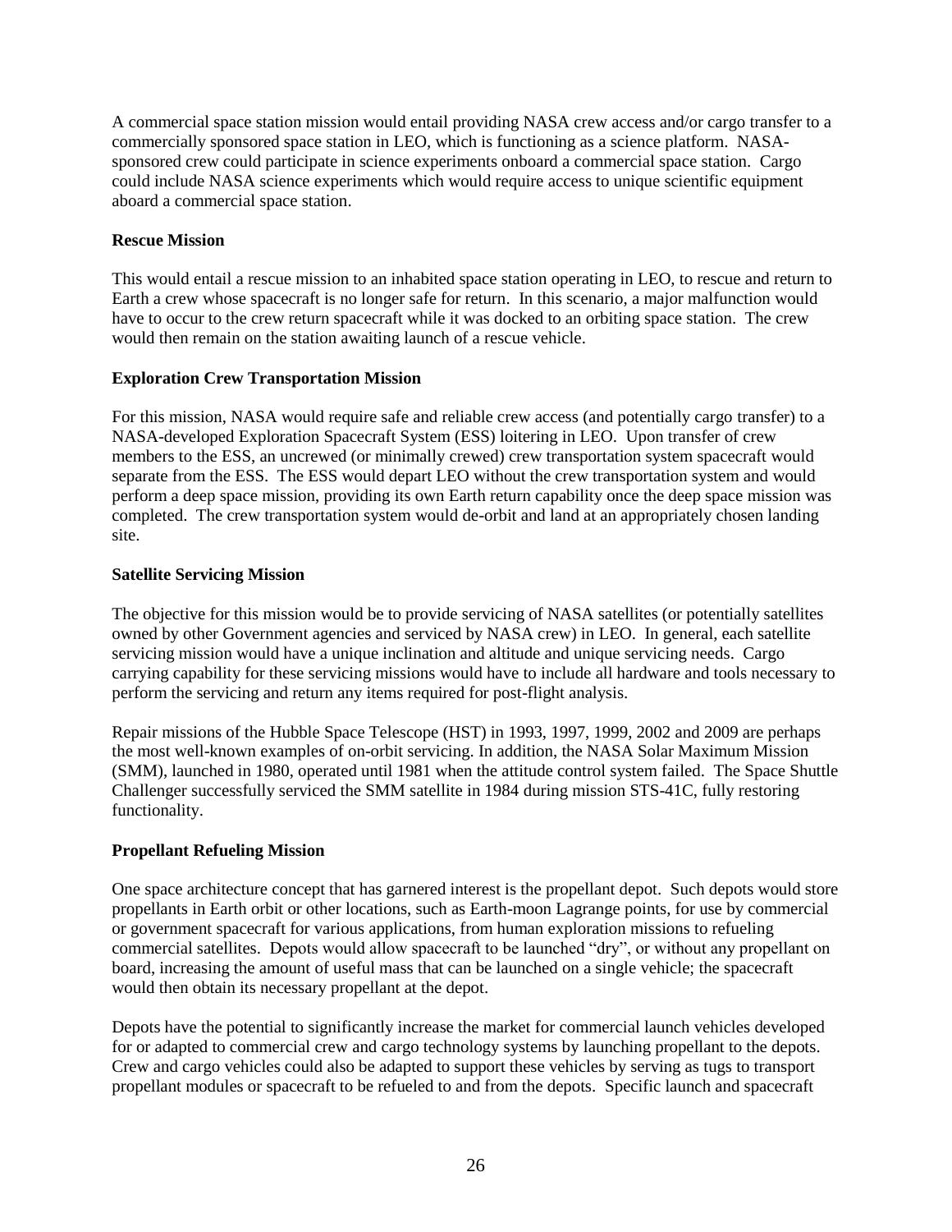A commercial space station mission would entail providing NASA crew access and/or cargo transfer to a commercially sponsored space station in LEO, which is functioning as a science platform. NASA-sponsored crew could participate in science experiments onboard a commercial space station. Cargo could include NASA science experiments which would require access to unique scientific equipment aboard a commercial space station.

**Rescue Mission**

This would entail a rescue mission to an inhabited space station operating in LEO, to rescue and return to Earth a crew whose spacecraft is no longer safe for return. In this scenario, a major malfunction would have to occur to the crew return spacecraft while it was docked to an orbiting space station. The crew would then remain on the station awaiting launch of a rescue vehicle.

**Exploration Crew Transportation Mission**

For this mission, NASA would require safe and reliable crew access (and potentially cargo transfer) to a NASA-developed Exploration Spacecraft System (ESS) loitering in LEO. Upon transfer of crew members to the ESS, an uncrewed (or minimally crewed) crew transportation system spacecraft would separate from the ESS. The ESS would depart LEO without the crew transportation system and would perform a deep space mission, providing its own Earth return capability once the deep space mission was completed. The crew transportation system would de-orbit and land at an appropriately chosen landing site.

**Satellite Servicing Mission**

The objective for this mission would be to provide servicing of NASA satellites (or potentially satellites owned by other Government agencies and serviced by NASA crew) in LEO. In general, each satellite servicing mission would have a unique inclination and altitude and unique servicing needs. Cargo carrying capability for these servicing missions would have to include all hardware and tools necessary to perform the servicing and return any items required for post-flight analysis.

Repair missions of the Hubble Space Telescope (HST) in 1993, 1997, 1999, 2002 and 2009 are perhaps the most well-known examples of on-orbit servicing. In addition, the NASA Solar Maximum Mission (SMM), launched in 1980, operated until 1981 when the attitude control system failed. The Space Shuttle Challenger successfully serviced the SMM satellite in 1984 during mission STS-41C, fully restoring functionality.

**Propellant Refueling Mission**

One space architecture concept that has garnered interest is the propellant depot. Such depots would store propellants in Earth orbit or other locations, such as Earth-moon Lagrange points, for use by commercial or government spacecraft for various applications, from human exploration missions to refueling commercial satellites. Depots would allow spacecraft to be launched "dry", or without any propellant on board, increasing the amount of useful mass that can be launched on a single vehicle; the spacecraft would then obtain its necessary propellant at the depot.

Depots have the potential to significantly increase the market for commercial launch vehicles developed for or adapted to commercial crew and cargo technology systems by launching propellant to the depots. Crew and cargo vehicles could also be adapted to support these vehicles by serving as tugs to transport propellant modules or spacecraft to be refueled to and from the depots. Specific launch and spacecraft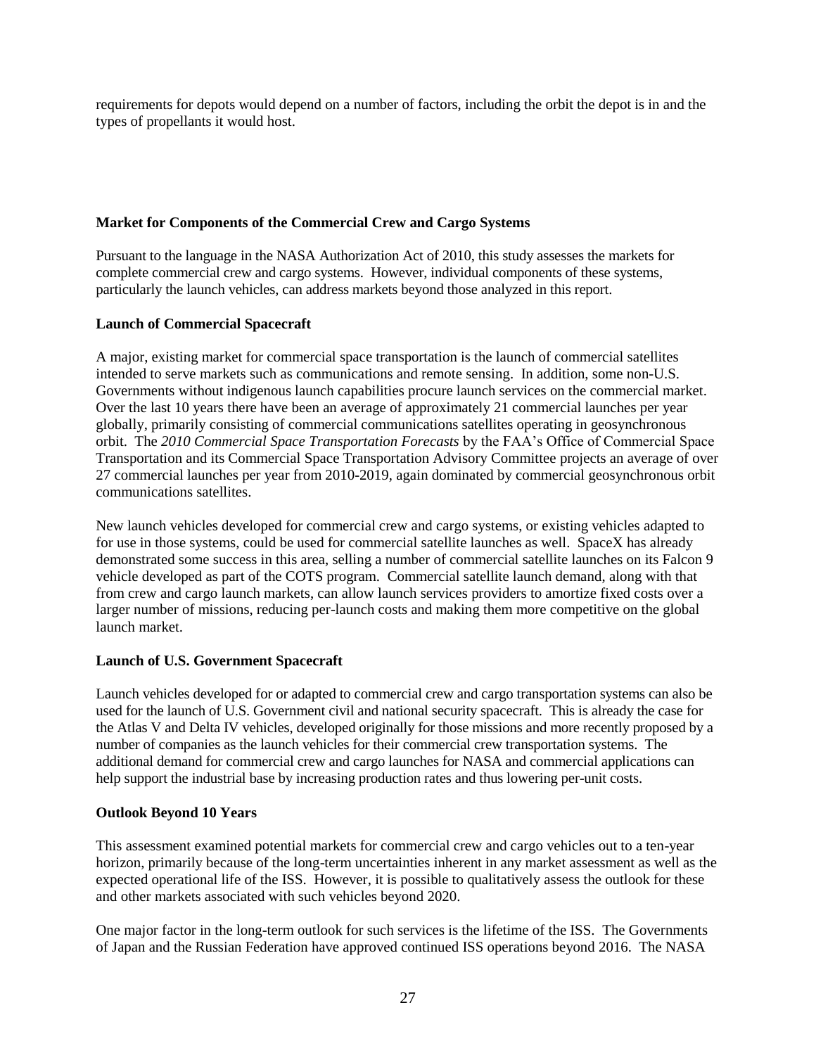requirements for depots would depend on a number of factors, including the orbit the depot is in and the types of propellants it would host.

**Market for Components of the Commercial Crew and Cargo Systems**

Pursuant to the language in the NASA Authorization Act of 2010, this study assesses the markets for complete commercial crew and cargo systems. However, individual components of these systems, particularly the launch vehicles, can address markets beyond those analyzed in this report.

**Launch of Commercial Spacecraft**

A major, existing market for commercial space transportation is the launch of commercial satellites intended to serve markets such as communications and remote sensing. In addition, some non-U.S. Governments without indigenous launch capabilities procure launch services on the commercial market. Over the last 10 years there have been an average of approximately 21 commercial launches per year globally, primarily consisting of commercial communications satellites operating in geosynchronous orbit. The *2010 Commercial Space Transportation Forecasts* by the FAA's Office of Commercial Space Transportation and its Commercial Space Transportation Advisory Committee projects an average of over 27 commercial launches per year from 2010-2019, again dominated by commercial geosynchronous orbit communications satellites.

New launch vehicles developed for commercial crew and cargo systems, or existing vehicles adapted to for use in those systems, could be used for commercial satellite launches as well. SpaceX has already demonstrated some success in this area, selling a number of commercial satellite launches on its Falcon 9 vehicle developed as part of the COTS program. Commercial satellite launch demand, along with that from crew and cargo launch markets, can allow launch services providers to amortize fixed costs over a larger number of missions, reducing per-launch costs and making them more competitive on the global launch market.

**Launch of U.S. Government Spacecraft**

Launch vehicles developed for or adapted to commercial crew and cargo transportation systems can also be used for the launch of U.S. Government civil and national security spacecraft. This is already the case for the Atlas V and Delta IV vehicles, developed originally for those missions and more recently proposed by a number of companies as the launch vehicles for their commercial crew transportation systems. The additional demand for commercial crew and cargo launches for NASA and commercial applications can help support the industrial base by increasing production rates and thus lowering per-unit costs.

**Outlook Beyond 10 Years**

This assessment examined potential markets for commercial crew and cargo vehicles out to a ten-year horizon, primarily because of the long-term uncertainties inherent in any market assessment as well as the expected operational life of the ISS. However, it is possible to qualitatively assess the outlook for these and other markets associated with such vehicles beyond 2020.

One major factor in the long-term outlook for such services is the lifetime of the ISS. The Governments of Japan and the Russian Federation have approved continued ISS operations beyond 2016. The NASA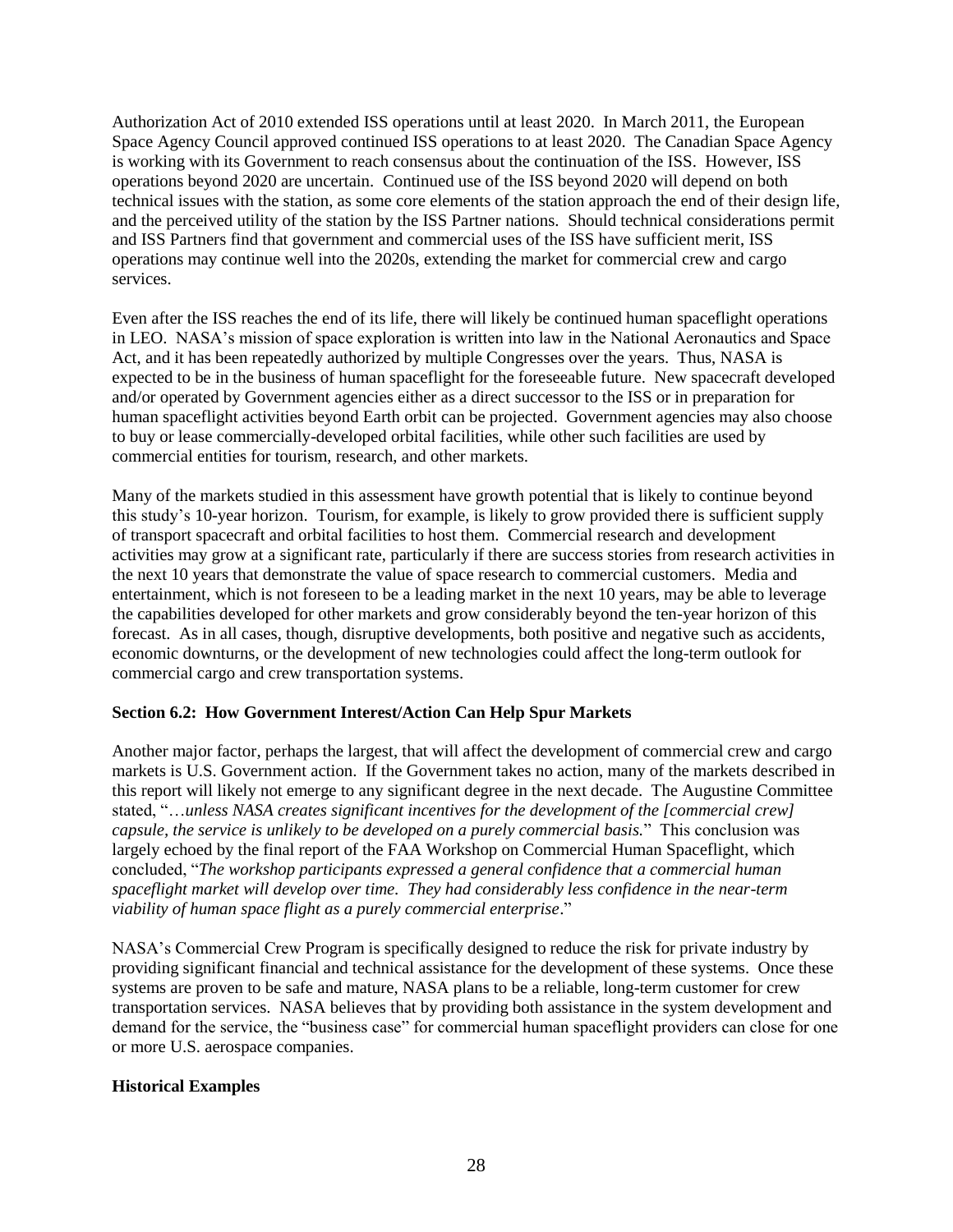Authorization Act of 2010 extended ISS operations until at least 2020. In March 2011, the European Space Agency Council approved continued ISS operations to at least 2020. The Canadian Space Agency is working with its Government to reach consensus about the continuation of the ISS. However, ISS operations beyond 2020 are uncertain. Continued use of the ISS beyond 2020 will depend on both technical issues with the station, as some core elements of the station approach the end of their design life, and the perceived utility of the station by the ISS Partner nations. Should technical considerations permit and ISS Partners find that government and commercial uses of the ISS have sufficient merit, ISS operations may continue well into the 2020s, extending the market for commercial crew and cargo services.

Even after the ISS reaches the end of its life, there will likely be continued human spaceflight operations in LEO. NASA's mission of space exploration is written into law in the National Aeronautics and Space Act, and it has been repeatedly authorized by multiple Congresses over the years. Thus, NASA is expected to be in the business of human spaceflight for the foreseeable future. New spacecraft developed and/or operated by Government agencies either as a direct successor to the ISS or in preparation for human spaceflight activities beyond Earth orbit can be projected. Government agencies may also choose to buy or lease commercially-developed orbital facilities, while other such facilities are used by commercial entities for tourism, research, and other markets.

Many of the markets studied in this assessment have growth potential that is likely to continue beyond this study's 10-year horizon. Tourism, for example, is likely to grow provided there is sufficient supply of transport spacecraft and orbital facilities to host them. Commercial research and development activities may grow at a significant rate, particularly if there are success stories from research activities in the next 10 years that demonstrate the value of space research to commercial customers. Media and entertainment, which is not foreseen to be a leading market in the next 10 years, may be able to leverage the capabilities developed for other markets and grow considerably beyond the ten-year horizon of this forecast. As in all cases, though, disruptive developments, both positive and negative such as accidents, economic downturns, or the development of new technologies could affect the long-term outlook for commercial cargo and crew transportation systems.

**Section 6.2: How Government Interest/Action Can Help Spur Markets**

Another major factor, perhaps the largest, that will affect the development of commercial crew and cargo markets is U.S. Government action. If the Government takes no action, many of the markets described in this report will likely not emerge to any significant degree in the next decade. The Augustine Committee stated, "…*unless NASA creates significant incentives for the development of the [commercial crew] capsule, the service is unlikely to be developed on a purely commercial basis.*" This conclusion was largely echoed by the final report of the FAA Workshop on Commercial Human Spaceflight, which concluded, "*The workshop participants expressed a general confidence that a commercial human spaceflight market will develop over time. They had considerably less confidence in the near-term viability of human space flight as a purely commercial enterprise*."

NASA's Commercial Crew Program is specifically designed to reduce the risk for private industry by providing significant financial and technical assistance for the development of these systems. Once these systems are proven to be safe and mature, NASA plans to be a reliable, long-term customer for crew transportation services. NASA believes that by providing both assistance in the system development and demand for the service, the "business case" for commercial human spaceflight providers can close for one or more U.S. aerospace companies.

**Historical Examples**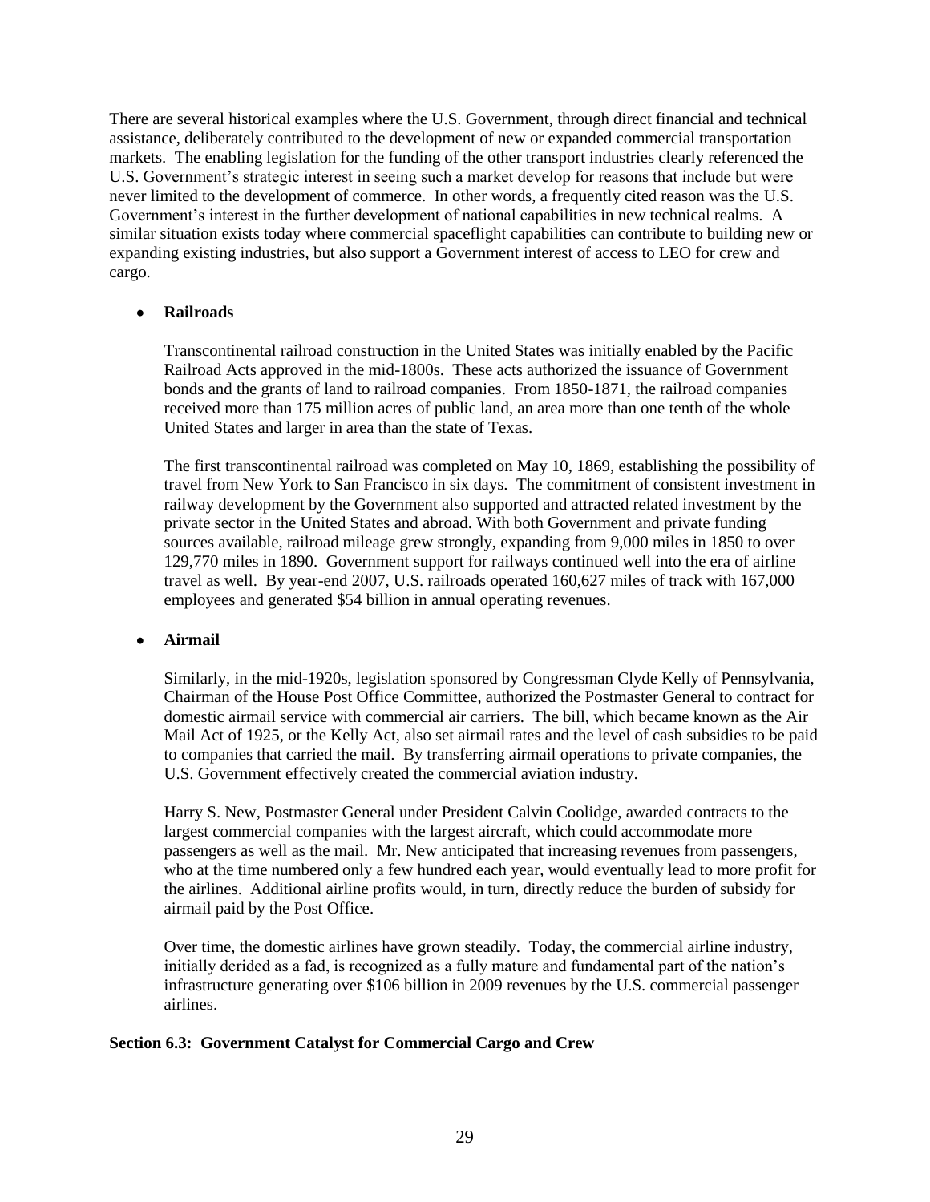There are several historical examples where the U.S. Government, through direct financial and technical assistance, deliberately contributed to the development of new or expanded commercial transportation markets. The enabling legislation for the funding of the other transport industries clearly referenced the U.S. Government's strategic interest in seeing such a market develop for reasons that include but were never limited to the development of commerce. In other words, a frequently cited reason was the U.S. Government's interest in the further development of national capabilities in new technical realms. A similar situation exists today where commercial spaceflight capabilities can contribute to building new or expanding existing industries, but also support a Government interest of access to LEO for crew and cargo.

- **Railroads**

  Transcontinental railroad construction in the United States was initially enabled by the Pacific Railroad Acts approved in the mid-1800s. These acts authorized the issuance of Government bonds and the grants of land to railroad companies. From 1850-1871, the railroad companies received more than 175 million acres of public land, an area more than one tenth of the whole United States and larger in area than the state of Texas.

  The first transcontinental railroad was completed on May 10, 1869, establishing the possibility of travel from New York to San Francisco in six days. The commitment of consistent investment in railway development by the Government also supported and attracted related investment by the private sector in the United States and abroad. With both Government and private funding sources available, railroad mileage grew strongly, expanding from 9,000 miles in 1850 to over 129,770 miles in 1890. Government support for railways continued well into the era of airline travel as well. By year-end 2007, U.S. railroads operated 160,627 miles of track with 167,000 employees and generated $54 billion in annual operating revenues.

- **Airmail**

  Similarly, in the mid-1920s, legislation sponsored by Congressman Clyde Kelly of Pennsylvania, Chairman of the House Post Office Committee, authorized the Postmaster General to contract for domestic airmail service with commercial air carriers. The bill, which became known as the Air Mail Act of 1925, or the Kelly Act, also set airmail rates and the level of cash subsidies to be paid to companies that carried the mail. By transferring airmail operations to private companies, the U.S. Government effectively created the commercial aviation industry.

  Harry S. New, Postmaster General under President Calvin Coolidge, awarded contracts to the largest commercial companies with the largest aircraft, which could accommodate more passengers as well as the mail. Mr. New anticipated that increasing revenues from passengers, who at the time numbered only a few hundred each year, would eventually lead to more profit for the airlines. Additional airline profits would, in turn, directly reduce the burden of subsidy for airmail paid by the Post Office.

  Over time, the domestic airlines have grown steadily. Today, the commercial airline industry, initially derided as a fad, is recognized as a fully mature and fundamental part of the nation's infrastructure generating over $106 billion in 2009 revenues by the U.S. commercial passenger airlines.

### Section 6.3: Government Catalyst for Commercial Cargo and Crew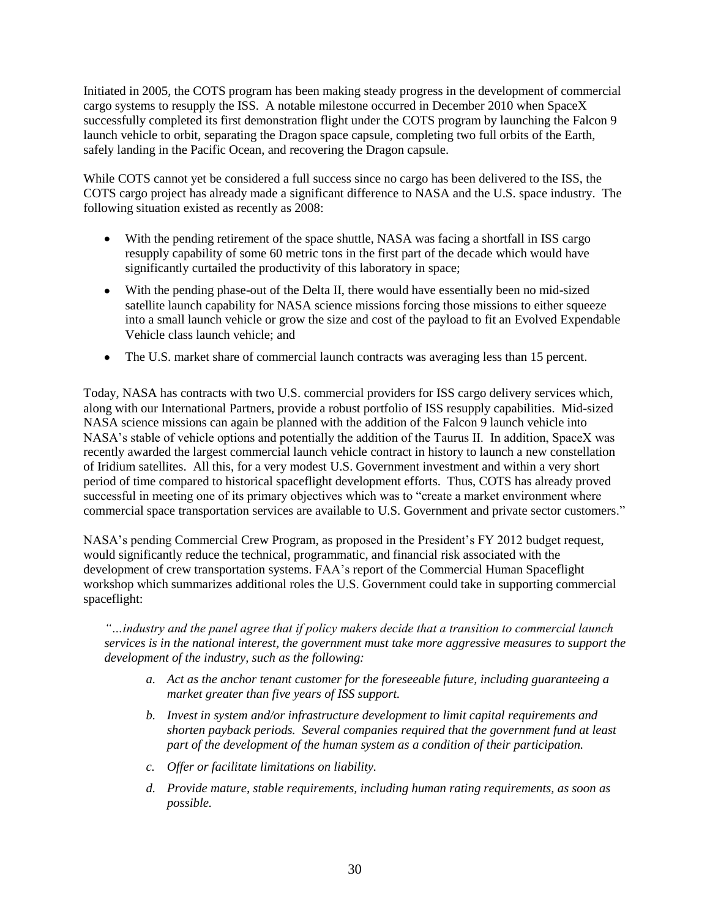Initiated in 2005, the COTS program has been making steady progress in the development of commercial cargo systems to resupply the ISS. A notable milestone occurred in December 2010 when SpaceX successfully completed its first demonstration flight under the COTS program by launching the Falcon 9 launch vehicle to orbit, separating the Dragon space capsule, completing two full orbits of the Earth, safely landing in the Pacific Ocean, and recovering the Dragon capsule.

While COTS cannot yet be considered a full success since no cargo has been delivered to the ISS, the COTS cargo project has already made a significant difference to NASA and the U.S. space industry. The following situation existed as recently as 2008:

- With the pending retirement of the space shuttle, NASA was facing a shortfall in ISS cargo resupply capability of some 60 metric tons in the first part of the decade which would have significantly curtailed the productivity of this laboratory in space;
- With the pending phase-out of the Delta II, there would have essentially been no mid-sized satellite launch capability for NASA science missions forcing those missions to either squeeze into a small launch vehicle or grow the size and cost of the payload to fit an Evolved Expendable Vehicle class launch vehicle; and
- The U.S. market share of commercial launch contracts was averaging less than 15 percent.

Today, NASA has contracts with two U.S. commercial providers for ISS cargo delivery services which, along with our International Partners, provide a robust portfolio of ISS resupply capabilities. Mid-sized NASA science missions can again be planned with the addition of the Falcon 9 launch vehicle into NASA's stable of vehicle options and potentially the addition of the Taurus II. In addition, SpaceX was recently awarded the largest commercial launch vehicle contract in history to launch a new constellation of Iridium satellites. All this, for a very modest U.S. Government investment and within a very short period of time compared to historical spaceflight development efforts. Thus, COTS has already proved successful in meeting one of its primary objectives which was to "create a market environment where commercial space transportation services are available to U.S. Government and private sector customers."

NASA's pending Commercial Crew Program, as proposed in the President's FY 2012 budget request, would significantly reduce the technical, programmatic, and financial risk associated with the development of crew transportation systems. FAA's report of the Commercial Human Spaceflight workshop which summarizes additional roles the U.S. Government could take in supporting commercial spaceflight:

*"…industry and the panel agree that if policy makers decide that a transition to commercial launch services is in the national interest, the government must take more aggressive measures to support the development of the industry, such as the following:*

> *a. Act as the anchor tenant customer for the foreseeable future, including guaranteeing a market greater than five years of ISS support.*
>
> *b. Invest in system and/or infrastructure development to limit capital requirements and shorten payback periods. Several companies required that the government fund at least part of the development of the human system as a condition of their participation.*
>
> *c. Offer or facilitate limitations on liability.*
>
> *d. Provide mature, stable requirements, including human rating requirements, as soon as possible.*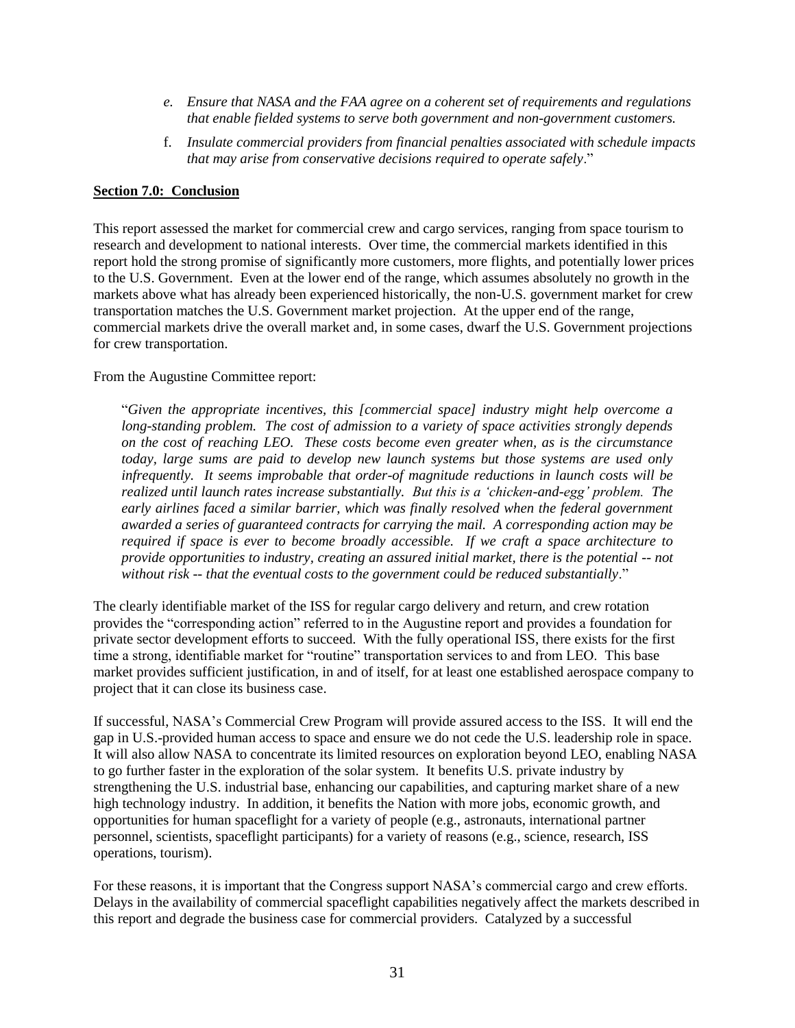*e. Ensure that NASA and the FAA agree on a coherent set of requirements and regulations that enable fielded systems to serve both government and non-government customers.*

f. *Insulate commercial providers from financial penalties associated with schedule impacts that may arise from conservative decisions required to operate safely*."

## Section 7.0: Conclusion

This report assessed the market for commercial crew and cargo services, ranging from space tourism to research and development to national interests. Over time, the commercial markets identified in this report hold the strong promise of significantly more customers, more flights, and potentially lower prices to the U.S. Government. Even at the lower end of the range, which assumes absolutely no growth in the markets above what has already been experienced historically, the non-U.S. government market for crew transportation matches the U.S. Government market projection. At the upper end of the range, commercial markets drive the overall market and, in some cases, dwarf the U.S. Government projections for crew transportation.

From the Augustine Committee report:

> "*Given the appropriate incentives, this [commercial space] industry might help overcome a long-standing problem. The cost of admission to a variety of space activities strongly depends on the cost of reaching LEO. These costs become even greater when, as is the circumstance today, large sums are paid to develop new launch systems but those systems are used only infrequently. It seems improbable that order-of magnitude reductions in launch costs will be realized until launch rates increase substantially. But this is a 'chicken-and-egg' problem. The early airlines faced a similar barrier, which was finally resolved when the federal government awarded a series of guaranteed contracts for carrying the mail. A corresponding action may be required if space is ever to become broadly accessible. If we craft a space architecture to provide opportunities to industry, creating an assured initial market, there is the potential -- not without risk -- that the eventual costs to the government could be reduced substantially*."

The clearly identifiable market of the ISS for regular cargo delivery and return, and crew rotation provides the "corresponding action" referred to in the Augustine report and provides a foundation for private sector development efforts to succeed. With the fully operational ISS, there exists for the first time a strong, identifiable market for "routine" transportation services to and from LEO. This base market provides sufficient justification, in and of itself, for at least one established aerospace company to project that it can close its business case.

If successful, NASA's Commercial Crew Program will provide assured access to the ISS. It will end the gap in U.S.-provided human access to space and ensure we do not cede the U.S. leadership role in space. It will also allow NASA to concentrate its limited resources on exploration beyond LEO, enabling NASA to go further faster in the exploration of the solar system. It benefits U.S. private industry by strengthening the U.S. industrial base, enhancing our capabilities, and capturing market share of a new high technology industry. In addition, it benefits the Nation with more jobs, economic growth, and opportunities for human spaceflight for a variety of people (e.g., astronauts, international partner personnel, scientists, spaceflight participants) for a variety of reasons (e.g., science, research, ISS operations, tourism).

For these reasons, it is important that the Congress support NASA's commercial cargo and crew efforts. Delays in the availability of commercial spaceflight capabilities negatively affect the markets described in this report and degrade the business case for commercial providers. Catalyzed by a successful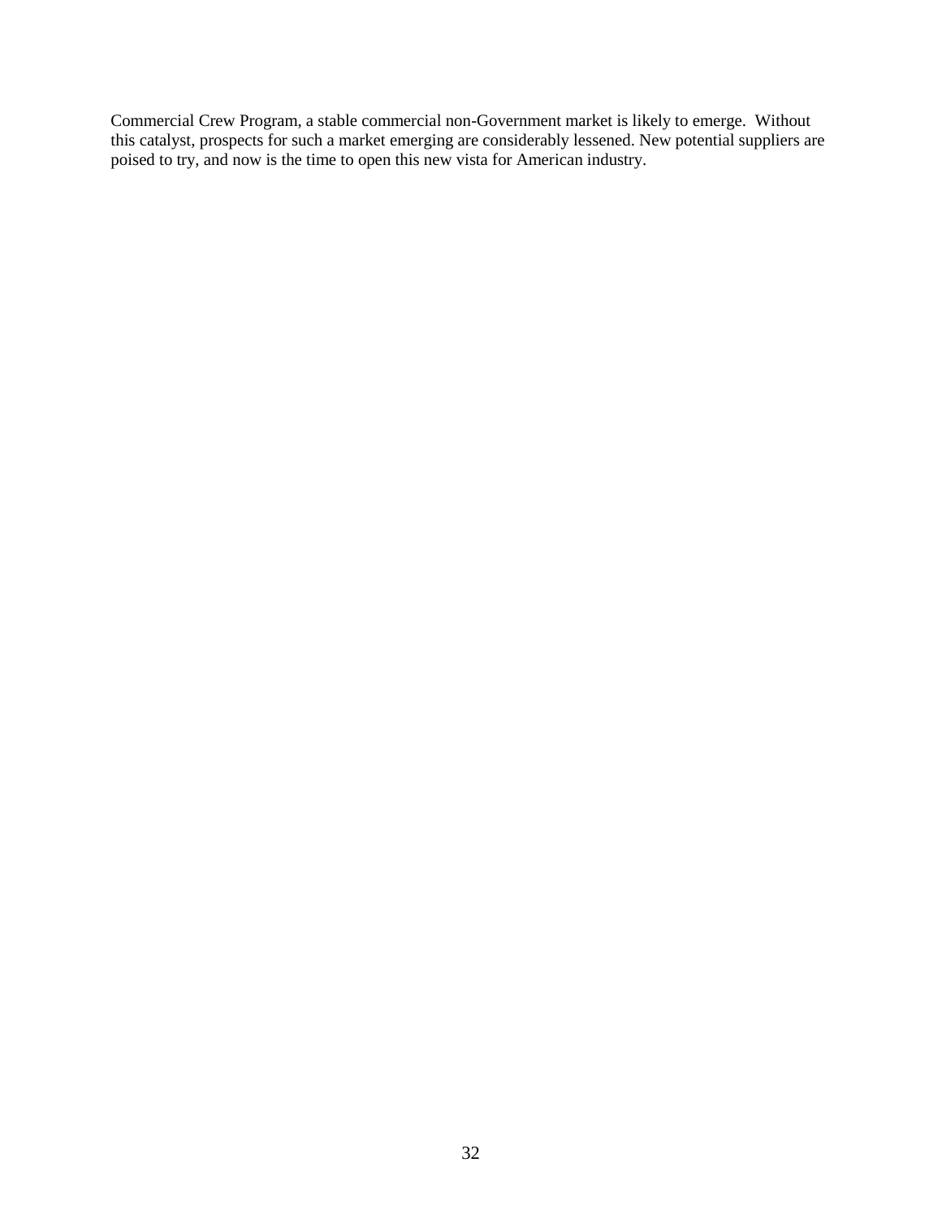Commercial Crew Program, a stable commercial non-Government market is likely to emerge. Without this catalyst, prospects for such a market emerging are considerably lessened. New potential suppliers are poised to try, and now is the time to open this new vista for American industry.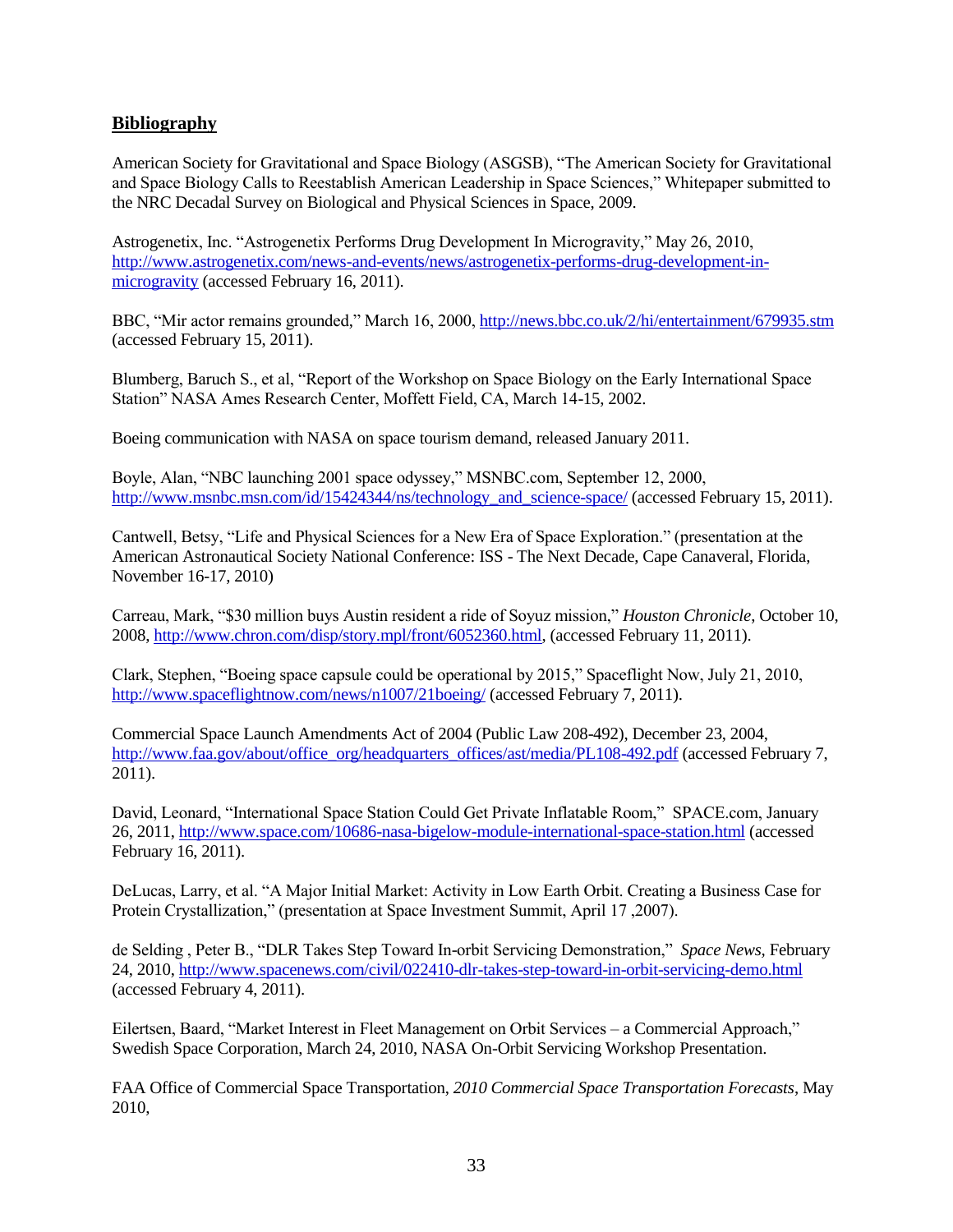## **Bibliography**

American Society for Gravitational and Space Biology (ASGSB), "The American Society for Gravitational and Space Biology Calls to Reestablish American Leadership in Space Sciences," Whitepaper submitted to the NRC Decadal Survey on Biological and Physical Sciences in Space, 2009.

Astrogenetix, Inc. "Astrogenetix Performs Drug Development In Microgravity," May 26, 2010, http://www.astrogenetix.com/news-and-events/news/astrogenetix-performs-drug-development-in-microgravity (accessed February 16, 2011).

BBC, "Mir actor remains grounded," March 16, 2000, http://news.bbc.co.uk/2/hi/entertainment/679935.stm (accessed February 15, 2011).

Blumberg, Baruch S., et al, "Report of the Workshop on Space Biology on the Early International Space Station" NASA Ames Research Center, Moffett Field, CA, March 14-15, 2002.

Boeing communication with NASA on space tourism demand, released January 2011.

Boyle, Alan, "NBC launching 2001 space odyssey," MSNBC.com, September 12, 2000, http://www.msnbc.msn.com/id/15424344/ns/technology_and_science-space/ (accessed February 15, 2011).

Cantwell, Betsy, "Life and Physical Sciences for a New Era of Space Exploration." (presentation at the American Astronautical Society National Conference: ISS - The Next Decade, Cape Canaveral, Florida, November 16-17, 2010)

Carreau, Mark, "$30 million buys Austin resident a ride of Soyuz mission," *Houston Chronicle*, October 10, 2008, http://www.chron.com/disp/story.mpl/front/6052360.html, (accessed February 11, 2011).

Clark, Stephen, "Boeing space capsule could be operational by 2015," Spaceflight Now, July 21, 2010, http://www.spaceflightnow.com/news/n1007/21boeing/ (accessed February 7, 2011).

Commercial Space Launch Amendments Act of 2004 (Public Law 208-492), December 23, 2004, http://www.faa.gov/about/office_org/headquarters_offices/ast/media/PL108-492.pdf (accessed February 7, 2011).

David, Leonard, "International Space Station Could Get Private Inflatable Room," SPACE.com, January 26, 2011, http://www.space.com/10686-nasa-bigelow-module-international-space-station.html (accessed February 16, 2011).

DeLucas, Larry, et al. "A Major Initial Market: Activity in Low Earth Orbit. Creating a Business Case for Protein Crystallization," (presentation at Space Investment Summit, April 17 ,2007).

de Selding , Peter B., "DLR Takes Step Toward In-orbit Servicing Demonstration," *Space News*, February 24, 2010, http://www.spacenews.com/civil/022410-dlr-takes-step-toward-in-orbit-servicing-demo.html (accessed February 4, 2011).

Eilertsen, Baard, "Market Interest in Fleet Management on Orbit Services – a Commercial Approach," Swedish Space Corporation, March 24, 2010, NASA On-Orbit Servicing Workshop Presentation.

FAA Office of Commercial Space Transportation, *2010 Commercial Space Transportation Forecasts*, May 2010,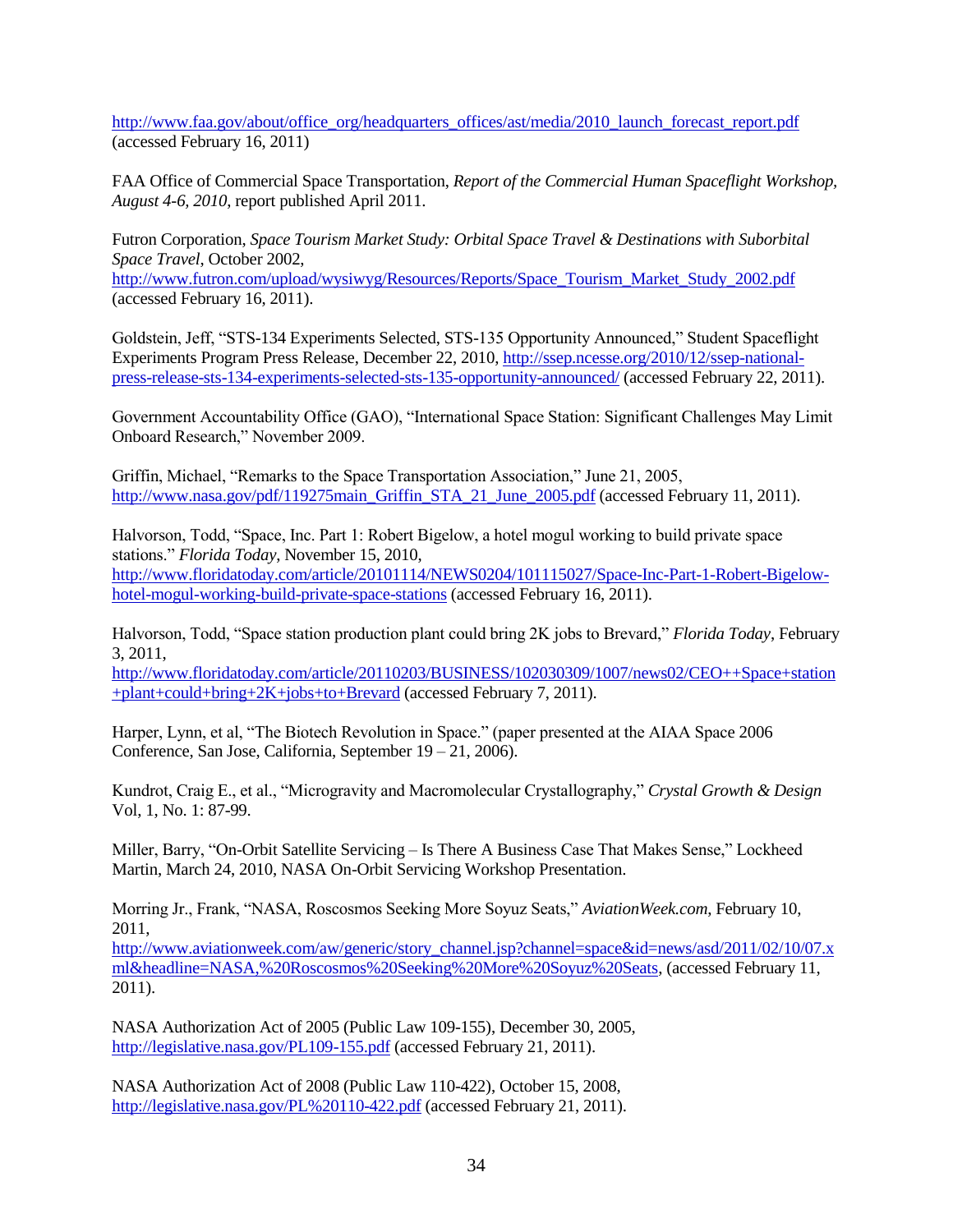http://www.faa.gov/about/office_org/headquarters_offices/ast/media/2010_launch_forecast_report.pdf (accessed February 16, 2011)

FAA Office of Commercial Space Transportation, *Report of the Commercial Human Spaceflight Workshop, August 4-6, 2010*, report published April 2011.

Futron Corporation, *Space Tourism Market Study: Orbital Space Travel & Destinations with Suborbital Space Travel*, October 2002, http://www.futron.com/upload/wysiwyg/Resources/Reports/Space_Tourism_Market_Study_2002.pdf (accessed February 16, 2011).

Goldstein, Jeff, "STS-134 Experiments Selected, STS-135 Opportunity Announced," Student Spaceflight Experiments Program Press Release, December 22, 2010, http://ssep.ncesse.org/2010/12/ssep-national-press-release-sts-134-experiments-selected-sts-135-opportunity-announced/ (accessed February 22, 2011).

Government Accountability Office (GAO), "International Space Station: Significant Challenges May Limit Onboard Research," November 2009.

Griffin, Michael, "Remarks to the Space Transportation Association," June 21, 2005, http://www.nasa.gov/pdf/119275main_Griffin_STA_21_June_2005.pdf (accessed February 11, 2011).

Halvorson, Todd, "Space, Inc. Part 1: Robert Bigelow, a hotel mogul working to build private space stations." *Florida Today*, November 15, 2010, http://www.floridatoday.com/article/20101114/NEWS0204/101115027/Space-Inc-Part-1-Robert-Bigelow-hotel-mogul-working-build-private-space-stations (accessed February 16, 2011).

Halvorson, Todd, "Space station production plant could bring 2K jobs to Brevard," *Florida Today*, February 3, 2011, http://www.floridatoday.com/article/20110203/BUSINESS/102030309/1007/news02/CEO++Space+station+plant+could+bring+2K+jobs+to+Brevard (accessed February 7, 2011).

Harper, Lynn, et al, "The Biotech Revolution in Space." (paper presented at the AIAA Space 2006 Conference, San Jose, California, September 19 – 21, 2006).

Kundrot, Craig E., et al., "Microgravity and Macromolecular Crystallography," *Crystal Growth & Design* Vol, 1, No. 1: 87-99.

Miller, Barry, "On-Orbit Satellite Servicing – Is There A Business Case That Makes Sense," Lockheed Martin, March 24, 2010, NASA On-Orbit Servicing Workshop Presentation.

Morring Jr., Frank, "NASA, Roscosmos Seeking More Soyuz Seats," *AviationWeek.com*, February 10, 2011, http://www.aviationweek.com/aw/generic/story_channel.jsp?channel=space&id=news/asd/2011/02/10/07.xml&headline=NASA,%20Roscosmos%20Seeking%20More%20Soyuz%20Seats, (accessed February 11, 2011).

NASA Authorization Act of 2005 (Public Law 109-155), December 30, 2005, http://legislative.nasa.gov/PL109-155.pdf (accessed February 21, 2011).

NASA Authorization Act of 2008 (Public Law 110-422), October 15, 2008, http://legislative.nasa.gov/PL%20110-422.pdf (accessed February 21, 2011).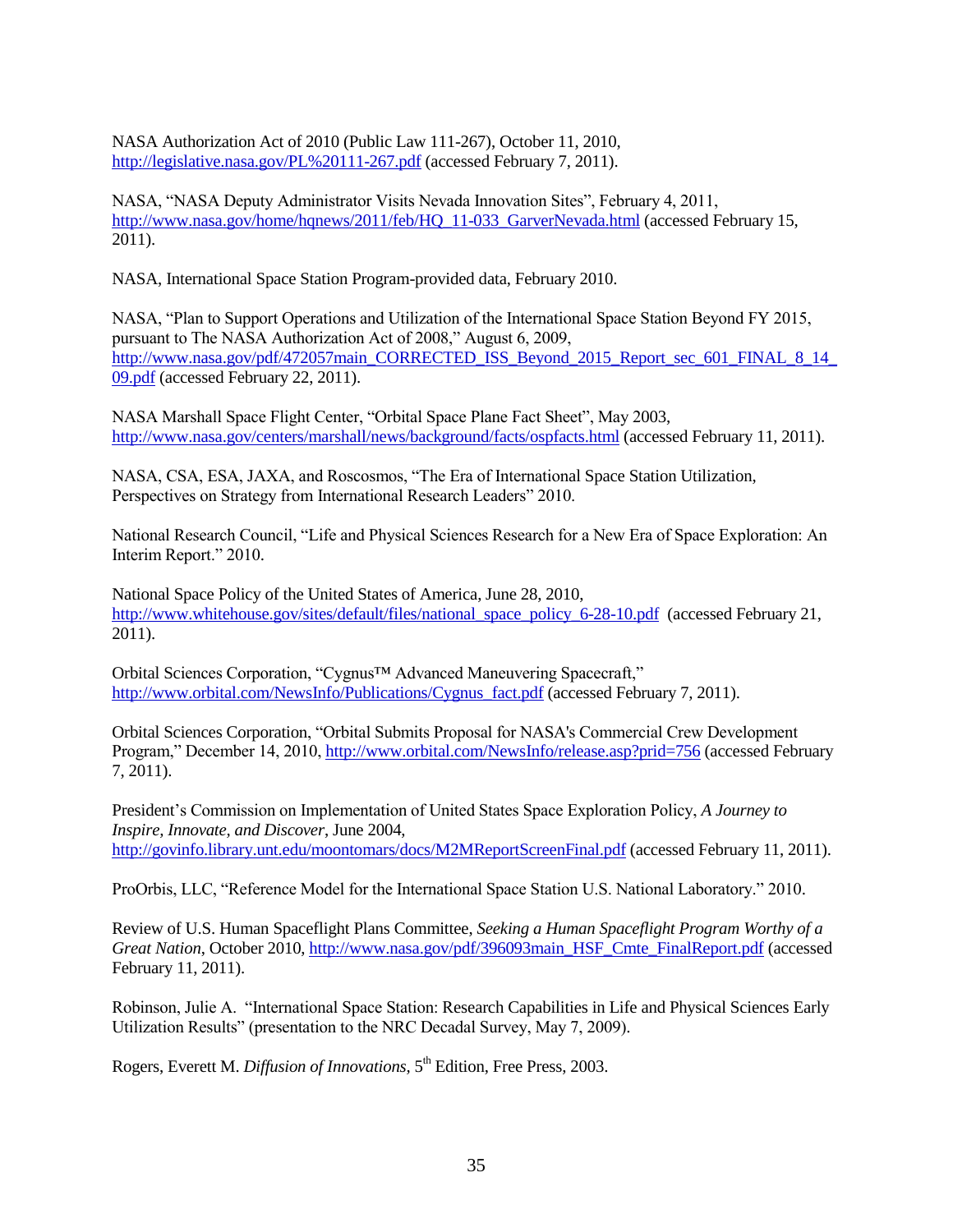NASA Authorization Act of 2010 (Public Law 111-267), October 11, 2010, http://legislative.nasa.gov/PL%20111-267.pdf (accessed February 7, 2011).

NASA, "NASA Deputy Administrator Visits Nevada Innovation Sites", February 4, 2011, http://www.nasa.gov/home/hqnews/2011/feb/HQ_11-033_GarverNevada.html (accessed February 15, 2011).

NASA, International Space Station Program-provided data, February 2010.

NASA, "Plan to Support Operations and Utilization of the International Space Station Beyond FY 2015, pursuant to The NASA Authorization Act of 2008," August 6, 2009, http://www.nasa.gov/pdf/472057main_CORRECTED_ISS_Beyond_2015_Report_sec_601_FINAL_8_14_09.pdf (accessed February 22, 2011).

NASA Marshall Space Flight Center, "Orbital Space Plane Fact Sheet", May 2003, http://www.nasa.gov/centers/marshall/news/background/facts/ospfacts.html (accessed February 11, 2011).

NASA, CSA, ESA, JAXA, and Roscosmos, "The Era of International Space Station Utilization, Perspectives on Strategy from International Research Leaders" 2010.

National Research Council, "Life and Physical Sciences Research for a New Era of Space Exploration: An Interim Report." 2010.

National Space Policy of the United States of America, June 28, 2010, http://www.whitehouse.gov/sites/default/files/national_space_policy_6-28-10.pdf (accessed February 21, 2011).

Orbital Sciences Corporation, "Cygnus™ Advanced Maneuvering Spacecraft," http://www.orbital.com/NewsInfo/Publications/Cygnus_fact.pdf (accessed February 7, 2011).

Orbital Sciences Corporation, "Orbital Submits Proposal for NASA's Commercial Crew Development Program," December 14, 2010, http://www.orbital.com/NewsInfo/release.asp?prid=756 (accessed February 7, 2011).

President's Commission on Implementation of United States Space Exploration Policy, *A Journey to Inspire, Innovate, and Discover*, June 2004, http://govinfo.library.unt.edu/moontomars/docs/M2MReportScreenFinal.pdf (accessed February 11, 2011).

ProOrbis, LLC, "Reference Model for the International Space Station U.S. National Laboratory." 2010.

Review of U.S. Human Spaceflight Plans Committee, *Seeking a Human Spaceflight Program Worthy of a Great Nation*, October 2010, http://www.nasa.gov/pdf/396093main_HSF_Cmte_FinalReport.pdf (accessed February 11, 2011).

Robinson, Julie A. "International Space Station: Research Capabilities in Life and Physical Sciences Early Utilization Results" (presentation to the NRC Decadal Survey, May 7, 2009).

Rogers, Everett M. *Diffusion of Innovations*, 5th Edition, Free Press, 2003.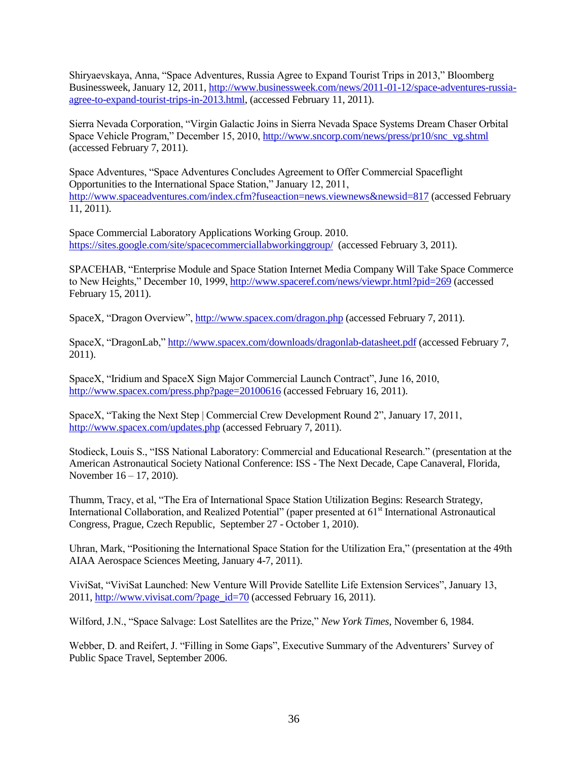Shiryaevskaya, Anna, "Space Adventures, Russia Agree to Expand Tourist Trips in 2013," Bloomberg Businessweek, January 12, 2011, http://www.businessweek.com/news/2011-01-12/space-adventures-russia-agree-to-expand-tourist-trips-in-2013.html, (accessed February 11, 2011).

Sierra Nevada Corporation, "Virgin Galactic Joins in Sierra Nevada Space Systems Dream Chaser Orbital Space Vehicle Program," December 15, 2010, http://www.sncorp.com/news/press/pr10/snc_vg.shtml (accessed February 7, 2011).

Space Adventures, "Space Adventures Concludes Agreement to Offer Commercial Spaceflight Opportunities to the International Space Station," January 12, 2011, http://www.spaceadventures.com/index.cfm?fuseaction=news.viewnews&newsid=817 (accessed February 11, 2011).

Space Commercial Laboratory Applications Working Group. 2010. https://sites.google.com/site/spacecommerciallabworkinggroup/ (accessed February 3, 2011).

SPACEHAB, "Enterprise Module and Space Station Internet Media Company Will Take Space Commerce to New Heights," December 10, 1999, http://www.spaceref.com/news/viewpr.html?pid=269 (accessed February 15, 2011).

SpaceX, "Dragon Overview", http://www.spacex.com/dragon.php (accessed February 7, 2011).

SpaceX, "DragonLab," http://www.spacex.com/downloads/dragonlab-datasheet.pdf (accessed February 7, 2011).

SpaceX, "Iridium and SpaceX Sign Major Commercial Launch Contract", June 16, 2010, http://www.spacex.com/press.php?page=20100616 (accessed February 16, 2011).

SpaceX, "Taking the Next Step | Commercial Crew Development Round 2", January 17, 2011, http://www.spacex.com/updates.php (accessed February 7, 2011).

Stodieck, Louis S., "ISS National Laboratory: Commercial and Educational Research." (presentation at the American Astronautical Society National Conference: ISS - The Next Decade, Cape Canaveral, Florida, November 16 – 17, 2010).

Thumm, Tracy, et al, "The Era of International Space Station Utilization Begins: Research Strategy, International Collaboration, and Realized Potential" (paper presented at 61st International Astronautical Congress, Prague, Czech Republic, September 27 - October 1, 2010).

Uhran, Mark, "Positioning the International Space Station for the Utilization Era," (presentation at the 49th AIAA Aerospace Sciences Meeting, January 4-7, 2011).

ViviSat, "ViviSat Launched: New Venture Will Provide Satellite Life Extension Services", January 13, 2011, http://www.vivisat.com/?page_id=70 (accessed February 16, 2011).

Wilford, J.N., "Space Salvage: Lost Satellites are the Prize," *New York Times*, November 6, 1984.

Webber, D. and Reifert, J. "Filling in Some Gaps", Executive Summary of the Adventurers' Survey of Public Space Travel, September 2006.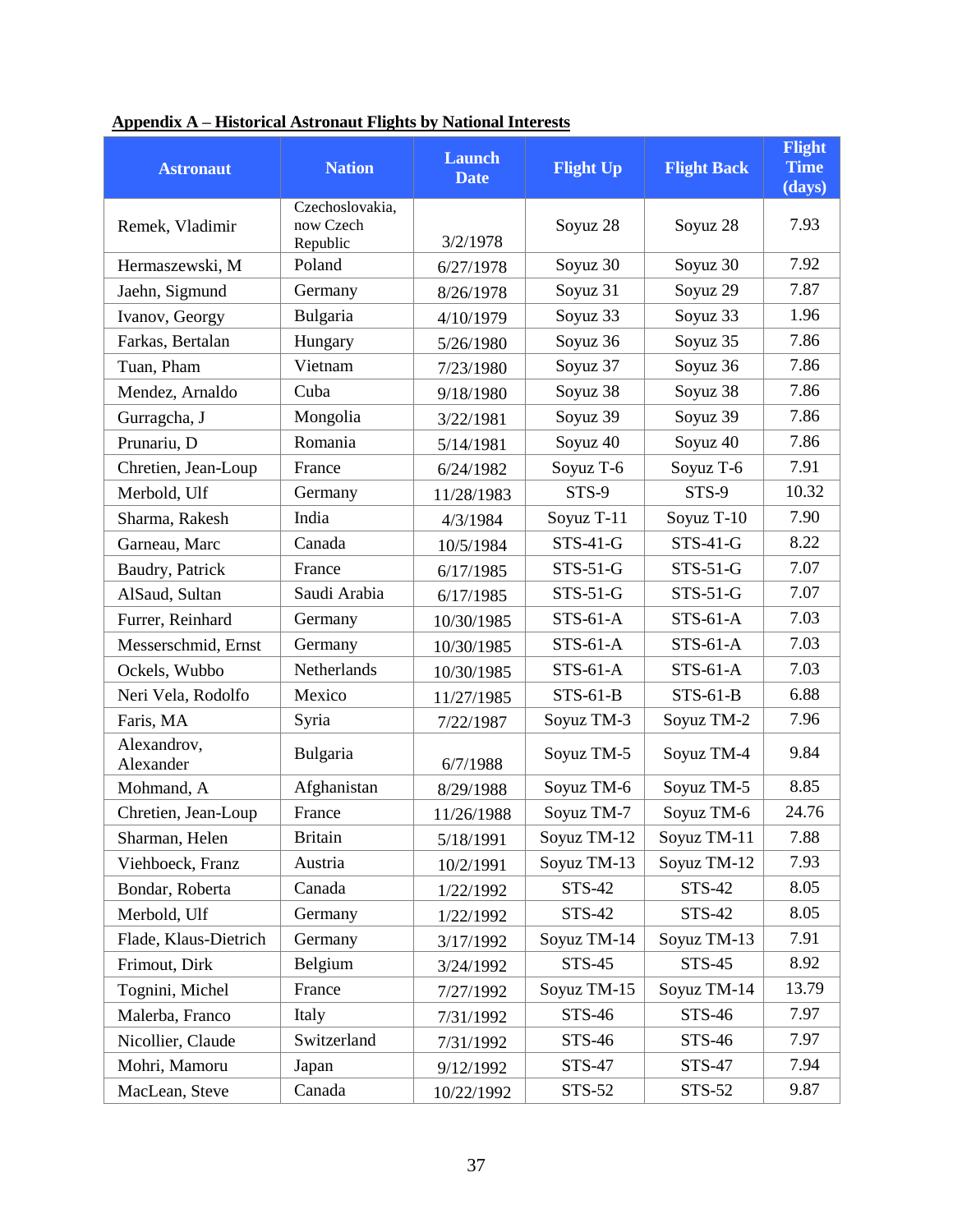**Appendix A – Historical Astronaut Flights by National Interests**

| Astronaut | Nation | Launch Date | Flight Up | Flight Back | Flight Time (days) |
|---|---|---|---|---|---|
| Remek, Vladimir | Czechoslovakia, now Czech Republic | 3/2/1978 | Soyuz 28 | Soyuz 28 | 7.93 |
| Hermaszewski, M | Poland | 6/27/1978 | Soyuz 30 | Soyuz 30 | 7.92 |
| Jaehn, Sigmund | Germany | 8/26/1978 | Soyuz 31 | Soyuz 29 | 7.87 |
| Ivanov, Georgy | Bulgaria | 4/10/1979 | Soyuz 33 | Soyuz 33 | 1.96 |
| Farkas, Bertalan | Hungary | 5/26/1980 | Soyuz 36 | Soyuz 35 | 7.86 |
| Tuan, Pham | Vietnam | 7/23/1980 | Soyuz 37 | Soyuz 36 | 7.86 |
| Mendez, Arnaldo | Cuba | 9/18/1980 | Soyuz 38 | Soyuz 38 | 7.86 |
| Gurragcha, J | Mongolia | 3/22/1981 | Soyuz 39 | Soyuz 39 | 7.86 |
| Prunariu, D | Romania | 5/14/1981 | Soyuz 40 | Soyuz 40 | 7.86 |
| Chretien, Jean-Loup | France | 6/24/1982 | Soyuz T-6 | Soyuz T-6 | 7.91 |
| Merbold, Ulf | Germany | 11/28/1983 | STS-9 | STS-9 | 10.32 |
| Sharma, Rakesh | India | 4/3/1984 | Soyuz T-11 | Soyuz T-10 | 7.90 |
| Garneau, Marc | Canada | 10/5/1984 | STS-41-G | STS-41-G | 8.22 |
| Baudry, Patrick | France | 6/17/1985 | STS-51-G | STS-51-G | 7.07 |
| AlSaud, Sultan | Saudi Arabia | 6/17/1985 | STS-51-G | STS-51-G | 7.07 |
| Furrer, Reinhard | Germany | 10/30/1985 | STS-61-A | STS-61-A | 7.03 |
| Messerschmid, Ernst | Germany | 10/30/1985 | STS-61-A | STS-61-A | 7.03 |
| Ockels, Wubbo | Netherlands | 10/30/1985 | STS-61-A | STS-61-A | 7.03 |
| Neri Vela, Rodolfo | Mexico | 11/27/1985 | STS-61-B | STS-61-B | 6.88 |
| Faris, MA | Syria | 7/22/1987 | Soyuz TM-3 | Soyuz TM-2 | 7.96 |
| Alexandrov, Alexander | Bulgaria | 6/7/1988 | Soyuz TM-5 | Soyuz TM-4 | 9.84 |
| Mohmand, A | Afghanistan | 8/29/1988 | Soyuz TM-6 | Soyuz TM-5 | 8.85 |
| Chretien, Jean-Loup | France | 11/26/1988 | Soyuz TM-7 | Soyuz TM-6 | 24.76 |
| Sharman, Helen | Britain | 5/18/1991 | Soyuz TM-12 | Soyuz TM-11 | 7.88 |
| Viehboeck, Franz | Austria | 10/2/1991 | Soyuz TM-13 | Soyuz TM-12 | 7.93 |
| Bondar, Roberta | Canada | 1/22/1992 | STS-42 | STS-42 | 8.05 |
| Merbold, Ulf | Germany | 1/22/1992 | STS-42 | STS-42 | 8.05 |
| Flade, Klaus-Dietrich | Germany | 3/17/1992 | Soyuz TM-14 | Soyuz TM-13 | 7.91 |
| Frimout, Dirk | Belgium | 3/24/1992 | STS-45 | STS-45 | 8.92 |
| Tognini, Michel | France | 7/27/1992 | Soyuz TM-15 | Soyuz TM-14 | 13.79 |
| Malerba, Franco | Italy | 7/31/1992 | STS-46 | STS-46 | 7.97 |
| Nicollier, Claude | Switzerland | 7/31/1992 | STS-46 | STS-46 | 7.97 |
| Mohri, Mamoru | Japan | 9/12/1992 | STS-47 | STS-47 | 7.94 |
| MacLean, Steve | Canada | 10/22/1992 | STS-52 | STS-52 | 9.87 |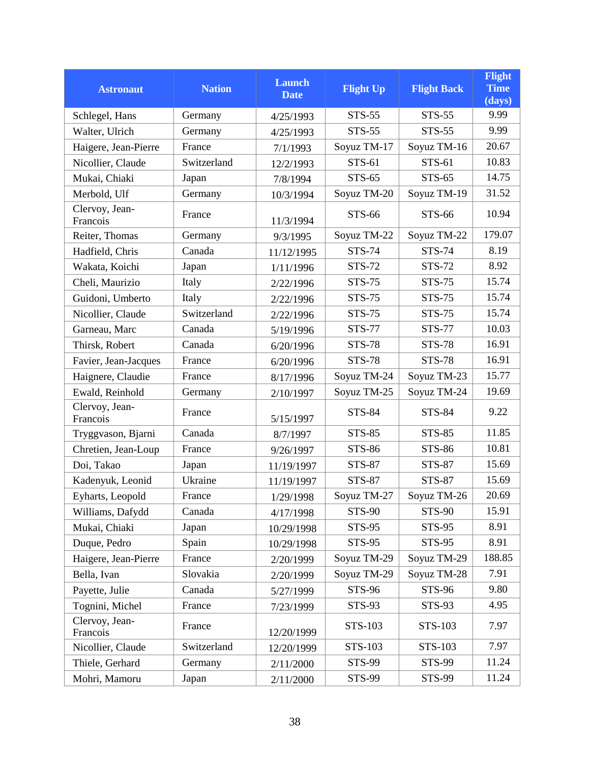| Astronaut | Nation | Launch Date | Flight Up | Flight Back | Flight Time (days) |
|---|---|---|---|---|---|
| Schlegel, Hans | Germany | 4/25/1993 | STS-55 | STS-55 | 9.99 |
| Walter, Ulrich | Germany | 4/25/1993 | STS-55 | STS-55 | 9.99 |
| Haigere, Jean-Pierre | France | 7/1/1993 | Soyuz TM-17 | Soyuz TM-16 | 20.67 |
| Nicollier, Claude | Switzerland | 12/2/1993 | STS-61 | STS-61 | 10.83 |
| Mukai, Chiaki | Japan | 7/8/1994 | STS-65 | STS-65 | 14.75 |
| Merbold, Ulf | Germany | 10/3/1994 | Soyuz TM-20 | Soyuz TM-19 | 31.52 |
| Clervoy, Jean-Francois | France | 11/3/1994 | STS-66 | STS-66 | 10.94 |
| Reiter, Thomas | Germany | 9/3/1995 | Soyuz TM-22 | Soyuz TM-22 | 179.07 |
| Hadfield, Chris | Canada | 11/12/1995 | STS-74 | STS-74 | 8.19 |
| Wakata, Koichi | Japan | 1/11/1996 | STS-72 | STS-72 | 8.92 |
| Cheli, Maurizio | Italy | 2/22/1996 | STS-75 | STS-75 | 15.74 |
| Guidoni, Umberto | Italy | 2/22/1996 | STS-75 | STS-75 | 15.74 |
| Nicollier, Claude | Switzerland | 2/22/1996 | STS-75 | STS-75 | 15.74 |
| Garneau, Marc | Canada | 5/19/1996 | STS-77 | STS-77 | 10.03 |
| Thirsk, Robert | Canada | 6/20/1996 | STS-78 | STS-78 | 16.91 |
| Favier, Jean-Jacques | France | 6/20/1996 | STS-78 | STS-78 | 16.91 |
| Haignere, Claudie | France | 8/17/1996 | Soyuz TM-24 | Soyuz TM-23 | 15.77 |
| Ewald, Reinhold | Germany | 2/10/1997 | Soyuz TM-25 | Soyuz TM-24 | 19.69 |
| Clervoy, Jean-Francois | France | 5/15/1997 | STS-84 | STS-84 | 9.22 |
| Tryggvason, Bjarni | Canada | 8/7/1997 | STS-85 | STS-85 | 11.85 |
| Chretien, Jean-Loup | France | 9/26/1997 | STS-86 | STS-86 | 10.81 |
| Doi, Takao | Japan | 11/19/1997 | STS-87 | STS-87 | 15.69 |
| Kadenyuk, Leonid | Ukraine | 11/19/1997 | STS-87 | STS-87 | 15.69 |
| Eyharts, Leopold | France | 1/29/1998 | Soyuz TM-27 | Soyuz TM-26 | 20.69 |
| Williams, Dafydd | Canada | 4/17/1998 | STS-90 | STS-90 | 15.91 |
| Mukai, Chiaki | Japan | 10/29/1998 | STS-95 | STS-95 | 8.91 |
| Duque, Pedro | Spain | 10/29/1998 | STS-95 | STS-95 | 8.91 |
| Haigere, Jean-Pierre | France | 2/20/1999 | Soyuz TM-29 | Soyuz TM-29 | 188.85 |
| Bella, Ivan | Slovakia | 2/20/1999 | Soyuz TM-29 | Soyuz TM-28 | 7.91 |
| Payette, Julie | Canada | 5/27/1999 | STS-96 | STS-96 | 9.80 |
| Tognini, Michel | France | 7/23/1999 | STS-93 | STS-93 | 4.95 |
| Clervoy, Jean-Francois | France | 12/20/1999 | STS-103 | STS-103 | 7.97 |
| Nicollier, Claude | Switzerland | 12/20/1999 | STS-103 | STS-103 | 7.97 |
| Thiele, Gerhard | Germany | 2/11/2000 | STS-99 | STS-99 | 11.24 |
| Mohri, Mamoru | Japan | 2/11/2000 | STS-99 | STS-99 | 11.24 |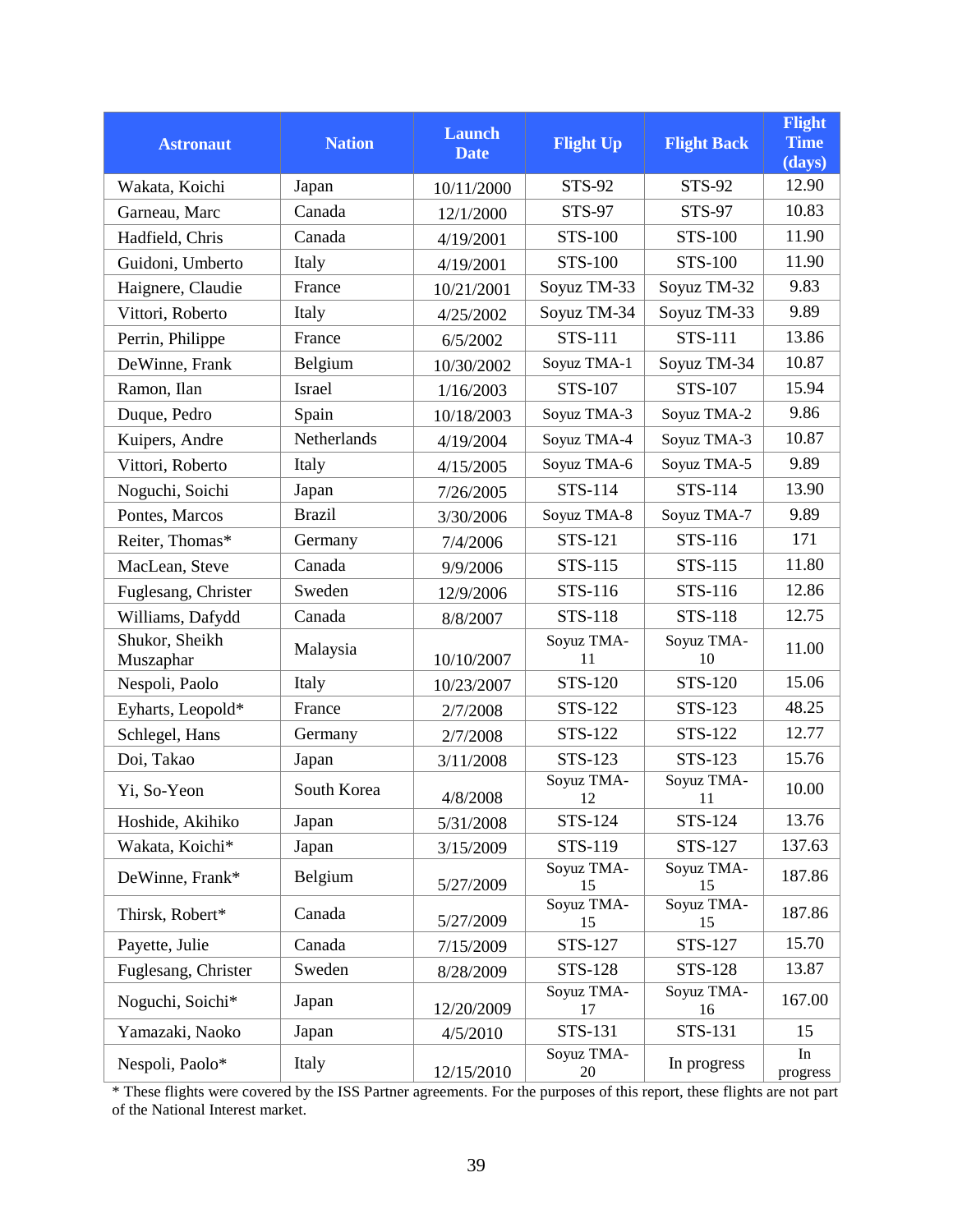| Astronaut | Nation | Launch Date | Flight Up | Flight Back | Flight Time (days) |
|---|---|---|---|---|---|
| Wakata, Koichi | Japan | 10/11/2000 | STS-92 | STS-92 | 12.90 |
| Garneau, Marc | Canada | 12/1/2000 | STS-97 | STS-97 | 10.83 |
| Hadfield, Chris | Canada | 4/19/2001 | STS-100 | STS-100 | 11.90 |
| Guidoni, Umberto | Italy | 4/19/2001 | STS-100 | STS-100 | 11.90 |
| Haignere, Claudie | France | 10/21/2001 | Soyuz TM-33 | Soyuz TM-32 | 9.83 |
| Vittori, Roberto | Italy | 4/25/2002 | Soyuz TM-34 | Soyuz TM-33 | 9.89 |
| Perrin, Philippe | France | 6/5/2002 | STS-111 | STS-111 | 13.86 |
| DeWinne, Frank | Belgium | 10/30/2002 | Soyuz TMA-1 | Soyuz TM-34 | 10.87 |
| Ramon, Ilan | Israel | 1/16/2003 | STS-107 | STS-107 | 15.94 |
| Duque, Pedro | Spain | 10/18/2003 | Soyuz TMA-3 | Soyuz TMA-2 | 9.86 |
| Kuipers, Andre | Netherlands | 4/19/2004 | Soyuz TMA-4 | Soyuz TMA-3 | 10.87 |
| Vittori, Roberto | Italy | 4/15/2005 | Soyuz TMA-6 | Soyuz TMA-5 | 9.89 |
| Noguchi, Soichi | Japan | 7/26/2005 | STS-114 | STS-114 | 13.90 |
| Pontes, Marcos | Brazil | 3/30/2006 | Soyuz TMA-8 | Soyuz TMA-7 | 9.89 |
| Reiter, Thomas* | Germany | 7/4/2006 | STS-121 | STS-116 | 171 |
| MacLean, Steve | Canada | 9/9/2006 | STS-115 | STS-115 | 11.80 |
| Fuglesang, Christer | Sweden | 12/9/2006 | STS-116 | STS-116 | 12.86 |
| Williams, Dafydd | Canada | 8/8/2007 | STS-118 | STS-118 | 12.75 |
| Shukor, Sheikh Muszaphar | Malaysia | 10/10/2007 | Soyuz TMA-11 | Soyuz TMA-10 | 11.00 |
| Nespoli, Paolo | Italy | 10/23/2007 | STS-120 | STS-120 | 15.06 |
| Eyharts, Leopold* | France | 2/7/2008 | STS-122 | STS-123 | 48.25 |
| Schlegel, Hans | Germany | 2/7/2008 | STS-122 | STS-122 | 12.77 |
| Doi, Takao | Japan | 3/11/2008 | STS-123 | STS-123 | 15.76 |
| Yi, So-Yeon | South Korea | 4/8/2008 | Soyuz TMA-12 | Soyuz TMA-11 | 10.00 |
| Hoshide, Akihiko | Japan | 5/31/2008 | STS-124 | STS-124 | 13.76 |
| Wakata, Koichi* | Japan | 3/15/2009 | STS-119 | STS-127 | 137.63 |
| DeWinne, Frank* | Belgium | 5/27/2009 | Soyuz TMA-15 | Soyuz TMA-15 | 187.86 |
| Thirsk, Robert* | Canada | 5/27/2009 | Soyuz TMA-15 | Soyuz TMA-15 | 187.86 |
| Payette, Julie | Canada | 7/15/2009 | STS-127 | STS-127 | 15.70 |
| Fuglesang, Christer | Sweden | 8/28/2009 | STS-128 | STS-128 | 13.87 |
| Noguchi, Soichi* | Japan | 12/20/2009 | Soyuz TMA-17 | Soyuz TMA-16 | 167.00 |
| Yamazaki, Naoko | Japan | 4/5/2010 | STS-131 | STS-131 | 15 |
| Nespoli, Paolo* | Italy | 12/15/2010 | Soyuz TMA-20 | In progress | In progress |

* These flights were covered by the ISS Partner agreements. For the purposes of this report, these flights are not part of the National Interest market.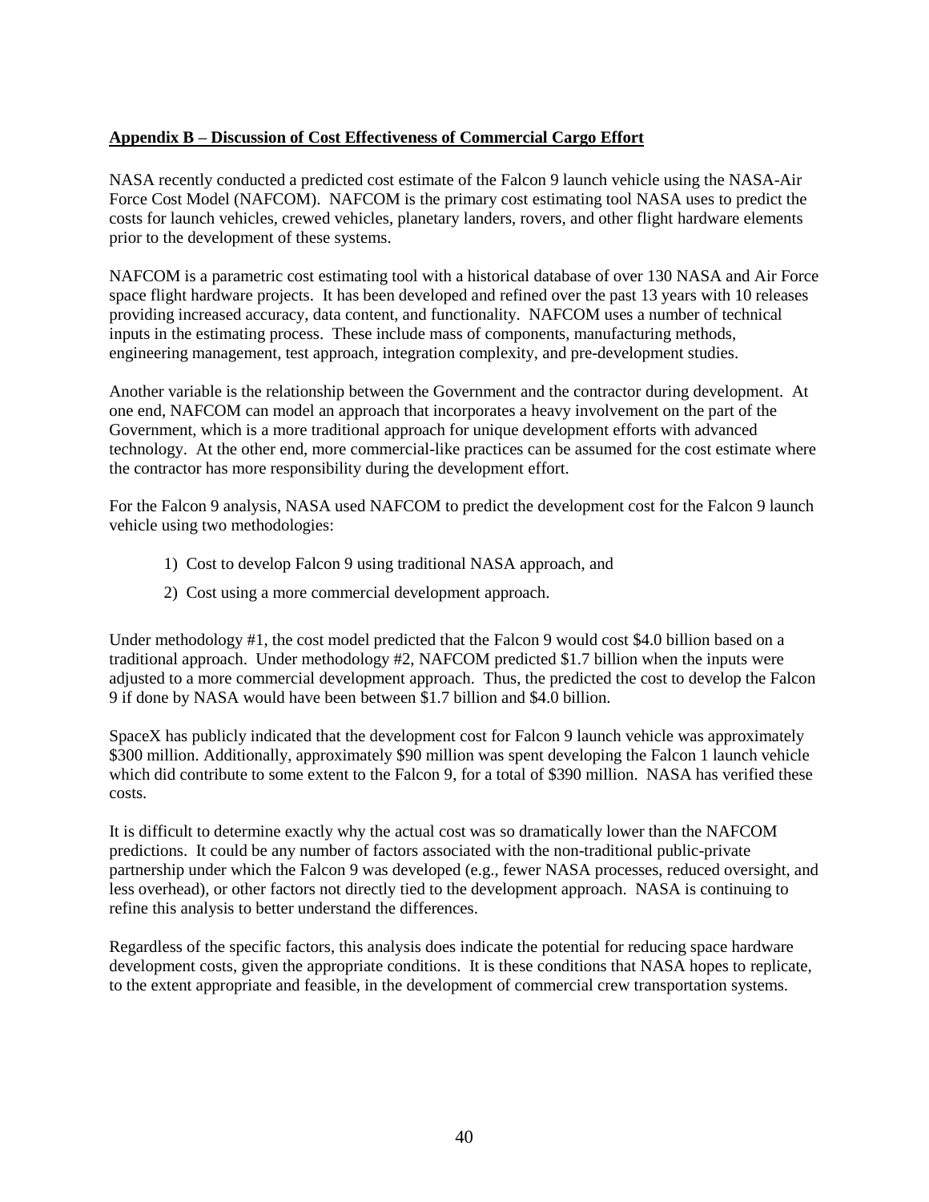## Appendix B – Discussion of Cost Effectiveness of Commercial Cargo Effort

NASA recently conducted a predicted cost estimate of the Falcon 9 launch vehicle using the NASA-Air Force Cost Model (NAFCOM). NAFCOM is the primary cost estimating tool NASA uses to predict the costs for launch vehicles, crewed vehicles, planetary landers, rovers, and other flight hardware elements prior to the development of these systems.

NAFCOM is a parametric cost estimating tool with a historical database of over 130 NASA and Air Force space flight hardware projects. It has been developed and refined over the past 13 years with 10 releases providing increased accuracy, data content, and functionality. NAFCOM uses a number of technical inputs in the estimating process. These include mass of components, manufacturing methods, engineering management, test approach, integration complexity, and pre-development studies.

Another variable is the relationship between the Government and the contractor during development. At one end, NAFCOM can model an approach that incorporates a heavy involvement on the part of the Government, which is a more traditional approach for unique development efforts with advanced technology. At the other end, more commercial-like practices can be assumed for the cost estimate where the contractor has more responsibility during the development effort.

For the Falcon 9 analysis, NASA used NAFCOM to predict the development cost for the Falcon 9 launch vehicle using two methodologies:

1) Cost to develop Falcon 9 using traditional NASA approach, and
2) Cost using a more commercial development approach.

Under methodology #1, the cost model predicted that the Falcon 9 would cost $4.0 billion based on a traditional approach. Under methodology #2, NAFCOM predicted $1.7 billion when the inputs were adjusted to a more commercial development approach. Thus, the predicted the cost to develop the Falcon 9 if done by NASA would have been between $1.7 billion and $4.0 billion.

SpaceX has publicly indicated that the development cost for Falcon 9 launch vehicle was approximately $300 million. Additionally, approximately $90 million was spent developing the Falcon 1 launch vehicle which did contribute to some extent to the Falcon 9, for a total of $390 million. NASA has verified these costs.

It is difficult to determine exactly why the actual cost was so dramatically lower than the NAFCOM predictions. It could be any number of factors associated with the non-traditional public-private partnership under which the Falcon 9 was developed (e.g., fewer NASA processes, reduced oversight, and less overhead), or other factors not directly tied to the development approach. NASA is continuing to refine this analysis to better understand the differences.

Regardless of the specific factors, this analysis does indicate the potential for reducing space hardware development costs, given the appropriate conditions. It is these conditions that NASA hopes to replicate, to the extent appropriate and feasible, in the development of commercial crew transportation systems.